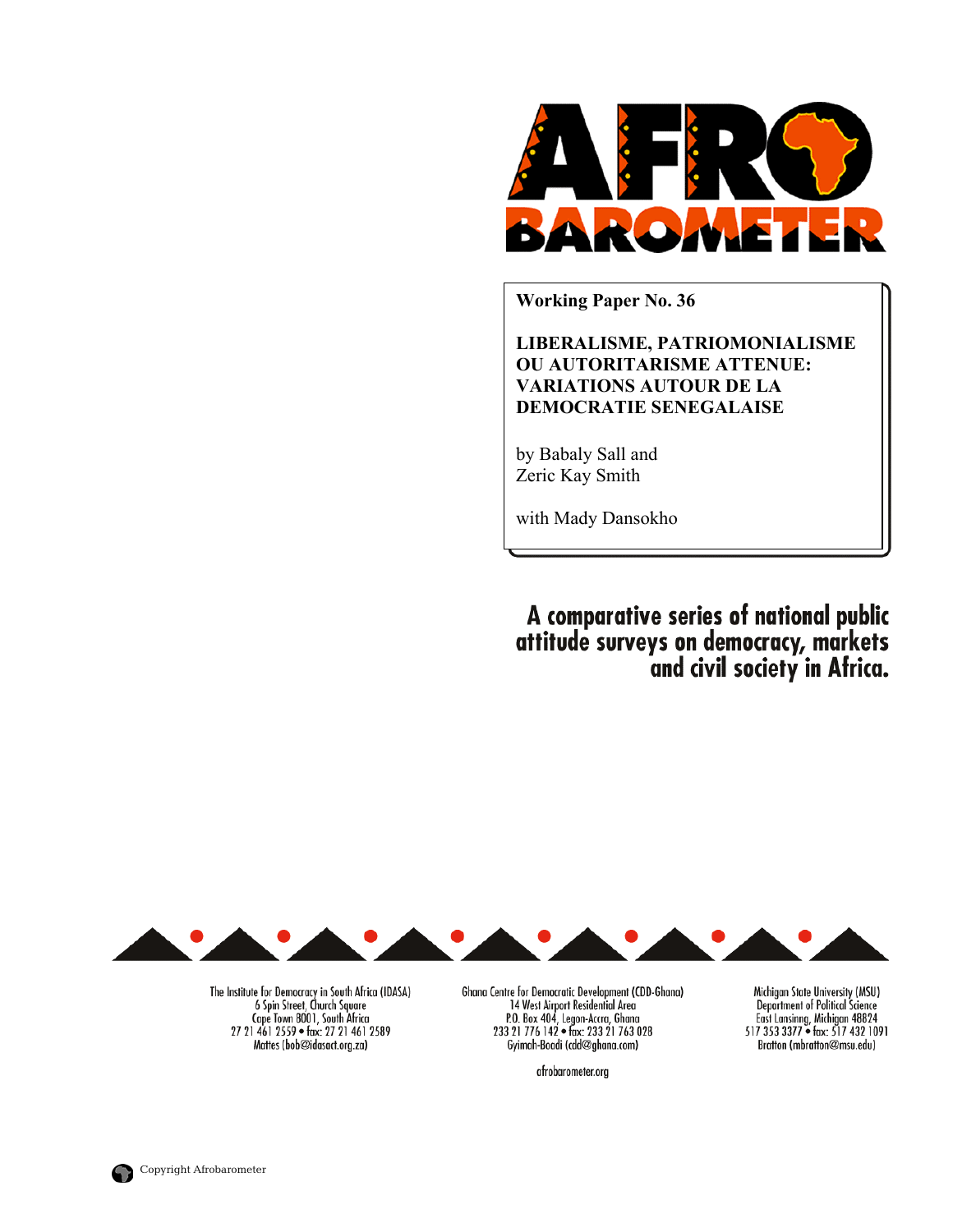AFRO BAROMETER

**Working Paper No. 36**

**LIBERALISME, PATRIOMONIALISME OU AUTORITARISME ATTENUE: VARIATIONS AUTOUR DE LA DEMOCRATIE SENEGALAISE**

by Babaly Sall and
Zeric Kay Smith

with Mady Dansokho

**A comparative series of national public attitude surveys on democracy, markets and civil society in Africa.**

The Institute for Democracy in South Africa (IDASA)
6 Spin Street, Church Square
Cape Town 8001, South Africa
27 21 461 2559 • fax: 27 21 461 2589
Mattes (bob@idasact.org.za)

Ghana Centre for Democratic Development (CDD-Ghana)
14 West Airport Residential Area
P.O. Box 404, Legon-Accra, Ghana
233 21 776 142 • fax: 233 21 763 028
Gyimah-Boadi (cdd@ghana.com)

Michigan State University (MSU)
Department of Political Science
East Lansinng, Michigan 48824
517 353 3377 • fax: 517 432 1091
Bratton (mbratton@msu.edu)

afrobarometer.org

Copyright Afrobarometer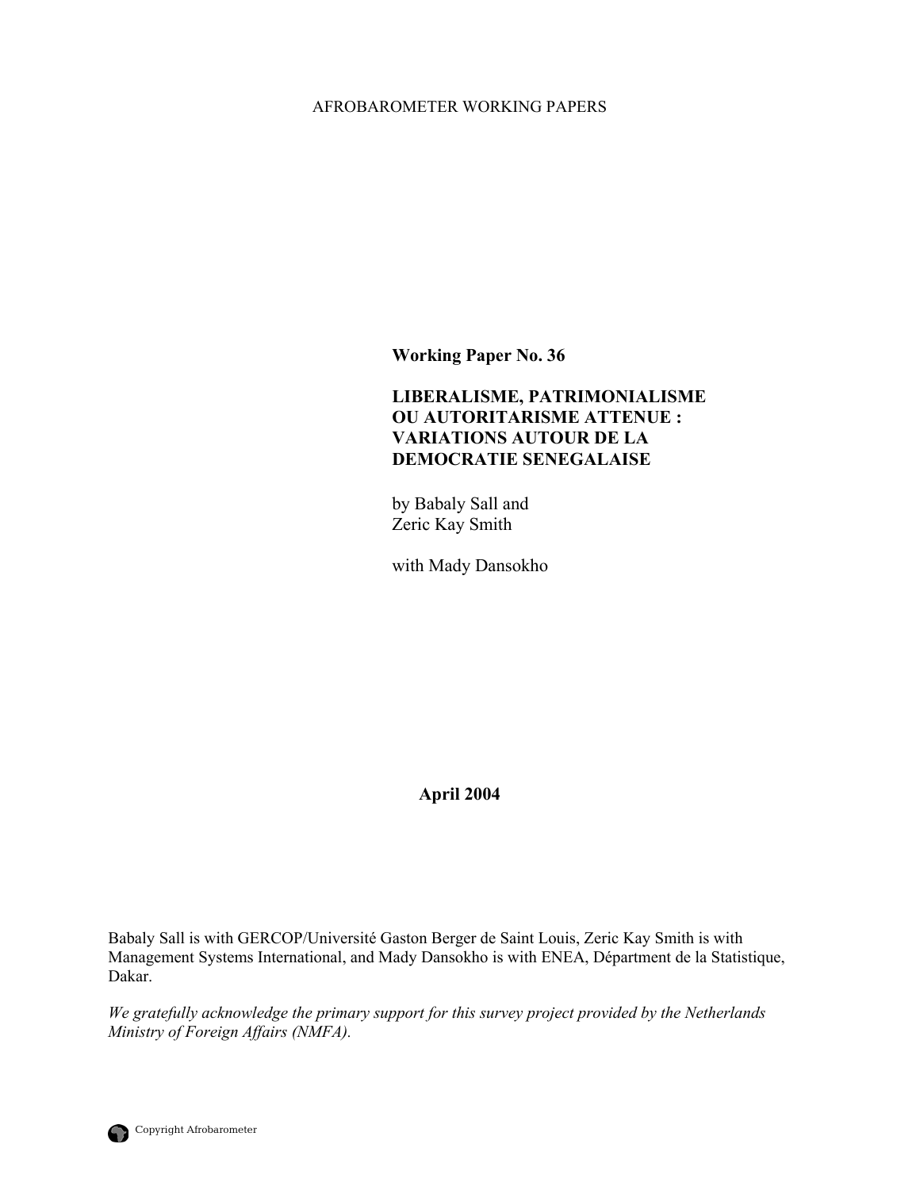AFROBAROMETER WORKING PAPERS

**Working Paper No. 36**

**LIBERALISME, PATRIMONIALISME OU AUTORITARISME ATTENUE : VARIATIONS AUTOUR DE LA DEMOCRATIE SENEGALAISE**

by Babaly Sall and
Zeric Kay Smith

with Mady Dansokho

**April 2004**

Babaly Sall is with GERCOP/Université Gaston Berger de Saint Louis, Zeric Kay Smith is with Management Systems International, and Mady Dansokho is with ENEA, Départment de la Statistique, Dakar.

*We gratefully acknowledge the primary support for this survey project provided by the Netherlands Ministry of Foreign Affairs (NMFA).*

Copyright Afrobarometer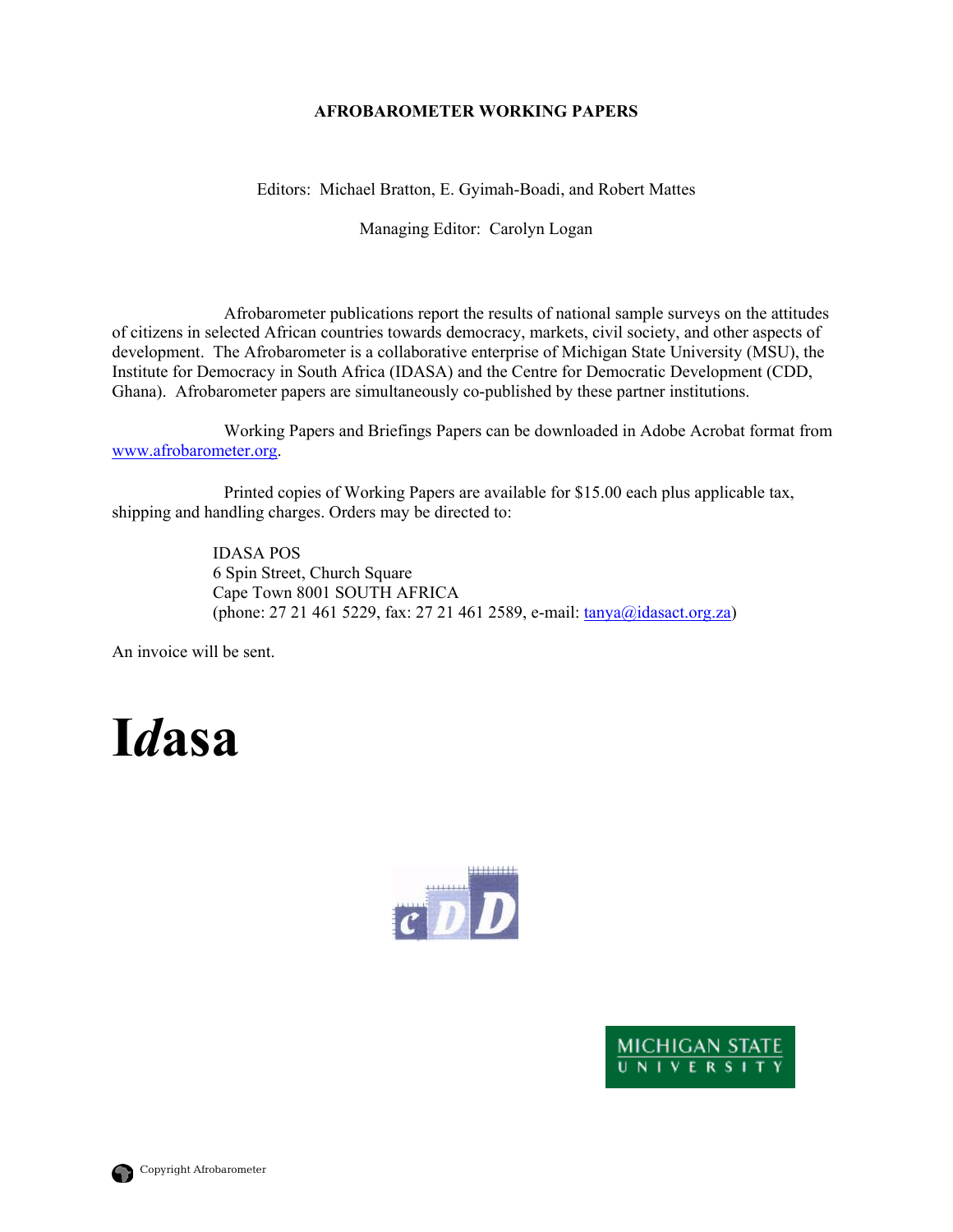**AFROBAROMETER WORKING PAPERS**

Editors: Michael Bratton, E. Gyimah-Boadi, and Robert Mattes

Managing Editor: Carolyn Logan

Afrobarometer publications report the results of national sample surveys on the attitudes of citizens in selected African countries towards democracy, markets, civil society, and other aspects of development. The Afrobarometer is a collaborative enterprise of Michigan State University (MSU), the Institute for Democracy in South Africa (IDASA) and the Centre for Democratic Development (CDD, Ghana). Afrobarometer papers are simultaneously co-published by these partner institutions.

Working Papers and Briefings Papers can be downloaded in Adobe Acrobat format from www.afrobarometer.org.

Printed copies of Working Papers are available for $15.00 each plus applicable tax, shipping and handling charges. Orders may be directed to:

IDASA POS
6 Spin Street, Church Square
Cape Town 8001 SOUTH AFRICA
(phone: 27 21 461 5229, fax: 27 21 461 2589, e-mail: tanya@idasact.org.za)

An invoice will be sent.

**I*d*asa**

cDD

MICHIGAN STATE UNIVERSITY

Copyright Afrobarometer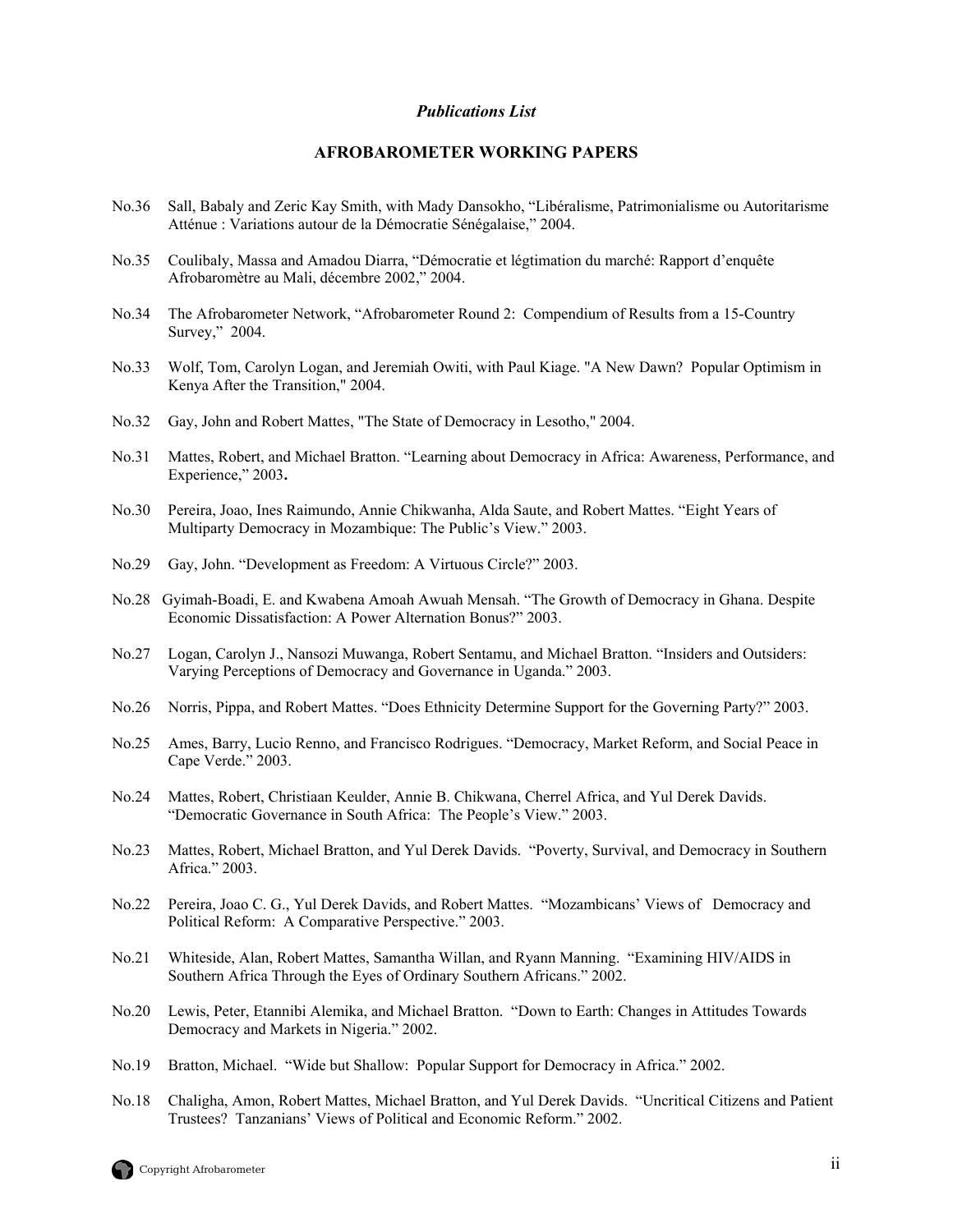*Publications List*

**AFROBAROMETER WORKING PAPERS**

No.36 Sall, Babaly and Zeric Kay Smith, with Mady Dansokho, “Libéralisme, Patrimonialisme ou Autoritarisme Atténue : Variations autour de la Démocratie Sénégalaise,” 2004.

No.35 Coulibaly, Massa and Amadou Diarra, “Démocratie et légtimation du marché: Rapport d’enquête Afrobaromètre au Mali, décembre 2002,” 2004.

No.34 The Afrobarometer Network, “Afrobarometer Round 2: Compendium of Results from a 15-Country Survey,” 2004.

No.33 Wolf, Tom, Carolyn Logan, and Jeremiah Owiti, with Paul Kiage. "A New Dawn? Popular Optimism in Kenya After the Transition," 2004.

No.32 Gay, John and Robert Mattes, "The State of Democracy in Lesotho," 2004.

No.31 Mattes, Robert, and Michael Bratton. “Learning about Democracy in Africa: Awareness, Performance, and Experience,” 2003**.**

No.30 Pereira, Joao, Ines Raimundo, Annie Chikwanha, Alda Saute, and Robert Mattes. “Eight Years of Multiparty Democracy in Mozambique: The Public’s View.” 2003.

No.29 Gay, John. “Development as Freedom: A Virtuous Circle?” 2003.

No.28 Gyimah-Boadi, E. and Kwabena Amoah Awuah Mensah. “The Growth of Democracy in Ghana. Despite Economic Dissatisfaction: A Power Alternation Bonus?” 2003.

No.27 Logan, Carolyn J., Nansozi Muwanga, Robert Sentamu, and Michael Bratton. “Insiders and Outsiders: Varying Perceptions of Democracy and Governance in Uganda.” 2003.

No.26 Norris, Pippa, and Robert Mattes. “Does Ethnicity Determine Support for the Governing Party?” 2003.

No.25 Ames, Barry, Lucio Renno, and Francisco Rodrigues. “Democracy, Market Reform, and Social Peace in Cape Verde.” 2003.

No.24 Mattes, Robert, Christiaan Keulder, Annie B. Chikwana, Cherrel Africa, and Yul Derek Davids. “Democratic Governance in South Africa: The People’s View.” 2003.

No.23 Mattes, Robert, Michael Bratton, and Yul Derek Davids. “Poverty, Survival, and Democracy in Southern Africa.” 2003.

No.22 Pereira, Joao C. G., Yul Derek Davids, and Robert Mattes. “Mozambicans’ Views of Democracy and Political Reform: A Comparative Perspective.” 2003.

No.21 Whiteside, Alan, Robert Mattes, Samantha Willan, and Ryann Manning. “Examining HIV/AIDS in Southern Africa Through the Eyes of Ordinary Southern Africans.” 2002.

No.20 Lewis, Peter, Etannibi Alemika, and Michael Bratton. “Down to Earth: Changes in Attitudes Towards Democracy and Markets in Nigeria.” 2002.

No.19 Bratton, Michael. “Wide but Shallow: Popular Support for Democracy in Africa.” 2002.

No.18 Chaligha, Amon, Robert Mattes, Michael Bratton, and Yul Derek Davids. “Uncritical Citizens and Patient Trustees? Tanzanians’ Views of Political and Economic Reform.” 2002.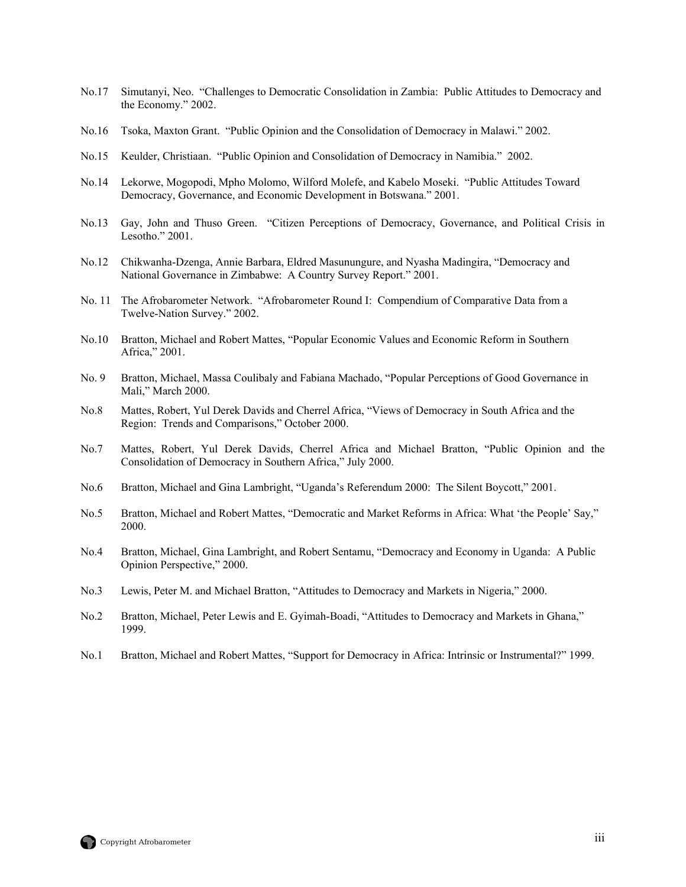No.17 Simutanyi, Neo. “Challenges to Democratic Consolidation in Zambia: Public Attitudes to Democracy and the Economy.” 2002.

No.16 Tsoka, Maxton Grant. “Public Opinion and the Consolidation of Democracy in Malawi.” 2002.

No.15 Keulder, Christiaan. “Public Opinion and Consolidation of Democracy in Namibia.” 2002.

No.14 Lekorwe, Mogopodi, Mpho Molomo, Wilford Molefe, and Kabelo Moseki. “Public Attitudes Toward Democracy, Governance, and Economic Development in Botswana.” 2001.

No.13 Gay, John and Thuso Green. “Citizen Perceptions of Democracy, Governance, and Political Crisis in Lesotho.” 2001.

No.12 Chikwanha-Dzenga, Annie Barbara, Eldred Masunungure, and Nyasha Madingira, “Democracy and National Governance in Zimbabwe: A Country Survey Report.” 2001.

No. 11 The Afrobarometer Network. “Afrobarometer Round I: Compendium of Comparative Data from a Twelve-Nation Survey.” 2002.

No.10 Bratton, Michael and Robert Mattes, “Popular Economic Values and Economic Reform in Southern Africa,” 2001.

No. 9 Bratton, Michael, Massa Coulibaly and Fabiana Machado, “Popular Perceptions of Good Governance in Mali,” March 2000.

No.8 Mattes, Robert, Yul Derek Davids and Cherrel Africa, “Views of Democracy in South Africa and the Region: Trends and Comparisons,” October 2000.

No.7 Mattes, Robert, Yul Derek Davids, Cherrel Africa and Michael Bratton, “Public Opinion and the Consolidation of Democracy in Southern Africa,” July 2000.

No.6 Bratton, Michael and Gina Lambright, “Uganda’s Referendum 2000: The Silent Boycott,” 2001.

No.5 Bratton, Michael and Robert Mattes, “Democratic and Market Reforms in Africa: What ‘the People’ Say,” 2000.

No.4 Bratton, Michael, Gina Lambright, and Robert Sentamu, “Democracy and Economy in Uganda: A Public Opinion Perspective,” 2000.

No.3 Lewis, Peter M. and Michael Bratton, “Attitudes to Democracy and Markets in Nigeria,” 2000.

No.2 Bratton, Michael, Peter Lewis and E. Gyimah-Boadi, “Attitudes to Democracy and Markets in Ghana,” 1999.

No.1 Bratton, Michael and Robert Mattes, “Support for Democracy in Africa: Intrinsic or Instrumental?” 1999.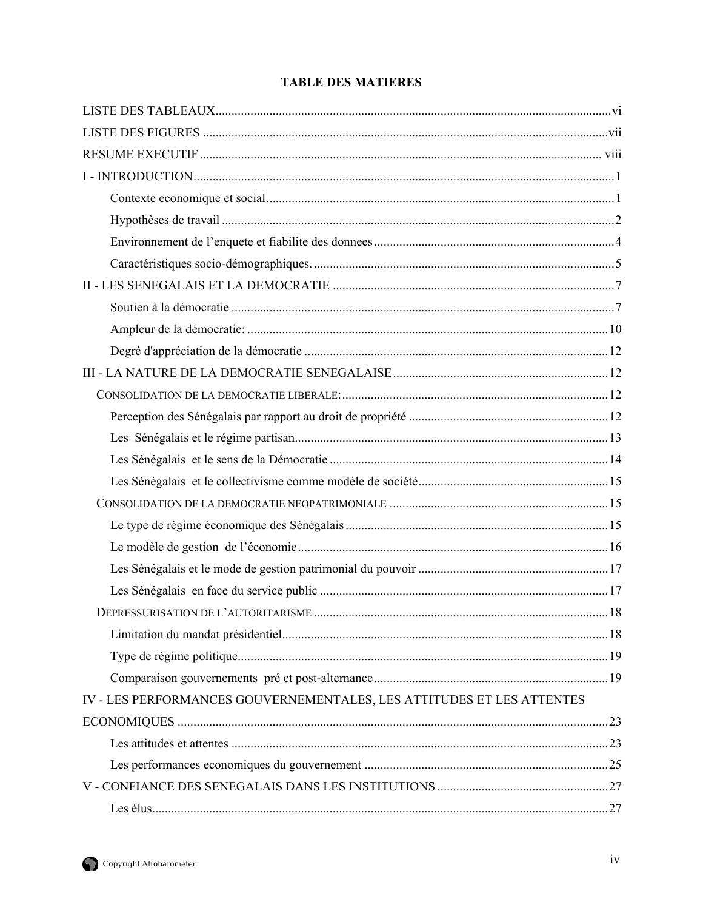# TABLE DES MATIERES

LISTE DES TABLEAUX ........ vi

LISTE DES FIGURES ........ vii

RESUME EXECUTIF ........ viii

I - INTRODUCTION ........ 1

- Contexte economique et social ........ 1
- Hypothèses de travail ........ 2
- Environnement de l'enquete et fiabilite des donnees ........ 4
- Caractéristiques socio-démographiques. ........ 5

II - LES SENEGALAIS ET LA DEMOCRATIE ........ 7

- Soutien à la démocratie ........ 7
- Ampleur de la démocratie: ........ 10
- Degré d'appréciation de la démocratie ........ 12

III - LA NATURE DE LA DEMOCRATIE SENEGALAISE ........ 12

CONSOLIDATION DE LA DEMOCRATIE LIBERALE: ........ 12

- Perception des Sénégalais par rapport au droit de propriété ........ 12
- Les Sénégalais et le régime partisan ........ 13
- Les Sénégalais et le sens de la Démocratie ........ 14
- Les Sénégalais et le collectivisme comme modèle de société ........ 15

CONSOLIDATION DE LA DEMOCRATIE NEOPATRIMONIALE ........ 15

- Le type de régime économique des Sénégalais ........ 15
- Le modèle de gestion de l'économie ........ 16
- Les Sénégalais et le mode de gestion patrimonial du pouvoir ........ 17
- Les Sénégalais en face du service public ........ 17

DEPRESSURISATION DE L'AUTORITARISME ........ 18

- Limitation du mandat présidentiel ........ 18
- Type de régime politique ........ 19
- Comparaison gouvernements pré et post-alternance ........ 19

IV - LES PERFORMANCES GOUVERNEMENTALES, LES ATTITUDES ET LES ATTENTES ECONOMIQUES ........ 23

- Les attitudes et attentes ........ 23
- Les performances economiques du gouvernement ........ 25

V - CONFIANCE DES SENEGALAIS DANS LES INSTITUTIONS ........ 27

- Les élus ........ 27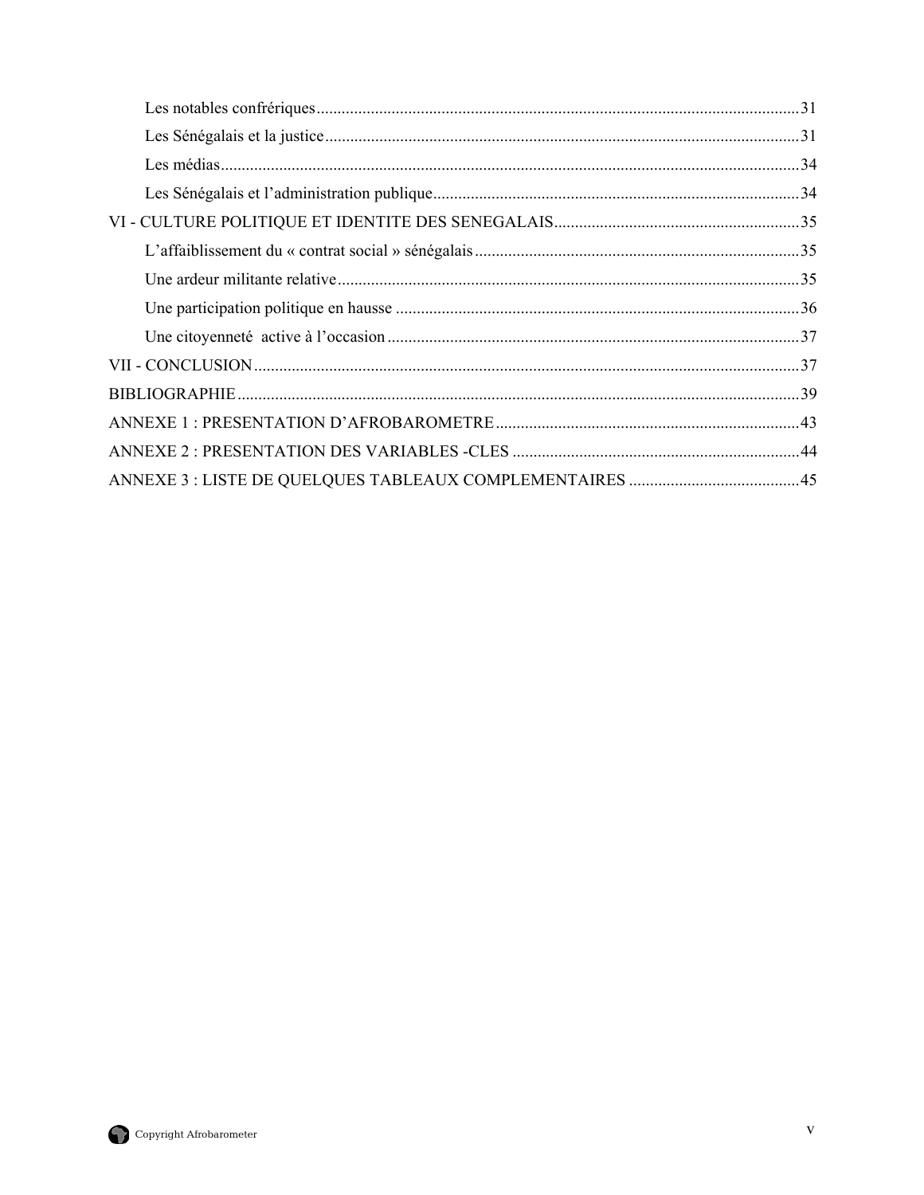- Les notables confrériques ..... 31
- Les Sénégalais et la justice ..... 31
- Les médias ..... 34
- Les Sénégalais et l'administration publique ..... 34

VI - CULTURE POLITIQUE ET IDENTITE DES SENEGALAIS ..... 35

- L'affaiblissement du « contrat social » sénégalais ..... 35
- Une ardeur militante relative ..... 35
- Une participation politique en hausse ..... 36
- Une citoyenneté active à l'occasion ..... 37

VII - CONCLUSION ..... 37

BIBLIOGRAPHIE ..... 39

ANNEXE 1 : PRESENTATION D'AFROBAROMETRE ..... 43

ANNEXE 2 : PRESENTATION DES VARIABLES -CLES ..... 44

ANNEXE 3 : LISTE DE QUELQUES TABLEAUX COMPLEMENTAIRES ..... 45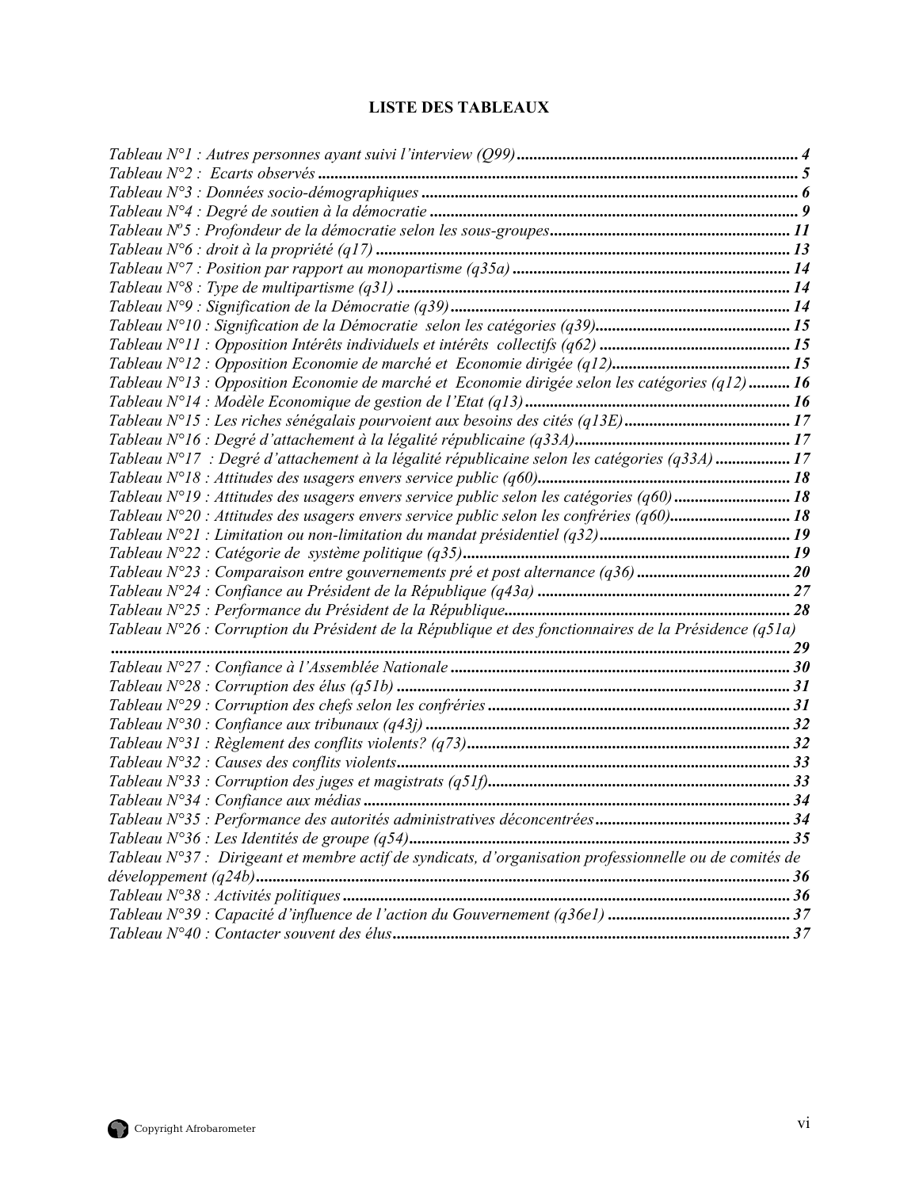# LISTE DES TABLEAUX

*Tableau N°1 : Autres personnes ayant suivi l'interview (Q99)* ..................................................................... **4**
*Tableau N°2 : Ecarts observés* ..................................................................................................... **5**
*Tableau N°3 : Données socio-démographiques* ............................................................................ **6**
*Tableau N°4 : Degré de soutien à la démocratie* ......................................................................... **9**
*Tableau N°5 : Profondeur de la démocratie selon les sous-groupes* ............................................ **11**
*Tableau N°6 : droit à la propriété (q17)* ....................................................................................... **13**
*Tableau N°7 : Position par rapport au monopartisme (q35a)* ...................................................... **14**
*Tableau N°8 : Type de multipartisme (q31)* .................................................................................. **14**
*Tableau N°9 : Signification de la Démocratie (q39)* ..................................................................... **14**
*Tableau N°10 : Signification de la Démocratie selon les catégories (q39)* ................................. **15**
*Tableau N°11 : Opposition Intérêts individuels et intérêts collectifs (q62)* ................................. **15**
*Tableau N°12 : Opposition Economie de marché et Economie dirigée (q12)* ............................. **15**
*Tableau N°13 : Opposition Economie de marché et Economie dirigée selon les catégories (q12)* .......... **16**
*Tableau N°14 : Modèle Economique de gestion de l'Etat (q13)* ................................................... **16**
*Tableau N°15 : Les riches sénégalais pourvoient aux besoins des cités (q13E)* ......................... **17**
*Tableau N°16 : Degré d'attachement à la légalité républicaine (q33A)* ...................................... **17**
*Tableau N°17 : Degré d'attachement à la légalité républicaine selon les catégories (q33A)* ........... **17**
*Tableau N°18 : Attitudes des usagers envers service public (q60)* ............................................. **18**
*Tableau N°19 : Attitudes des usagers envers service public selon les catégories (q60)* ............ **18**
*Tableau N°20 : Attitudes des usagers envers service public selon les confréries (q60)* ............ **18**
*Tableau N°21 : Limitation ou non-limitation du mandat présidentiel (q32)* ................................. **19**
*Tableau N°22 : Catégorie de système politique (q35)* ................................................................. **19**
*Tableau N°23 : Comparaison entre gouvernements pré et post alternance (q36)* ...................... **20**
*Tableau N°24 : Confiance au Président de la République (q43a)* ................................................ **27**
*Tableau N°25 : Performance du Président de la République* ........................................................ **28**
*Tableau N°26 : Corruption du Président de la République et des fonctionnaires de la Présidence (q51a)* ........................................................................................................................................ **29**
*Tableau N°27 : Confiance à l'Assemblée Nationale* ..................................................................... **30**
*Tableau N°28 : Corruption des élus (q51b)* .................................................................................. **31**
*Tableau N°29 : Corruption des chefs selon les confréries* ............................................................ **31**
*Tableau N°30 : Confiance aux tribunaux (q43j)* ........................................................................... **32**
*Tableau N°31 : Règlement des conflits violents? (q73)* ................................................................ **32**
*Tableau N°32 : Causes des conflits violents* ................................................................................. **33**
*Tableau N°33 : Corruption des juges et magistrats (q51f)* ........................................................... **33**
*Tableau N°34 : Confiance aux médias* .......................................................................................... **34**
*Tableau N°35 : Performance des autorités administratives déconcentrées* ................................. **34**
*Tableau N°36 : Les Identités de groupe (q54)* ............................................................................... **35**
*Tableau N°37 : Dirigeant et membre actif de syndicats, d'organisation professionnelle ou de comités de développement (q24b)* ........................................................................................................ **36**
*Tableau N°38 : Activités politiques* ............................................................................................... **36**
*Tableau N°39 : Capacité d'influence de l'action du Gouvernement (q36e1)* ............................... **37**
*Tableau N°40 : Contacter souvent des élus* .................................................................................. **37**

Copyright Afrobarometer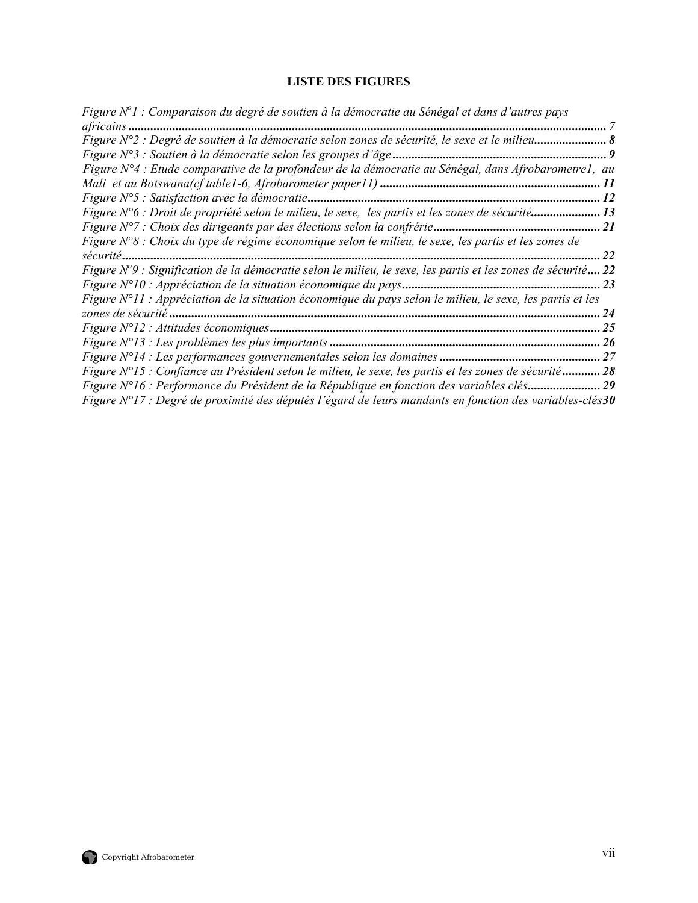## LISTE DES FIGURES

*Figure N°1 : Comparaison du degré de soutien à la démocratie au Sénégal et dans d'autres pays africains* ...................................................................................................................................... *7*
*Figure N°2 : Degré de soutien à la démocratie selon zones de sécurité, le sexe et le milieu*....................... *8*
*Figure N°3 : Soutien à la démocratie selon les groupes d'âge* .................................................................. *9*
*Figure N°4 : Etude comparative de la profondeur de la démocratie au Sénégal, dans Afrobarometre1, au Mali et au Botswana(cf table1-6, Afrobarometer paper11)* ...................................................................... *11*
*Figure N°5 : Satisfaction avec la démocratie*............................................................................................ *12*
*Figure N°6 : Droit de propriété selon le milieu, le sexe, les partis et les zones de sécurité*...................... *13*
*Figure N°7 : Choix des dirigeants par des élections selon la confrérie*..................................................... *21*
*Figure N°8 : Choix du type de régime économique selon le milieu, le sexe, les partis et les zones de sécurité*.................................................................................................................................................. *22*
*Figure N°9 : Signification de la démocratie selon le milieu, le sexe, les partis et les zones de sécurité*.... *22*
*Figure N°10 : Appréciation de la situation économique du pays*............................................................... *23*
*Figure N°11 : Appréciation de la situation économique du pays selon le milieu, le sexe, les partis et les zones de sécurité* ..................................................................................................................................... *24*
*Figure N°12 : Attitudes économiques*........................................................................................................ *25*
*Figure N°13 : Les problèmes les plus importants* ...................................................................................... *26*
*Figure N°14 : Les performances gouvernementales selon les domaines* ................................................... *27*
*Figure N°15 : Confiance au Président selon le milieu, le sexe, les partis et les zones de sécurité*............ *28*
*Figure N°16 : Performance du Président de la République en fonction des variables clés*....................... *29*
*Figure N°17 : Degré de proximité des députés l'égard de leurs mandants en fonction des variables-clés* *30*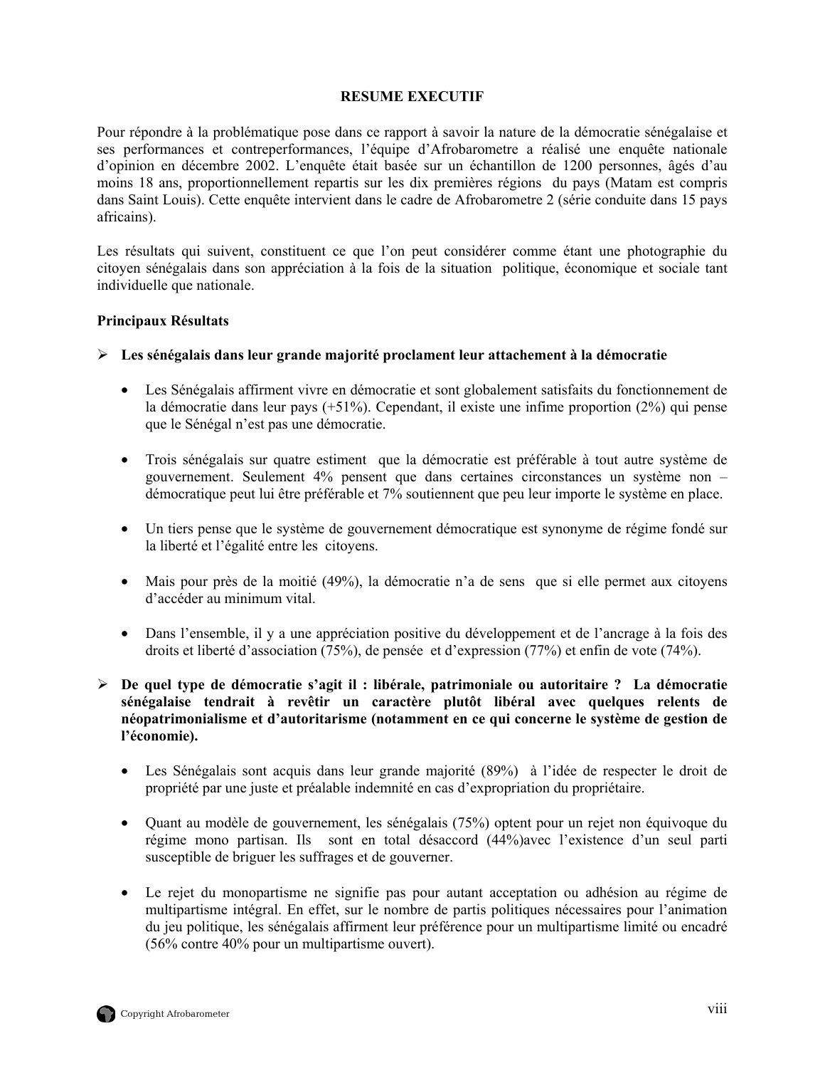# RESUME EXECUTIF

Pour répondre à la problématique pose dans ce rapport à savoir la nature de la démocratie sénégalaise et ses performances et contreperformances, l'équipe d'Afrobarometre a réalisé une enquête nationale d'opinion en décembre 2002. L'enquête était basée sur un échantillon de 1200 personnes, âgés d'au moins 18 ans, proportionnellement repartis sur les dix premières régions du pays (Matam est compris dans Saint Louis). Cette enquête intervient dans le cadre de Afrobarometre 2 (série conduite dans 15 pays africains).

Les résultats qui suivent, constituent ce que l'on peut considérer comme étant une photographie du citoyen sénégalais dans son appréciation à la fois de la situation politique, économique et sociale tant individuelle que nationale.

**Principaux Résultats**

- **Les sénégalais dans leur grande majorité proclament leur attachement à la démocratie**

  - Les Sénégalais affirment vivre en démocratie et sont globalement satisfaits du fonctionnement de la démocratie dans leur pays (+51%). Cependant, il existe une infime proportion (2%) qui pense que le Sénégal n'est pas une démocratie.

  - Trois sénégalais sur quatre estiment que la démocratie est préférable à tout autre système de gouvernement. Seulement 4% pensent que dans certaines circonstances un système non – démocratique peut lui être préférable et 7% soutiennent que peu leur importe le système en place.

  - Un tiers pense que le système de gouvernement démocratique est synonyme de régime fondé sur la liberté et l'égalité entre les citoyens.

  - Mais pour près de la moitié (49%), la démocratie n'a de sens que si elle permet aux citoyens d'accéder au minimum vital.

  - Dans l'ensemble, il y a une appréciation positive du développement et de l'ancrage à la fois des droits et liberté d'association (75%), de pensée et d'expression (77%) et enfin de vote (74%).

- **De quel type de démocratie s'agit il : libérale, patrimoniale ou autoritaire ? La démocratie sénégalaise tendrait à revêtir un caractère plutôt libéral avec quelques relents de néopatrimonialisme et d'autoritarisme (notamment en ce qui concerne le système de gestion de l'économie).**

  - Les Sénégalais sont acquis dans leur grande majorité (89%) à l'idée de respecter le droit de propriété par une juste et préalable indemnité en cas d'expropriation du propriétaire.

  - Quant au modèle de gouvernement, les sénégalais (75%) optent pour un rejet non équivoque du régime mono partisan. Ils sont en total désaccord (44%)avec l'existence d'un seul parti susceptible de briguer les suffrages et de gouverner.

  - Le rejet du monopartisme ne signifie pas pour autant acceptation ou adhésion au régime de multipartisme intégral. En effet, sur le nombre de partis politiques nécessaires pour l'animation du jeu politique, les sénégalais affirment leur préférence pour un multipartisme limité ou encadré (56% contre 40% pour un multipartisme ouvert).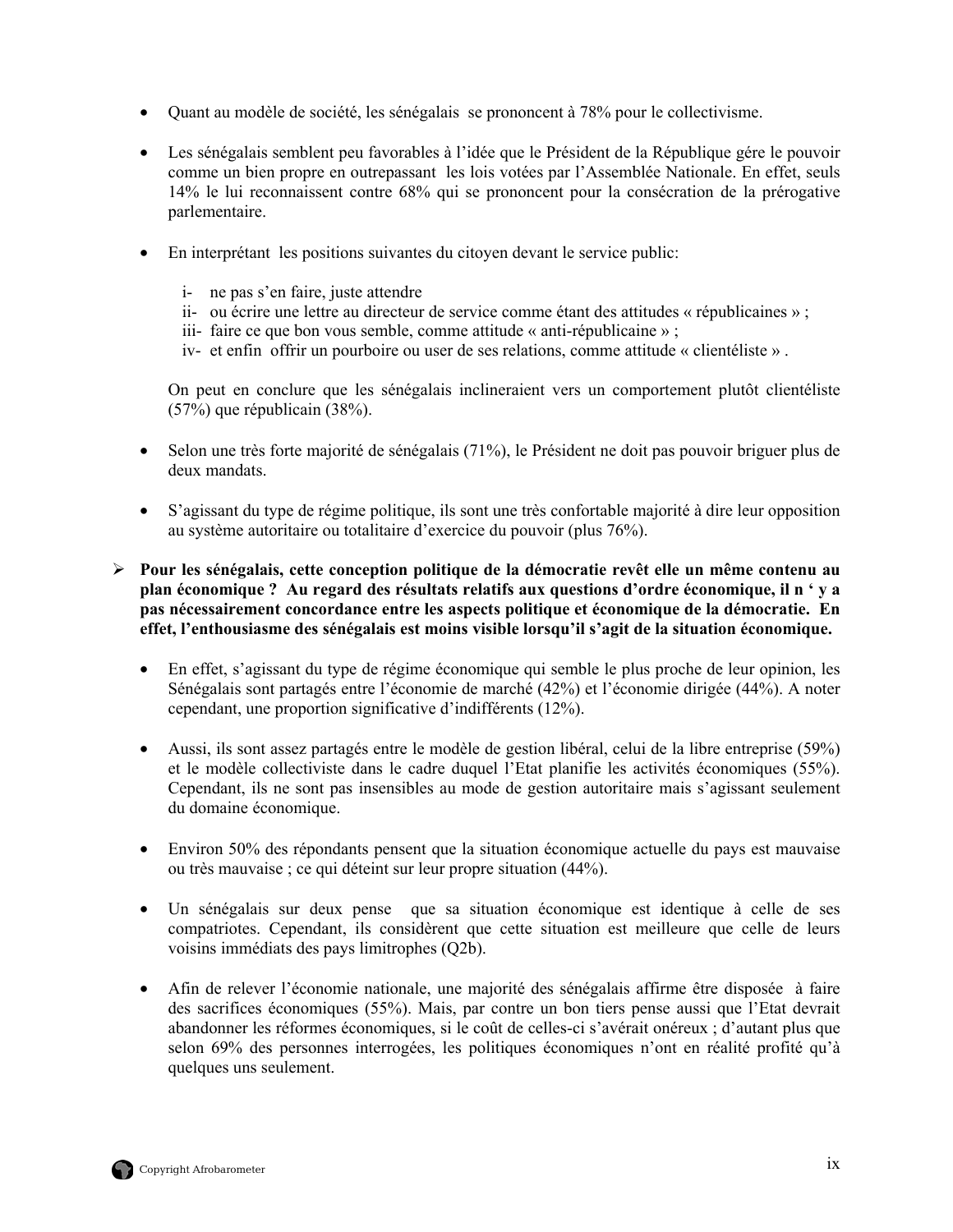- Quant au modèle de société, les sénégalais se prononcent à 78% pour le collectivisme.

- Les sénégalais semblent peu favorables à l'idée que le Président de la République gére le pouvoir comme un bien propre en outrepassant les lois votées par l'Assemblée Nationale. En effet, seuls 14% le lui reconnaissent contre 68% qui se prononcent pour la consécration de la prérogative parlementaire.

- En interprétant les positions suivantes du citoyen devant le service public:

  i- ne pas s'en faire, juste attendre
  ii- ou écrire une lettre au directeur de service comme étant des attitudes « républicaines » ;
  iii- faire ce que bon vous semble, comme attitude « anti-républicaine » ;
  iv- et enfin offrir un pourboire ou user de ses relations, comme attitude « clientéliste » .

  On peut en conclure que les sénégalais inclineraient vers un comportement plutôt clientéliste (57%) que républicain (38%).

- Selon une très forte majorité de sénégalais (71%), le Président ne doit pas pouvoir briguer plus de deux mandats.

- S'agissant du type de régime politique, ils sont une très confortable majorité à dire leur opposition au système autoritaire ou totalitaire d'exercice du pouvoir (plus 76%).

➢ **Pour les sénégalais, cette conception politique de la démocratie revêt elle un même contenu au plan économique ? Au regard des résultats relatifs aux questions d'ordre économique, il n ' y a pas nécessairement concordance entre les aspects politique et économique de la démocratie. En effet, l'enthousiasme des sénégalais est moins visible lorsqu'il s'agit de la situation économique.**

- En effet, s'agissant du type de régime économique qui semble le plus proche de leur opinion, les Sénégalais sont partagés entre l'économie de marché (42%) et l'économie dirigée (44%). A noter cependant, une proportion significative d'indifférents (12%).

- Aussi, ils sont assez partagés entre le modèle de gestion libéral, celui de la libre entreprise (59%) et le modèle collectiviste dans le cadre duquel l'Etat planifie les activités économiques (55%). Cependant, ils ne sont pas insensibles au mode de gestion autoritaire mais s'agissant seulement du domaine économique.

- Environ 50% des répondants pensent que la situation économique actuelle du pays est mauvaise ou très mauvaise ; ce qui déteint sur leur propre situation (44%).

- Un sénégalais sur deux pense que sa situation économique est identique à celle de ses compatriotes. Cependant, ils considèrent que cette situation est meilleure que celle de leurs voisins immédiats des pays limitrophes (Q2b).

- Afin de relever l'économie nationale, une majorité des sénégalais affirme être disposée à faire des sacrifices économiques (55%). Mais, par contre un bon tiers pense aussi que l'Etat devrait abandonner les réformes économiques, si le coût de celles-ci s'avérait onéreux ; d'autant plus que selon 69% des personnes interrogées, les politiques économiques n'ont en réalité profité qu'à quelques uns seulement.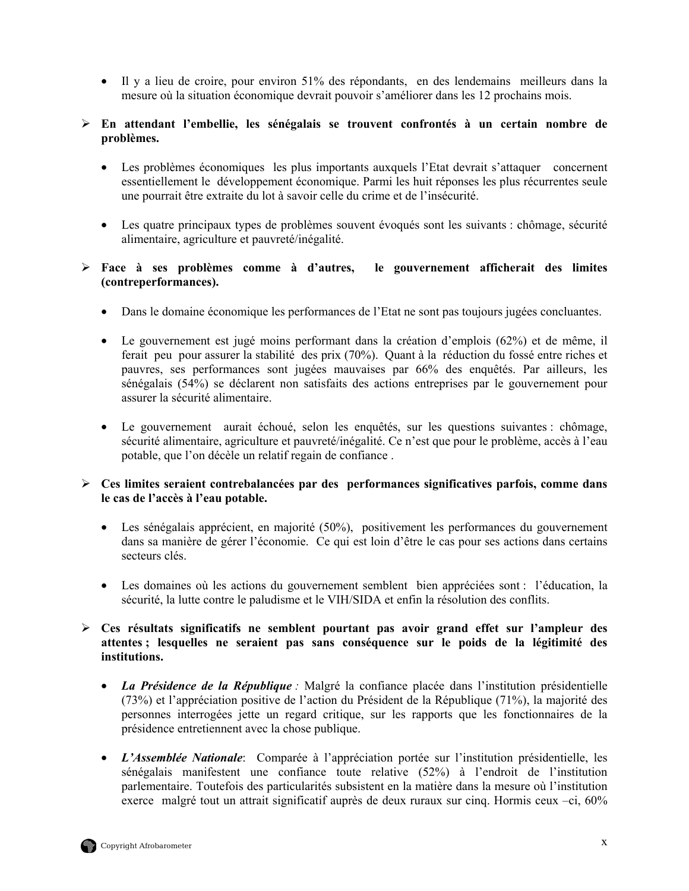- Il y a lieu de croire, pour environ 51% des répondants, en des lendemains meilleurs dans la mesure où la situation économique devrait pouvoir s'améliorer dans les 12 prochains mois.

> **En attendant l'embellie, les sénégalais se trouvent confrontés à un certain nombre de problèmes.**

- Les problèmes économiques les plus importants auxquels l'Etat devrait s'attaquer concernent essentiellement le développement économique. Parmi les huit réponses les plus récurrentes seule une pourrait être extraite du lot à savoir celle du crime et de l'insécurité.

- Les quatre principaux types de problèmes souvent évoqués sont les suivants : chômage, sécurité alimentaire, agriculture et pauvreté/inégalité.

> **Face à ses problèmes comme à d'autres, le gouvernement afficherait des limites (contreperformances).**

- Dans le domaine économique les performances de l'Etat ne sont pas toujours jugées concluantes.

- Le gouvernement est jugé moins performant dans la création d'emplois (62%) et de même, il ferait peu pour assurer la stabilité des prix (70%). Quant à la réduction du fossé entre riches et pauvres, ses performances sont jugées mauvaises par 66% des enquêtés. Par ailleurs, les sénégalais (54%) se déclarent non satisfaits des actions entreprises par le gouvernement pour assurer la sécurité alimentaire.

- Le gouvernement aurait échoué, selon les enquêtés, sur les questions suivantes : chômage, sécurité alimentaire, agriculture et pauvreté/inégalité. Ce n'est que pour le problème, accès à l'eau potable, que l'on décèle un relatif regain de confiance .

> **Ces limites seraient contrebalancées par des performances significatives parfois, comme dans le cas de l'accès à l'eau potable.**

- Les sénégalais apprécient, en majorité (50%), positivement les performances du gouvernement dans sa manière de gérer l'économie. Ce qui est loin d'être le cas pour ses actions dans certains secteurs clés.

- Les domaines où les actions du gouvernement semblent bien appréciées sont : l'éducation, la sécurité, la lutte contre le paludisme et le VIH/SIDA et enfin la résolution des conflits.

> **Ces résultats significatifs ne semblent pourtant pas avoir grand effet sur l'ampleur des attentes ; lesquelles ne seraient pas sans conséquence sur le poids de la légitimité des institutions.**

- ***La Présidence de la République*** *:* Malgré la confiance placée dans l'institution présidentielle (73%) et l'appréciation positive de l'action du Président de la République (71%), la majorité des personnes interrogées jette un regard critique, sur les rapports que les fonctionnaires de la présidence entretiennent avec la chose publique.

- ***L'Assemblée Nationale***: Comparée à l'appréciation portée sur l'institution présidentielle, les sénégalais manifestent une confiance toute relative (52%) à l'endroit de l'institution parlementaire. Toutefois des particularités subsistent en la matière dans la mesure où l'institution exerce malgré tout un attrait significatif auprès de deux ruraux sur cinq. Hormis ceux –ci, 60%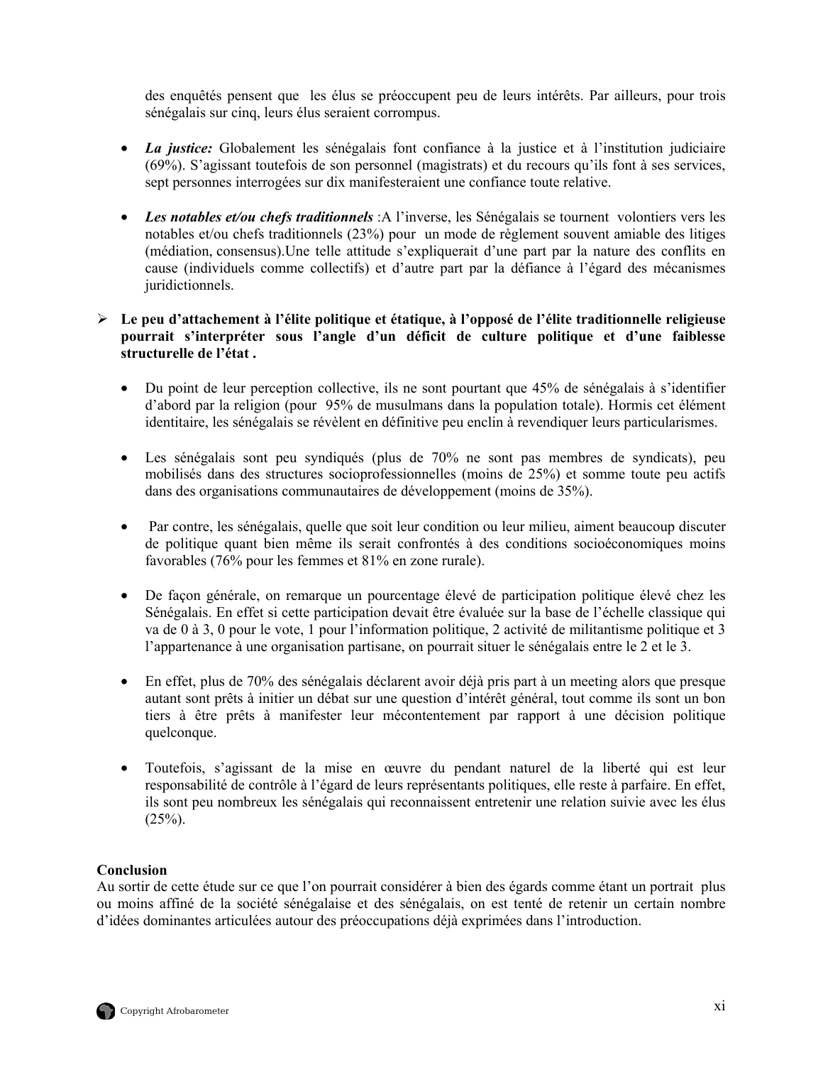des enquêtés pensent que les élus se préoccupent peu de leurs intérêts. Par ailleurs, pour trois sénégalais sur cinq, leurs élus seraient corrompus.

- ***La justice:*** Globalement les sénégalais font confiance à la justice et à l'institution judiciaire (69%). S'agissant toutefois de son personnel (magistrats) et du recours qu'ils font à ses services, sept personnes interrogées sur dix manifesteraient une confiance toute relative.

- ***Les notables et/ou chefs traditionnels*** :A l'inverse, les Sénégalais se tournent volontiers vers les notables et/ou chefs traditionnels (23%) pour un mode de règlement souvent amiable des litiges (médiation, consensus).Une telle attitude s'expliquerait d'une part par la nature des conflits en cause (individuels comme collectifs) et d'autre part par la défiance à l'égard des mécanismes juridictionnels.

➢ **Le peu d'attachement à l'élite politique et étatique, à l'opposé de l'élite traditionnelle religieuse pourrait s'interpréter sous l'angle d'un déficit de culture politique et d'une faiblesse structurelle de l'état .**

- Du point de leur perception collective, ils ne sont pourtant que 45% de sénégalais à s'identifier d'abord par la religion (pour 95% de musulmans dans la population totale). Hormis cet élément identitaire, les sénégalais se révèlent en définitive peu enclin à revendiquer leurs particularismes.

- Les sénégalais sont peu syndiqués (plus de 70% ne sont pas membres de syndicats), peu mobilisés dans des structures socioprofessionnelles (moins de 25%) et somme toute peu actifs dans des organisations communautaires de développement (moins de 35%).

- Par contre, les sénégalais, quelle que soit leur condition ou leur milieu, aiment beaucoup discuter de politique quant bien même ils serait confrontés à des conditions socioéconomiques moins favorables (76% pour les femmes et 81% en zone rurale).

- De façon générale, on remarque un pourcentage élevé de participation politique élevé chez les Sénégalais. En effet si cette participation devait être évaluée sur la base de l'échelle classique qui va de 0 à 3, 0 pour le vote, 1 pour l'information politique, 2 activité de militantisme politique et 3 l'appartenance à une organisation partisane, on pourrait situer le sénégalais entre le 2 et le 3.

- En effet, plus de 70% des sénégalais déclarent avoir déjà pris part à un meeting alors que presque autant sont prêts à initier un débat sur une question d'intérêt général, tout comme ils sont un bon tiers à être prêts à manifester leur mécontentement par rapport à une décision politique quelconque.

- Toutefois, s'agissant de la mise en œuvre du pendant naturel de la liberté qui est leur responsabilité de contrôle à l'égard de leurs représentants politiques, elle reste à parfaire. En effet, ils sont peu nombreux les sénégalais qui reconnaissent entretenir une relation suivie avec les élus (25%).

**Conclusion**

Au sortir de cette étude sur ce que l'on pourrait considérer à bien des égards comme étant un portrait plus ou moins affiné de la société sénégalaise et des sénégalais, on est tenté de retenir un certain nombre d'idées dominantes articulées autour des préoccupations déjà exprimées dans l'introduction.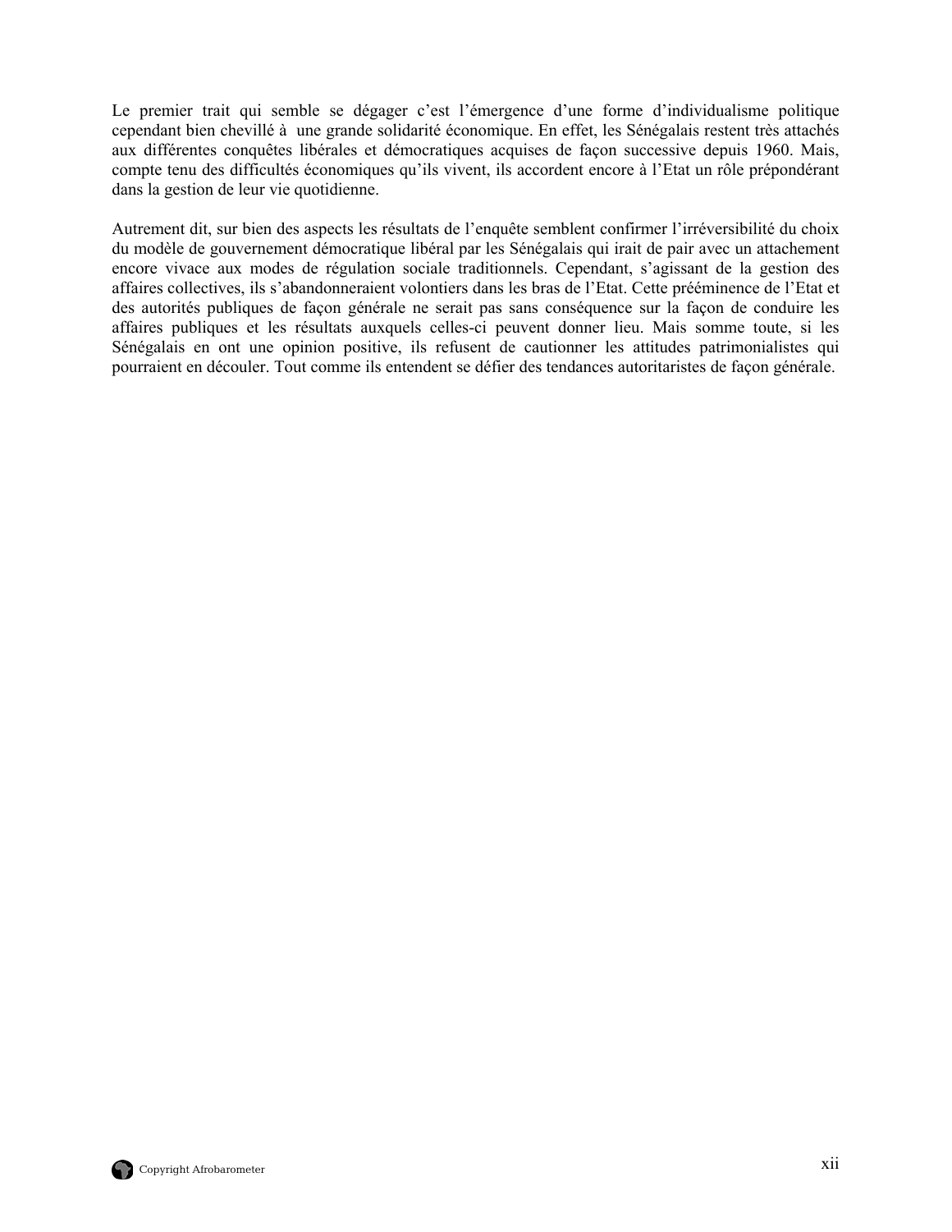Le premier trait qui semble se dégager c'est l'émergence d'une forme d'individualisme politique cependant bien chevillé à une grande solidarité économique. En effet, les Sénégalais restent très attachés aux différentes conquêtes libérales et démocratiques acquises de façon successive depuis 1960. Mais, compte tenu des difficultés économiques qu'ils vivent, ils accordent encore à l'Etat un rôle prépondérant dans la gestion de leur vie quotidienne.

Autrement dit, sur bien des aspects les résultats de l'enquête semblent confirmer l'irréversibilité du choix du modèle de gouvernement démocratique libéral par les Sénégalais qui irait de pair avec un attachement encore vivace aux modes de régulation sociale traditionnels. Cependant, s'agissant de la gestion des affaires collectives, ils s'abandonneraient volontiers dans les bras de l'Etat. Cette prééminence de l'Etat et des autorités publiques de façon générale ne serait pas sans conséquence sur la façon de conduire les affaires publiques et les résultats auxquels celles-ci peuvent donner lieu. Mais somme toute, si les Sénégalais en ont une opinion positive, ils refusent de cautionner les attitudes patrimonialistes qui pourraient en découler. Tout comme ils entendent se défier des tendances autoritaristes de façon générale.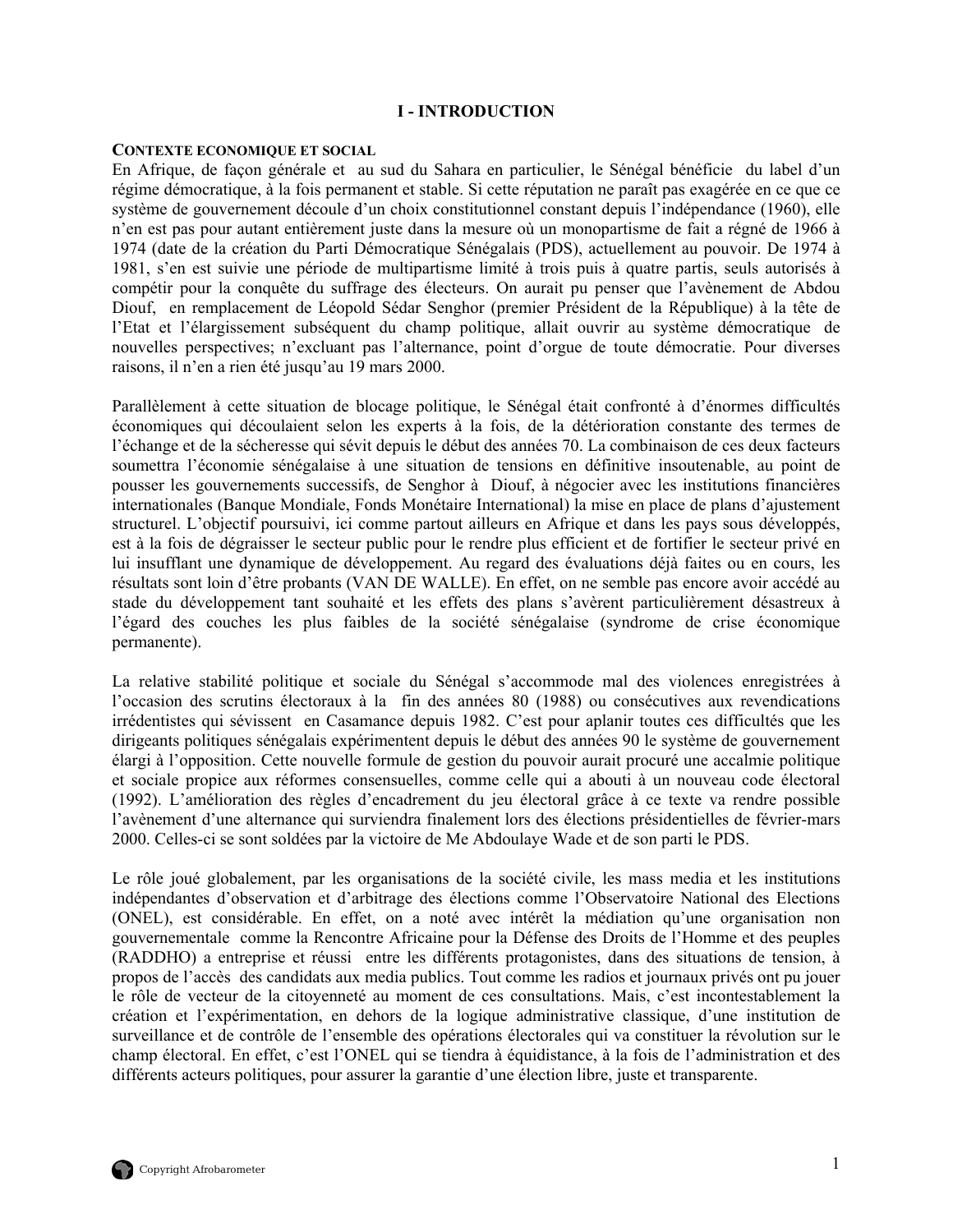# I - INTRODUCTION

**CONTEXTE ECONOMIQUE ET SOCIAL**

En Afrique, de façon générale et au sud du Sahara en particulier, le Sénégal bénéficie du label d'un régime démocratique, à la fois permanent et stable. Si cette réputation ne paraît pas exagérée en ce que ce système de gouvernement découle d'un choix constitutionnel constant depuis l'indépendance (1960), elle n'en est pas pour autant entièrement juste dans la mesure où un monopartisme de fait a régné de 1966 à 1974 (date de la création du Parti Démocratique Sénégalais (PDS), actuellement au pouvoir. De 1974 à 1981, s'en est suivie une période de multipartisme limité à trois puis à quatre partis, seuls autorisés à compétir pour la conquête du suffrage des électeurs. On aurait pu penser que l'avènement de Abdou Diouf, en remplacement de Léopold Sédar Senghor (premier Président de la République) à la tête de l'Etat et l'élargissement subséquent du champ politique, allait ouvrir au système démocratique de nouvelles perspectives; n'excluant pas l'alternance, point d'orgue de toute démocratie. Pour diverses raisons, il n'en a rien été jusqu'au 19 mars 2000.

Parallèlement à cette situation de blocage politique, le Sénégal était confronté à d'énormes difficultés économiques qui découlaient selon les experts à la fois, de la détérioration constante des termes de l'échange et de la sécheresse qui sévit depuis le début des années 70. La combinaison de ces deux facteurs soumettra l'économie sénégalaise à une situation de tensions en définitive insoutenable, au point de pousser les gouvernements successifs, de Senghor à Diouf, à négocier avec les institutions financières internationales (Banque Mondiale, Fonds Monétaire International) la mise en place de plans d'ajustement structurel. L'objectif poursuivi, ici comme partout ailleurs en Afrique et dans les pays sous développés, est à la fois de dégraisser le secteur public pour le rendre plus efficient et de fortifier le secteur privé en lui insufflant une dynamique de développement. Au regard des évaluations déjà faites ou en cours, les résultats sont loin d'être probants (VAN DE WALLE). En effet, on ne semble pas encore avoir accédé au stade du développement tant souhaité et les effets des plans s'avèrent particulièrement désastreux à l'égard des couches les plus faibles de la société sénégalaise (syndrome de crise économique permanente).

La relative stabilité politique et sociale du Sénégal s'accommode mal des violences enregistrées à l'occasion des scrutins électoraux à la fin des années 80 (1988) ou consécutives aux revendications irrédentistes qui sévissent en Casamance depuis 1982. C'est pour aplanir toutes ces difficultés que les dirigeants politiques sénégalais expérimentent depuis le début des années 90 le système de gouvernement élargi à l'opposition. Cette nouvelle formule de gestion du pouvoir aurait procuré une accalmie politique et sociale propice aux réformes consensuelles, comme celle qui a abouti à un nouveau code électoral (1992). L'amélioration des règles d'encadrement du jeu électoral grâce à ce texte va rendre possible l'avènement d'une alternance qui surviendra finalement lors des élections présidentielles de février-mars 2000. Celles-ci se sont soldées par la victoire de Me Abdoulaye Wade et de son parti le PDS.

Le rôle joué globalement, par les organisations de la société civile, les mass media et les institutions indépendantes d'observation et d'arbitrage des élections comme l'Observatoire National des Elections (ONEL), est considérable. En effet, on a noté avec intérêt la médiation qu'une organisation non gouvernementale comme la Rencontre Africaine pour la Défense des Droits de l'Homme et des peuples (RADDHO) a entreprise et réussi entre les différents protagonistes, dans des situations de tension, à propos de l'accès des candidats aux media publics. Tout comme les radios et journaux privés ont pu jouer le rôle de vecteur de la citoyenneté au moment de ces consultations. Mais, c'est incontestablement la création et l'expérimentation, en dehors de la logique administrative classique, d'une institution de surveillance et de contrôle de l'ensemble des opérations électorales qui va constituer la révolution sur le champ électoral. En effet, c'est l'ONEL qui se tiendra à équidistance, à la fois de l'administration et des différents acteurs politiques, pour assurer la garantie d'une élection libre, juste et transparente.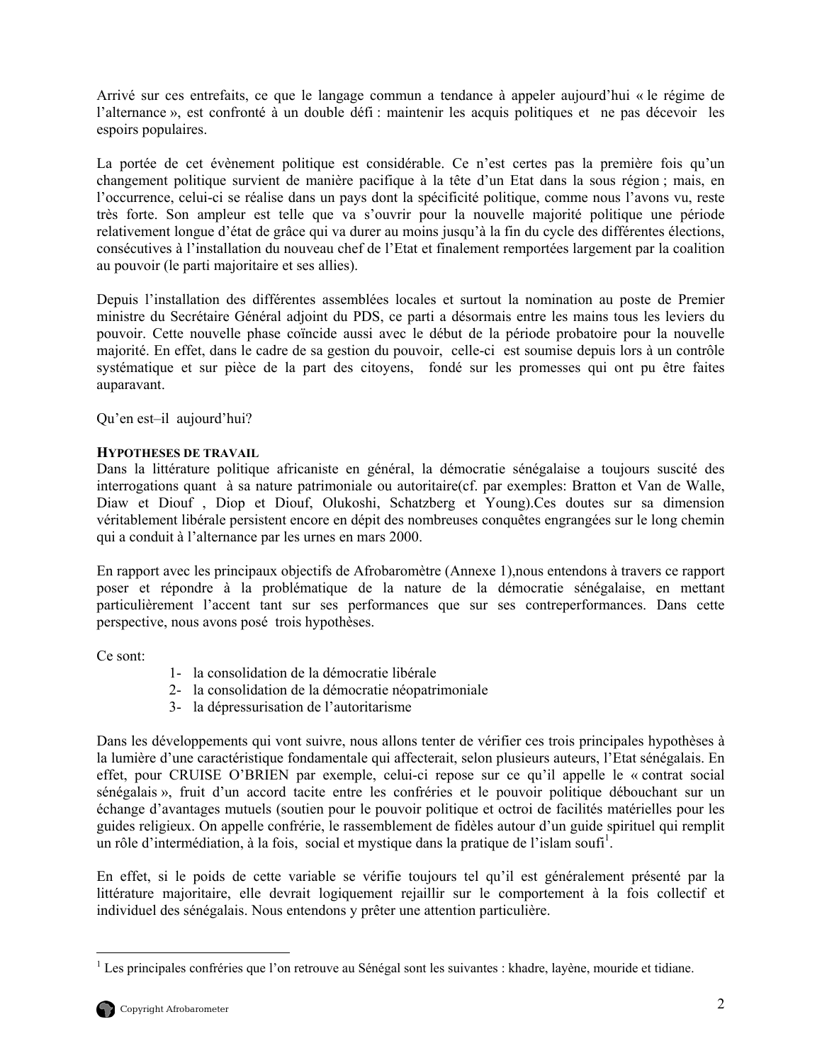Arrivé sur ces entrefaits, ce que le langage commun a tendance à appeler aujourd'hui « le régime de l'alternance », est confronté à un double défi : maintenir les acquis politiques et ne pas décevoir les espoirs populaires.

La portée de cet évènement politique est considérable. Ce n'est certes pas la première fois qu'un changement politique survient de manière pacifique à la tête d'un Etat dans la sous région ; mais, en l'occurrence, celui-ci se réalise dans un pays dont la spécificité politique, comme nous l'avons vu, reste très forte. Son ampleur est telle que va s'ouvrir pour la nouvelle majorité politique une période relativement longue d'état de grâce qui va durer au moins jusqu'à la fin du cycle des différentes élections, consécutives à l'installation du nouveau chef de l'Etat et finalement remportées largement par la coalition au pouvoir (le parti majoritaire et ses allies).

Depuis l'installation des différentes assemblées locales et surtout la nomination au poste de Premier ministre du Secrétaire Général adjoint du PDS, ce parti a désormais entre les mains tous les leviers du pouvoir. Cette nouvelle phase coïncide aussi avec le début de la période probatoire pour la nouvelle majorité. En effet, dans le cadre de sa gestion du pouvoir, celle-ci est soumise depuis lors à un contrôle systématique et sur pièce de la part des citoyens, fondé sur les promesses qui ont pu être faites auparavant.

Qu'en est–il aujourd'hui?

**HYPOTHESES DE TRAVAIL**

Dans la littérature politique africaniste en général, la démocratie sénégalaise a toujours suscité des interrogations quant à sa nature patrimoniale ou autoritaire(cf. par exemples: Bratton et Van de Walle, Diaw et Diouf , Diop et Diouf, Olukoshi, Schatzberg et Young).Ces doutes sur sa dimension véritablement libérale persistent encore en dépit des nombreuses conquêtes engrangées sur le long chemin qui a conduit à l'alternance par les urnes en mars 2000.

En rapport avec les principaux objectifs de Afrobaromètre (Annexe 1),nous entendons à travers ce rapport poser et répondre à la problématique de la nature de la démocratie sénégalaise, en mettant particulièrement l'accent tant sur ses performances que sur ses contreperformances. Dans cette perspective, nous avons posé trois hypothèses.

Ce sont:

1- la consolidation de la démocratie libérale
2- la consolidation de la démocratie néopatrimoniale
3- la dépressurisation de l'autoritarisme

Dans les développements qui vont suivre, nous allons tenter de vérifier ces trois principales hypothèses à la lumière d'une caractéristique fondamentale qui affecterait, selon plusieurs auteurs, l'Etat sénégalais. En effet, pour CRUISE O'BRIEN par exemple, celui-ci repose sur ce qu'il appelle le « contrat social sénégalais », fruit d'un accord tacite entre les confréries et le pouvoir politique débouchant sur un échange d'avantages mutuels (soutien pour le pouvoir politique et octroi de facilités matérielles pour les guides religieux. On appelle confrérie, le rassemblement de fidèles autour d'un guide spirituel qui remplit un rôle d'intermédiation, à la fois, social et mystique dans la pratique de l'islam soufi[1].

En effet, si le poids de cette variable se vérifie toujours tel qu'il est généralement présenté par la littérature majoritaire, elle devrait logiquement rejaillir sur le comportement à la fois collectif et individuel des sénégalais. Nous entendons y prêter une attention particulière.

---

[1] Les principales confréries que l'on retrouve au Sénégal sont les suivantes : khadre, layène, mouride et tidiane.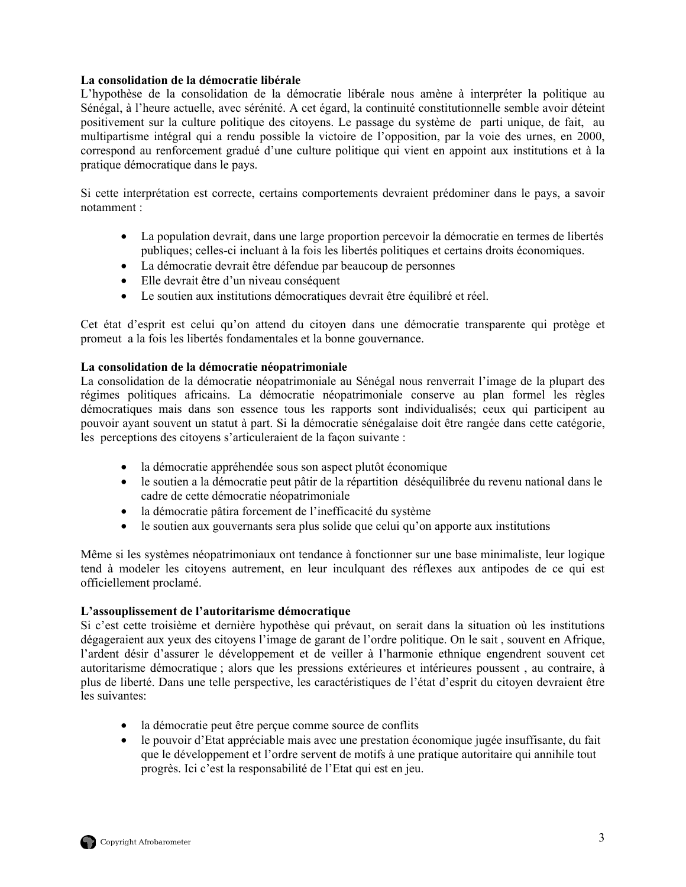**La consolidation de la démocratie libérale**

L'hypothèse de la consolidation de la démocratie libérale nous amène à interpréter la politique au Sénégal, à l'heure actuelle, avec sérénité. A cet égard, la continuité constitutionnelle semble avoir déteint positivement sur la culture politique des citoyens. Le passage du système de parti unique, de fait, au multipartisme intégral qui a rendu possible la victoire de l'opposition, par la voie des urnes, en 2000, correspond au renforcement gradué d'une culture politique qui vient en appoint aux institutions et à la pratique démocratique dans le pays.

Si cette interprétation est correcte, certains comportements devraient prédominer dans le pays, a savoir notamment :

- La population devrait, dans une large proportion percevoir la démocratie en termes de libertés publiques; celles-ci incluant à la fois les libertés politiques et certains droits économiques.
- La démocratie devrait être défendue par beaucoup de personnes
- Elle devrait être d'un niveau conséquent
- Le soutien aux institutions démocratiques devrait être équilibré et réel.

Cet état d'esprit est celui qu'on attend du citoyen dans une démocratie transparente qui protège et promeut a la fois les libertés fondamentales et la bonne gouvernance.

**La consolidation de la démocratie néopatrimoniale**

La consolidation de la démocratie néopatrimoniale au Sénégal nous renverrait l'image de la plupart des régimes politiques africains. La démocratie néopatrimoniale conserve au plan formel les règles démocratiques mais dans son essence tous les rapports sont individualisés; ceux qui participent au pouvoir ayant souvent un statut à part. Si la démocratie sénégalaise doit être rangée dans cette catégorie, les perceptions des citoyens s'articuleraient de la façon suivante :

- la démocratie appréhendée sous son aspect plutôt économique
- le soutien a la démocratie peut pâtir de la répartition déséquilibrée du revenu national dans le cadre de cette démocratie néopatrimoniale
- la démocratie pâtira forcement de l'inefficacité du système
- le soutien aux gouvernants sera plus solide que celui qu'on apporte aux institutions

Même si les systèmes néopatrimoniaux ont tendance à fonctionner sur une base minimaliste, leur logique tend à modeler les citoyens autrement, en leur inculquant des réflexes aux antipodes de ce qui est officiellement proclamé.

**L'assouplissement de l'autoritarisme démocratique**

Si c'est cette troisième et dernière hypothèse qui prévaut, on serait dans la situation où les institutions dégageraient aux yeux des citoyens l'image de garant de l'ordre politique. On le sait , souvent en Afrique, l'ardent désir d'assurer le développement et de veiller à l'harmonie ethnique engendrent souvent cet autoritarisme démocratique ; alors que les pressions extérieures et intérieures poussent , au contraire, à plus de liberté. Dans une telle perspective, les caractéristiques de l'état d'esprit du citoyen devraient être les suivantes:

- la démocratie peut être perçue comme source de conflits
- le pouvoir d'Etat appréciable mais avec une prestation économique jugée insuffisante, du fait que le développement et l'ordre servent de motifs à une pratique autoritaire qui annihile tout progrès. Ici c'est la responsabilité de l'Etat qui est en jeu.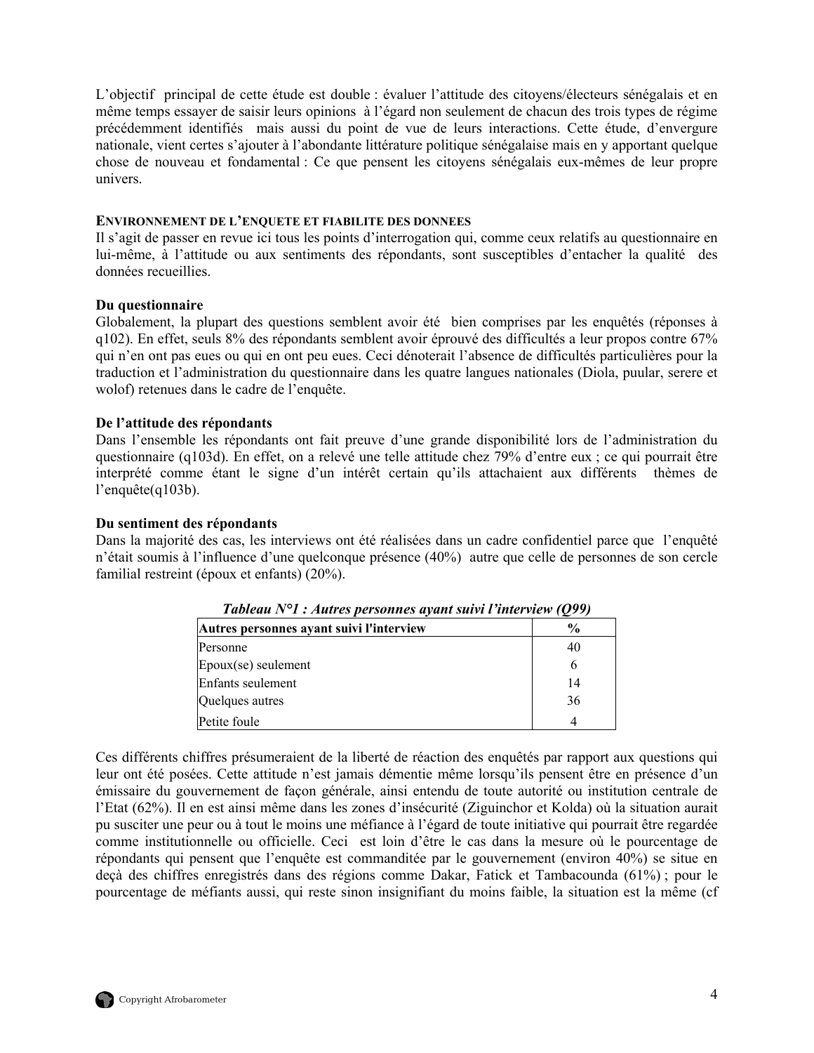L'objectif principal de cette étude est double : évaluer l'attitude des citoyens/électeurs sénégalais et en même temps essayer de saisir leurs opinions à l'égard non seulement de chacun des trois types de régime précédemment identifiés mais aussi du point de vue de leurs interactions. Cette étude, d'envergure nationale, vient certes s'ajouter à l'abondante littérature politique sénégalaise mais en y apportant quelque chose de nouveau et fondamental : Ce que pensent les citoyens sénégalais eux-mêmes de leur propre univers.

## ENVIRONNEMENT DE L'ENQUETE ET FIABILITE DES DONNEES

Il s'agit de passer en revue ici tous les points d'interrogation qui, comme ceux relatifs au questionnaire en lui-même, à l'attitude ou aux sentiments des répondants, sont susceptibles d'entacher la qualité des données recueillies.

### Du questionnaire

Globalement, la plupart des questions semblent avoir été bien comprises par les enquêtés (réponses à q102). En effet, seuls 8% des répondants semblent avoir éprouvé des difficultés a leur propos contre 67% qui n'en ont pas eues ou qui en ont peu eues. Ceci dénoterait l'absence de difficultés particulières pour la traduction et l'administration du questionnaire dans les quatre langues nationales (Diola, puular, serere et wolof) retenues dans le cadre de l'enquête.

### De l'attitude des répondants

Dans l'ensemble les répondants ont fait preuve d'une grande disponibilité lors de l'administration du questionnaire (q103d). En effet, on a relevé une telle attitude chez 79% d'entre eux ; ce qui pourrait être interprété comme étant le signe d'un intérêt certain qu'ils attachaient aux différents thèmes de l'enquête(q103b).

### Du sentiment des répondants

Dans la majorité des cas, les interviews ont été réalisées dans un cadre confidentiel parce que l'enquêté n'était soumis à l'influence d'une quelconque présence (40%) autre que celle de personnes de son cercle familial restreint (époux et enfants) (20%).

***Tableau N°1 : Autres personnes ayant suivi l'interview (Q99)***

| Autres personnes ayant suivi l'interview | % |
|---|---|
| Personne | 40 |
| Epoux(se) seulement | 6 |
| Enfants seulement | 14 |
| Quelques autres | 36 |
| Petite foule | 4 |

Ces différents chiffres présumeraient de la liberté de réaction des enquêtés par rapport aux questions qui leur ont été posées. Cette attitude n'est jamais démentie même lorsqu'ils pensent être en présence d'un émissaire du gouvernement de façon générale, ainsi entendu de toute autorité ou institution centrale de l'Etat (62%). Il en est ainsi même dans les zones d'insécurité (Ziguinchor et Kolda) où la situation aurait pu susciter une peur ou à tout le moins une méfiance à l'égard de toute initiative qui pourrait être regardée comme institutionnelle ou officielle. Ceci est loin d'être le cas dans la mesure où le pourcentage de répondants qui pensent que l'enquête est commanditée par le gouvernement (environ 40%) se situe en deçà des chiffres enregistrés dans des régions comme Dakar, Fatick et Tambacounda (61%) ; pour le pourcentage de méfiants aussi, qui reste sinon insignifiant du moins faible, la situation est la même (cf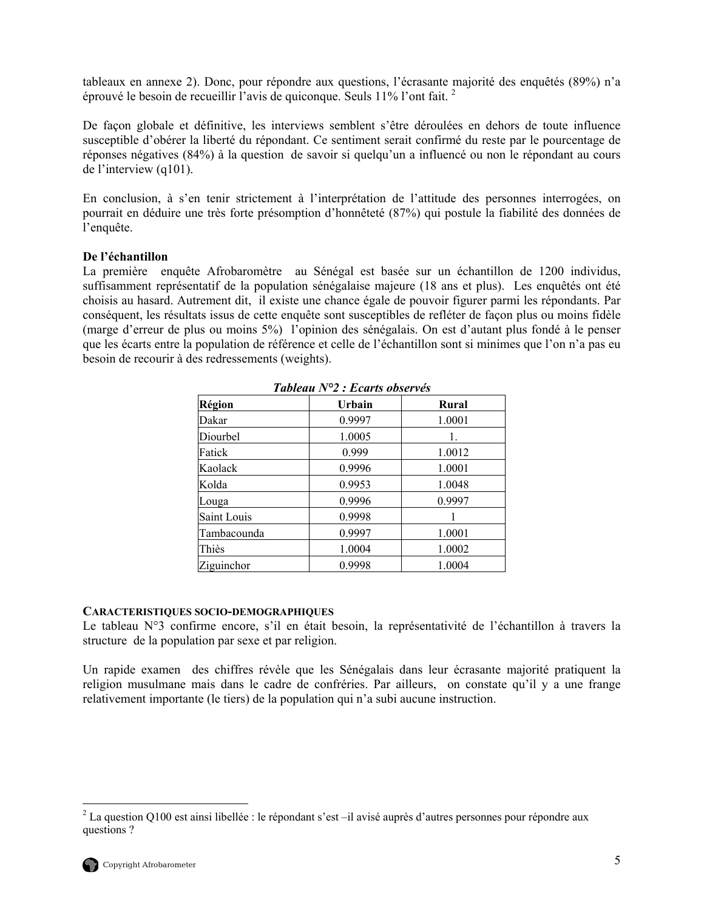tableaux en annexe 2). Donc, pour répondre aux questions, l'écrasante majorité des enquêtés (89%) n'a éprouvé le besoin de recueillir l'avis de quiconque. Seuls 11% l'ont fait. [2]

De façon globale et définitive, les interviews semblent s'être déroulées en dehors de toute influence susceptible d'obérer la liberté du répondant. Ce sentiment serait confirmé du reste par le pourcentage de réponses négatives (84%) à la question de savoir si quelqu'un a influencé ou non le répondant au cours de l'interview (q101).

En conclusion, à s'en tenir strictement à l'interprétation de l'attitude des personnes interrogées, on pourrait en déduire une très forte présomption d'honnêteté (87%) qui postule la fiabilité des données de l'enquête.

**De l'échantillon**

La première enquête Afrobaromètre au Sénégal est basée sur un échantillon de 1200 individus, suffisamment représentatif de la population sénégalaise majeure (18 ans et plus). Les enquêtés ont été choisis au hasard. Autrement dit, il existe une chance égale de pouvoir figurer parmi les répondants. Par conséquent, les résultats issus de cette enquête sont susceptibles de refléter de façon plus ou moins fidèle (marge d'erreur de plus ou moins 5%) l'opinion des sénégalais. On est d'autant plus fondé à le penser que les écarts entre la population de référence et celle de l'échantillon sont si minimes que l'on n'a pas eu besoin de recourir à des redressements (weights).

***Tableau N°2 : Ecarts observés***

| Région | Urbain | Rural |
|---|---|---|
| Dakar | 0.9997 | 1.0001 |
| Diourbel | 1.0005 | 1. |
| Fatick | 0.999 | 1.0012 |
| Kaolack | 0.9996 | 1.0001 |
| Kolda | 0.9953 | 1.0048 |
| Louga | 0.9996 | 0.9997 |
| Saint Louis | 0.9998 | 1 |
| Tambacounda | 0.9997 | 1.0001 |
| Thiès | 1.0004 | 1.0002 |
| Ziguinchor | 0.9998 | 1.0004 |

**CARACTERISTIQUES SOCIO-DEMOGRAPHIQUES**

Le tableau N°3 confirme encore, s'il en était besoin, la représentativité de l'échantillon à travers la structure de la population par sexe et par religion.

Un rapide examen des chiffres révèle que les Sénégalais dans leur écrasante majorité pratiquent la religion musulmane mais dans le cadre de confréries. Par ailleurs, on constate qu'il y a une frange relativement importante (le tiers) de la population qui n'a subi aucune instruction.

[2] La question Q100 est ainsi libellée : le répondant s'est –il avisé auprès d'autres personnes pour répondre aux questions ?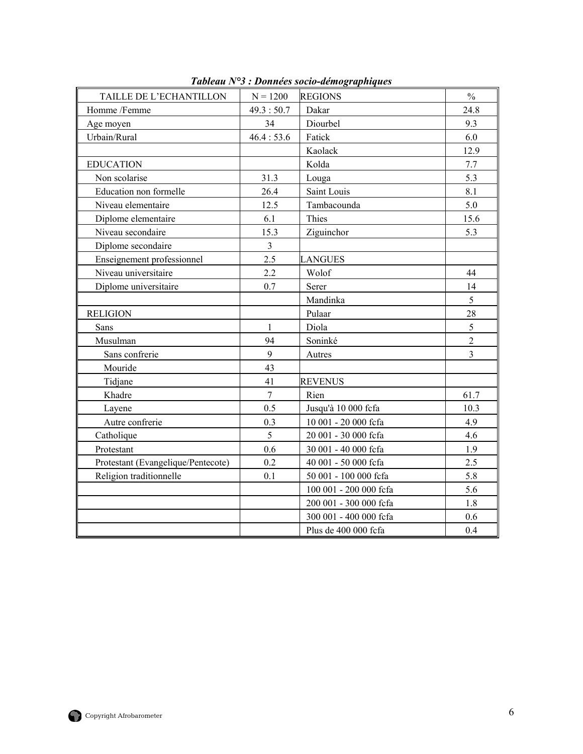***Tableau N°3 : Données socio-démographiques***

| TAILLE DE L'ECHANTILLON | N = 1200 | REGIONS | % |
|---|---|---|---|
| Homme /Femme | 49.3 : 50.7 | Dakar | 24.8 |
| Age moyen | 34 | Diourbel | 9.3 |
| Urbain/Rural | 46.4 : 53.6 | Fatick | 6.0 |
| | | Kaolack | 12.9 |
| EDUCATION | | Kolda | 7.7 |
| Non scolarise | 31.3 | Louga | 5.3 |
| Education non formelle | 26.4 | Saint Louis | 8.1 |
| Niveau elementaire | 12.5 | Tambacounda | 5.0 |
| Diplome elementaire | 6.1 | Thies | 15.6 |
| Niveau secondaire | 15.3 | Ziguinchor | 5.3 |
| Diplome secondaire | 3 | | |
| Enseignement professionnel | 2.5 | LANGUES | |
| Niveau universitaire | 2.2 | Wolof | 44 |
| Diplome universitaire | 0.7 | Serer | 14 |
| | | Mandinka | 5 |
| RELIGION | | Pulaar | 28 |
| Sans | 1 | Diola | 5 |
| Musulman | 94 | Soninké | 2 |
| Sans confrerie | 9 | Autres | 3 |
| Mouride | 43 | | |
| Tidjane | 41 | REVENUS | |
| Khadre | 7 | Rien | 61.7 |
| Layene | 0.5 | Jusqu'à 10 000 fcfa | 10.3 |
| Autre confrerie | 0.3 | 10 001 - 20 000 fcfa | 4.9 |
| Catholique | 5 | 20 001 - 30 000 fcfa | 4.6 |
| Protestant | 0.6 | 30 001 - 40 000 fcfa | 1.9 |
| Protestant (Evangelique/Pentecote) | 0.2 | 40 001 - 50 000 fcfa | 2.5 |
| Religion traditionnelle | 0.1 | 50 001 - 100 000 fcfa | 5.8 |
| | | 100 001 - 200 000 fcfa | 5.6 |
| | | 200 001 - 300 000 fcfa | 1.8 |
| | | 300 001 - 400 000 fcfa | 0.6 |
| | | Plus de 400 000 fcfa | 0.4 |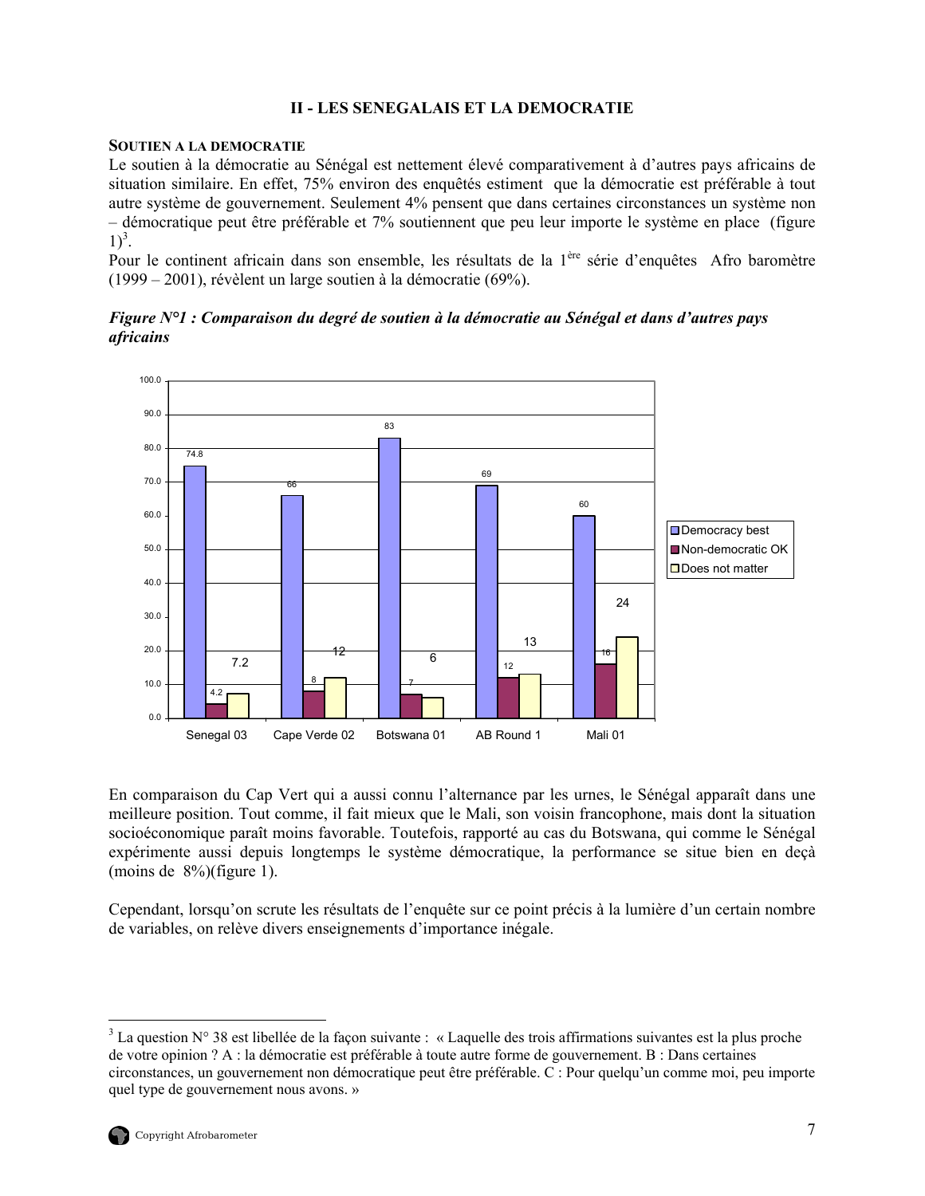## II - LES SENEGALAIS ET LA DEMOCRATIE

**SOUTIEN A LA DEMOCRATIE**

Le soutien à la démocratie au Sénégal est nettement élevé comparativement à d'autres pays africains de situation similaire. En effet, 75% environ des enquêtés estiment que la démocratie est préférable à tout autre système de gouvernement. Seulement 4% pensent que dans certaines circonstances un système non – démocratique peut être préférable et 7% soutiennent que peu leur importe le système en place (figure 1)[3].

Pour le continent africain dans son ensemble, les résultats de la 1ère série d'enquêtes Afro baromètre (1999 – 2001), révèlent un large soutien à la démocratie (69%).

***Figure N°1 : Comparaison du degré de soutien à la démocratie au Sénégal et dans d'autres pays africains***

| | Senegal 03 | Cape Verde 02 | Botswana 01 | AB Round 1 | Mali 01 |
|---|---|---|---|---|---|
| Democracy best | 74.8 | 66 | 83 | 69 | 60 |
| Non-democratic OK | 4.2 | 8 | 7 | 12 | 16 |
| Does not matter | 7.2 | 12 | 6 | 13 | 24 |

En comparaison du Cap Vert qui a aussi connu l'alternance par les urnes, le Sénégal apparaît dans une meilleure position. Tout comme, il fait mieux que le Mali, son voisin francophone, mais dont la situation socioéconomique paraît moins favorable. Toutefois, rapporté au cas du Botswana, qui comme le Sénégal expérimente aussi depuis longtemps le système démocratique, la performance se situe bien en deçà (moins de 8%)(figure 1).

Cependant, lorsqu'on scrute les résultats de l'enquête sur ce point précis à la lumière d'un certain nombre de variables, on relève divers enseignements d'importance inégale.

---

[3] La question N° 38 est libellée de la façon suivante : « Laquelle des trois affirmations suivantes est la plus proche de votre opinion ? A : la démocratie est préférable à toute autre forme de gouvernement. B : Dans certaines circonstances, un gouvernement non démocratique peut être préférable. C : Pour quelqu'un comme moi, peu importe quel type de gouvernement nous avons. »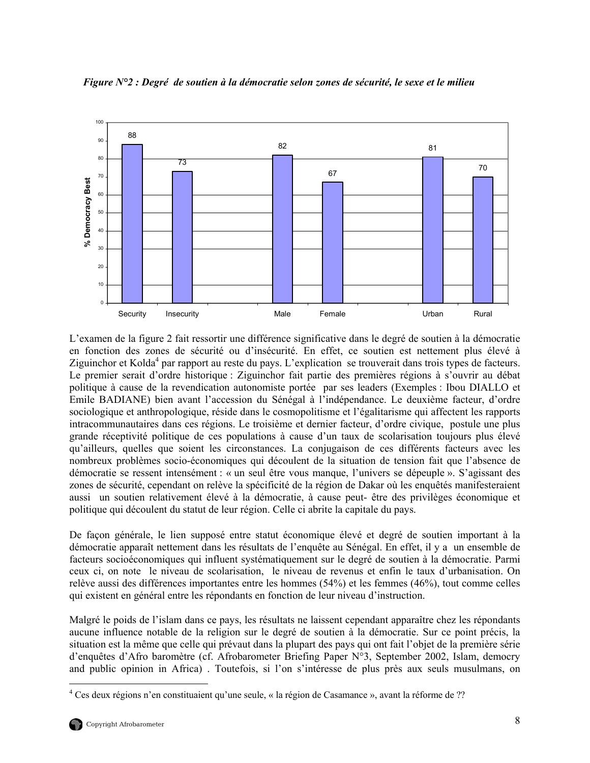*Figure N°2 : Degré de soutien à la démocratie selon zones de sécurité, le sexe et le milieu*

| | % Democracy Best |
|---|---|
| Security | 88 |
| Insecurity | 73 |
| Male | 82 |
| Female | 67 |
| Urban | 81 |
| Rural | 70 |

L'examen de la figure 2 fait ressortir une différence significative dans le degré de soutien à la démocratie en fonction des zones de sécurité ou d'insécurité. En effet, ce soutien est nettement plus élevé à Ziguinchor et Kolda[4] par rapport au reste du pays. L'explication se trouverait dans trois types de facteurs. Le premier serait d'ordre historique : Ziguinchor fait partie des premières régions à s'ouvrir au débat politique à cause de la revendication autonomiste portée par ses leaders (Exemples : Ibou DIALLO et Emile BADIANE) bien avant l'accession du Sénégal à l'indépendance. Le deuxième facteur, d'ordre sociologique et anthropologique, réside dans le cosmopolitisme et l'égalitarisme qui affectent les rapports intracommunautaires dans ces régions. Le troisième et dernier facteur, d'ordre civique, postule une plus grande réceptivité politique de ces populations à cause d'un taux de scolarisation toujours plus élevé qu'ailleurs, quelles que soient les circonstances. La conjugaison de ces différents facteurs avec les nombreux problèmes socio-économiques qui découlent de la situation de tension fait que l'absence de démocratie se ressent intensément : « un seul être vous manque, l'univers se dépeuple ». S'agissant des zones de sécurité, cependant on relève la spécificité de la région de Dakar où les enquêtés manifesteraient aussi un soutien relativement élevé à la démocratie, à cause peut- être des privilèges économique et politique qui découlent du statut de leur région. Celle ci abrite la capitale du pays.

De façon générale, le lien supposé entre statut économique élevé et degré de soutien important à la démocratie apparaît nettement dans les résultats de l'enquête au Sénégal. En effet, il y a un ensemble de facteurs socioéconomiques qui influent systématiquement sur le degré de soutien à la démocratie. Parmi ceux ci, on note le niveau de scolarisation, le niveau de revenus et enfin le taux d'urbanisation. On relève aussi des différences importantes entre les hommes (54%) et les femmes (46%), tout comme celles qui existent en général entre les répondants en fonction de leur niveau d'instruction.

Malgré le poids de l'islam dans ce pays, les résultats ne laissent cependant apparaître chez les répondants aucune influence notable de la religion sur le degré de soutien à la démocratie. Sur ce point précis, la situation est la même que celle qui prévaut dans la plupart des pays qui ont fait l'objet de la première série d'enquêtes d'Afro baromètre (cf. Afrobarometer Briefing Paper N°3, September 2002, Islam, democry and public opinion in Africa) . Toutefois, si l'on s'intéresse de plus près aux seuls musulmans, on

[4] Ces deux régions n'en constituaient qu'une seule, « la région de Casamance », avant la réforme de ??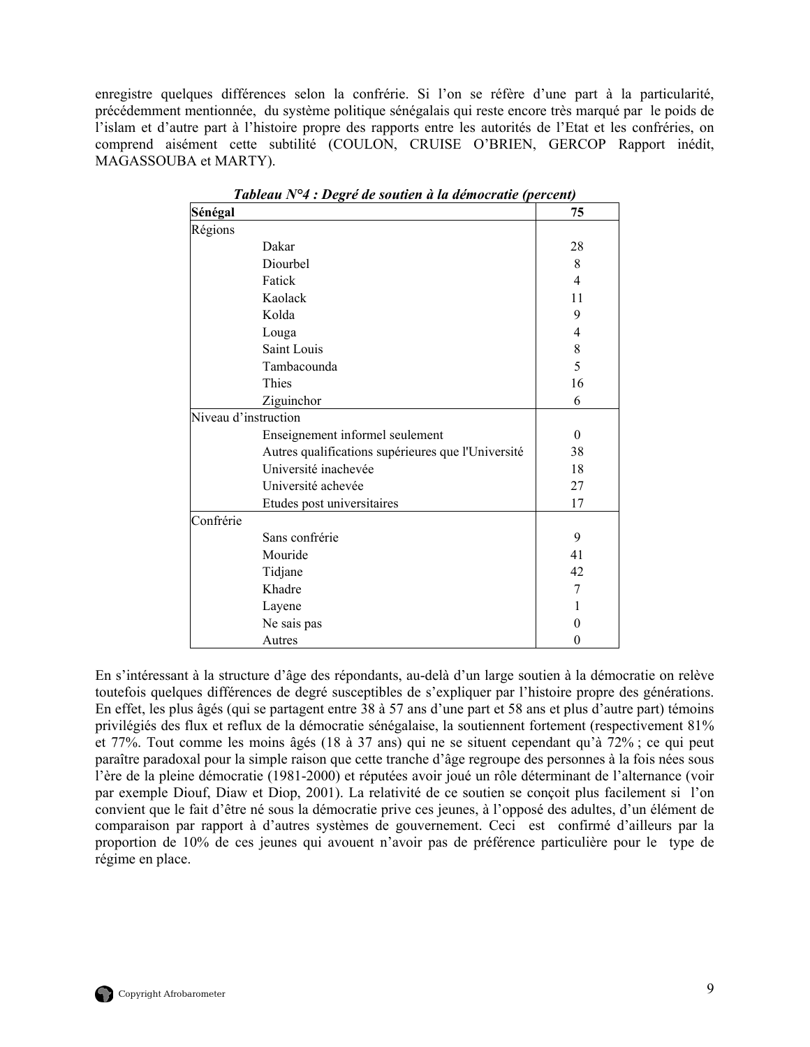enregistre quelques différences selon la confrérie. Si l'on se réfère d'une part à la particularité, précédemment mentionnée, du système politique sénégalais qui reste encore très marqué par le poids de l'islam et d'autre part à l'histoire propre des rapports entre les autorités de l'Etat et les confréries, on comprend aisément cette subtilité (COULON, CRUISE O'BRIEN, GERCOP Rapport inédit, MAGASSOUBA et MARTY).

***Tableau N°4 : Degré de soutien à la démocratie (percent)***

| **Sénégal** | **75** |
|---|---|
| Régions | |
| Dakar | 28 |
| Diourbel | 8 |
| Fatick | 4 |
| Kaolack | 11 |
| Kolda | 9 |
| Louga | 4 |
| Saint Louis | 8 |
| Tambacounda | 5 |
| Thies | 16 |
| Ziguinchor | 6 |
| Niveau d'instruction | |
| Enseignement informel seulement | 0 |
| Autres qualifications supérieures que l'Université | 38 |
| Université inachevée | 18 |
| Université achevée | 27 |
| Etudes post universitaires | 17 |
| Confrérie | |
| Sans confrérie | 9 |
| Mouride | 41 |
| Tidjane | 42 |
| Khadre | 7 |
| Layene | 1 |
| Ne sais pas | 0 |
| Autres | 0 |

En s'intéressant à la structure d'âge des répondants, au-delà d'un large soutien à la démocratie on relève toutefois quelques différences de degré susceptibles de s'expliquer par l'histoire propre des générations. En effet, les plus âgés (qui se partagent entre 38 à 57 ans d'une part et 58 ans et plus d'autre part) témoins privilégiés des flux et reflux de la démocratie sénégalaise, la soutiennent fortement (respectivement 81% et 77%. Tout comme les moins âgés (18 à 37 ans) qui ne se situent cependant qu'à 72% ; ce qui peut paraître paradoxal pour la simple raison que cette tranche d'âge regroupe des personnes à la fois nées sous l'ère de la pleine démocratie (1981-2000) et réputées avoir joué un rôle déterminant de l'alternance (voir par exemple Diouf, Diaw et Diop, 2001). La relativité de ce soutien se conçoit plus facilement si l'on convient que le fait d'être né sous la démocratie prive ces jeunes, à l'opposé des adultes, d'un élément de comparaison par rapport à d'autres systèmes de gouvernement. Ceci est confirmé d'ailleurs par la proportion de 10% de ces jeunes qui avouent n'avoir pas de préférence particulière pour le type de régime en place.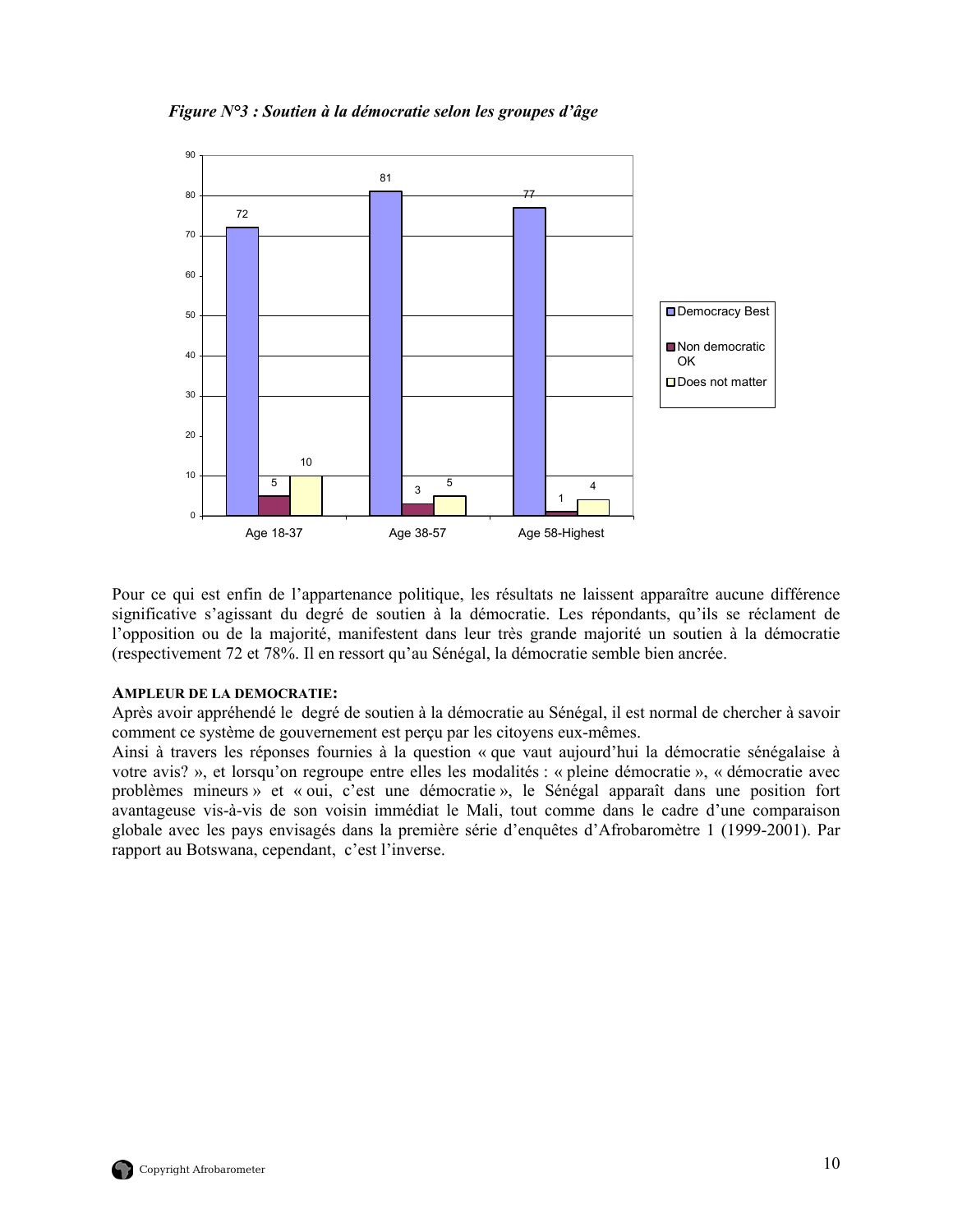*Figure N°3 : Soutien à la démocratie selon les groupes d'âge*

| | Age 18-37 | Age 38-57 | Age 58-Highest |
|---|---|---|---|
| Democracy Best | 72 | 81 | 77 |
| Non democratic OK | 5 | 3 | 1 |
| Does not matter | 10 | 5 | 4 |

Pour ce qui est enfin de l'appartenance politique, les résultats ne laissent apparaître aucune différence significative s'agissant du degré de soutien à la démocratie. Les répondants, qu'ils se réclament de l'opposition ou de la majorité, manifestent dans leur très grande majorité un soutien à la démocratie (respectivement 72 et 78%. Il en ressort qu'au Sénégal, la démocratie semble bien ancrée.

**AMPLEUR DE LA DEMOCRATIE:**

Après avoir appréhendé le degré de soutien à la démocratie au Sénégal, il est normal de chercher à savoir comment ce système de gouvernement est perçu par les citoyens eux-mêmes.

Ainsi à travers les réponses fournies à la question « que vaut aujourd'hui la démocratie sénégalaise à votre avis? », et lorsqu'on regroupe entre elles les modalités : « pleine démocratie », « démocratie avec problèmes mineurs » et « oui, c'est une démocratie », le Sénégal apparaît dans une position fort avantageuse vis-à-vis de son voisin immédiat le Mali, tout comme dans le cadre d'une comparaison globale avec les pays envisagés dans la première série d'enquêtes d'Afrobaromètre 1 (1999-2001). Par rapport au Botswana, cependant, c'est l'inverse.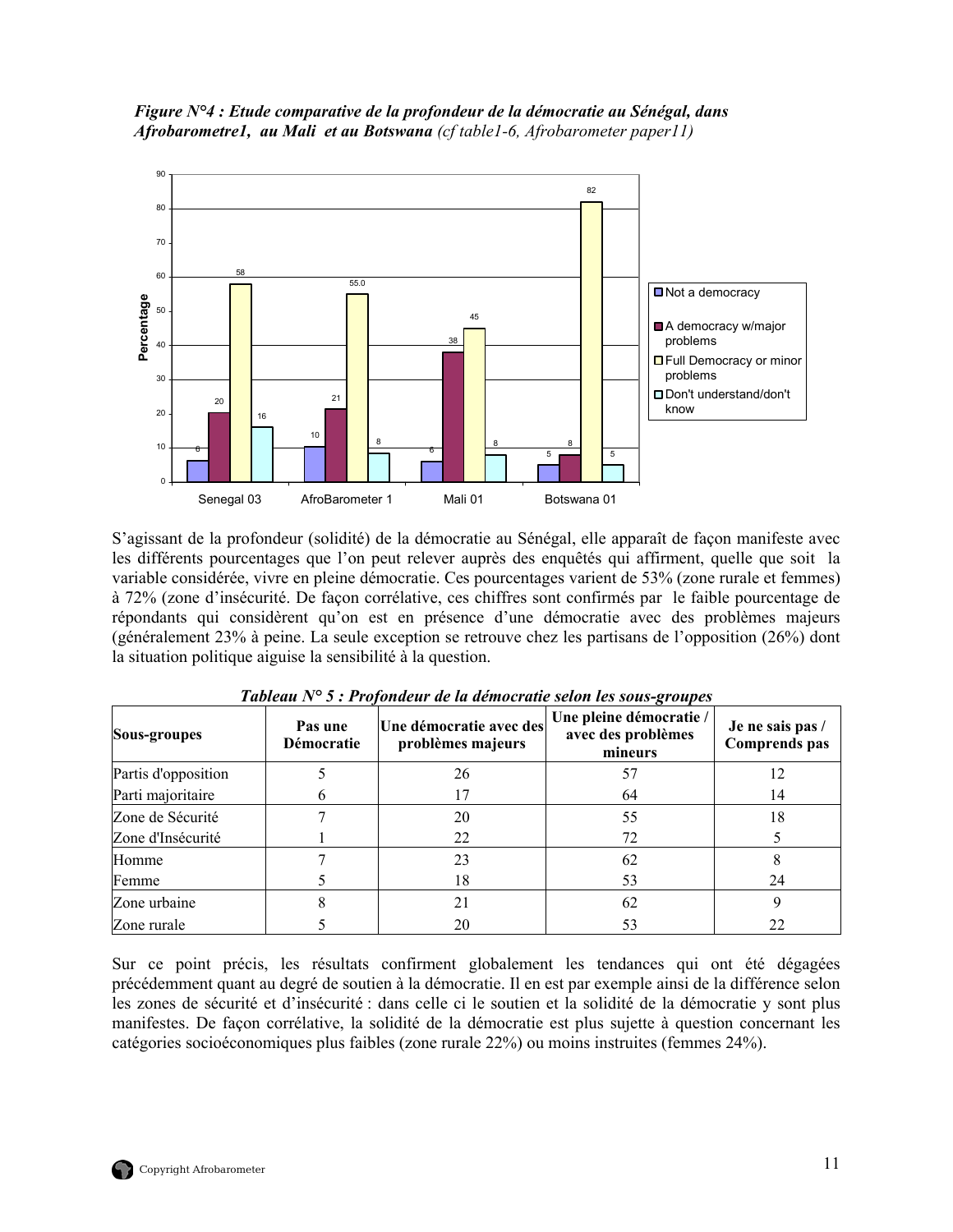*Figure N°4 : Etude comparative de la profondeur de la démocratie au Sénégal, dans Afrobarometre1, au Mali et au Botswana (cf table1-6, Afrobarometer paper11)*

S'agissant de la profondeur (solidité) de la démocratie au Sénégal, elle apparaît de façon manifeste avec les différents pourcentages que l'on peut relever auprès des enquêtés qui affirment, quelle que soit la variable considérée, vivre en pleine démocratie. Ces pourcentages varient de 53% (zone rurale et femmes) à 72% (zone d'insécurité. De façon corrélative, ces chiffres sont confirmés par le faible pourcentage de répondants qui considèrent qu'on est en présence d'une démocratie avec des problèmes majeurs (généralement 23% à peine. La seule exception se retrouve chez les partisans de l'opposition (26%) dont la situation politique aiguise la sensibilité à la question.

***Tableau N° 5 : Profondeur de la démocratie selon les sous-groupes***

| Sous-groupes | Pas une Démocratie | Une démocratie avec des problèmes majeurs | Une pleine démocratie / avec des problèmes mineurs | Je ne sais pas / Comprends pas |
|---|---|---|---|---|
| Partis d'opposition | 5 | 26 | 57 | 12 |
| Parti majoritaire | 6 | 17 | 64 | 14 |
| Zone de Sécurité | 7 | 20 | 55 | 18 |
| Zone d'Insécurité | 1 | 22 | 72 | 5 |
| Homme | 7 | 23 | 62 | 8 |
| Femme | 5 | 18 | 53 | 24 |
| Zone urbaine | 8 | 21 | 62 | 9 |
| Zone rurale | 5 | 20 | 53 | 22 |

Sur ce point précis, les résultats confirment globalement les tendances qui ont été dégagées précédemment quant au degré de soutien à la démocratie. Il en est par exemple ainsi de la différence selon les zones de sécurité et d'insécurité : dans celle ci le soutien et la solidité de la démocratie y sont plus manifestes. De façon corrélative, la solidité de la démocratie est plus sujette à question concernant les catégories socioéconomiques plus faibles (zone rurale 22%) ou moins instruites (femmes 24%).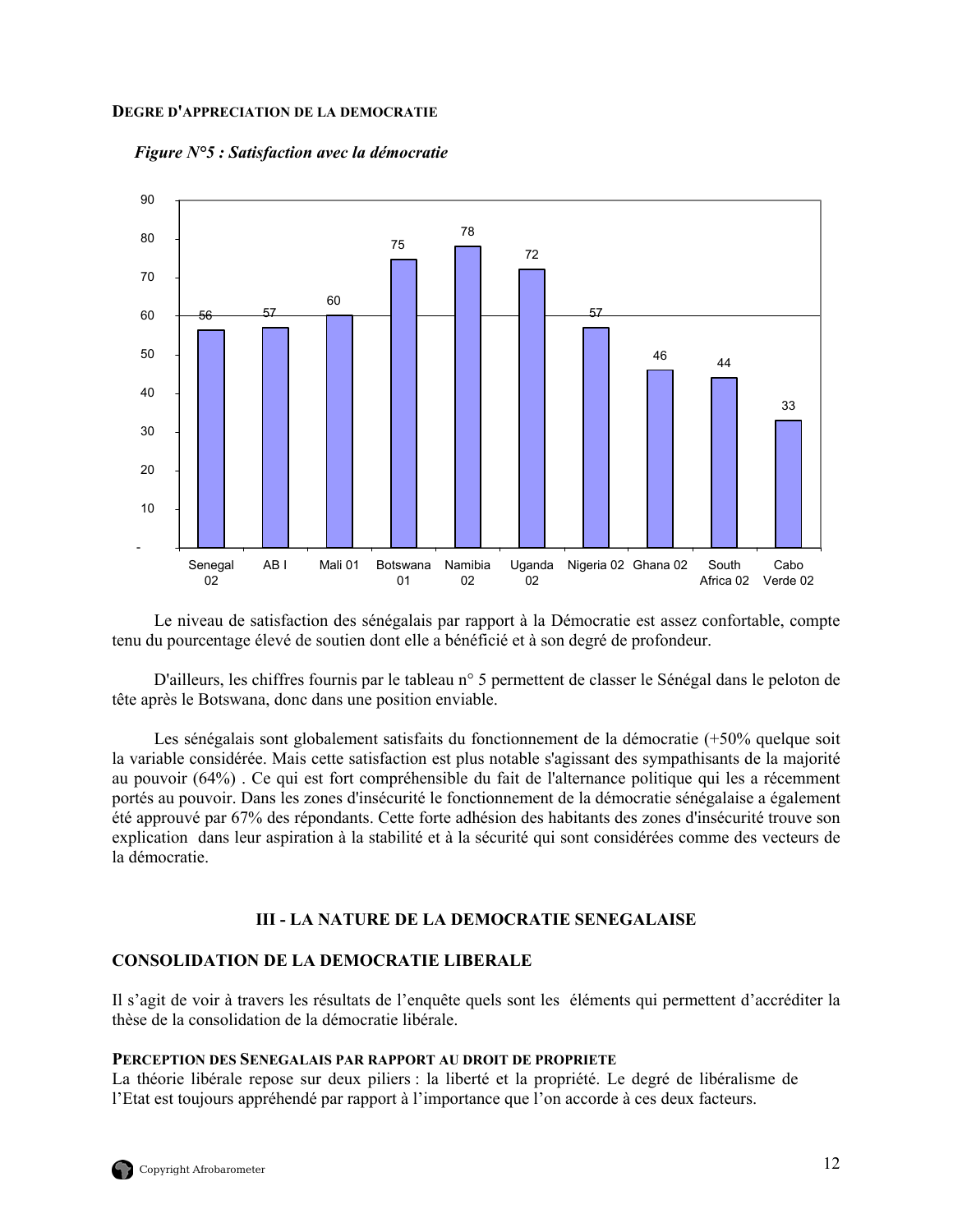**DEGRE D'APPRECIATION DE LA DEMOCRATIE**

*Figure N°5 : Satisfaction avec la démocratie*

| Senegal 02 | AB I | Mali 01 | Botswana 01 | Namibia 02 | Uganda 02 | Nigeria 02 | Ghana 02 | South Africa 02 | Cabo Verde 02 |
|---|---|---|---|---|---|---|---|---|---|
| 56 | 57 | 60 | 75 | 78 | 72 | 57 | 46 | 44 | 33 |

Le niveau de satisfaction des sénégalais par rapport à la Démocratie est assez confortable, compte tenu du pourcentage élevé de soutien dont elle a bénéficié et à son degré de profondeur.

D'ailleurs, les chiffres fournis par le tableau n° 5 permettent de classer le Sénégal dans le peloton de tête après le Botswana, donc dans une position enviable.

Les sénégalais sont globalement satisfaits du fonctionnement de la démocratie (+50% quelque soit la variable considérée. Mais cette satisfaction est plus notable s'agissant des sympathisants de la majorité au pouvoir (64%) . Ce qui est fort compréhensible du fait de l'alternance politique qui les a récemment portés au pouvoir. Dans les zones d'insécurité le fonctionnement de la démocratie sénégalaise a également été approuvé par 67% des répondants. Cette forte adhésion des habitants des zones d'insécurité trouve son explication dans leur aspiration à la stabilité et à la sécurité qui sont considérées comme des vecteurs de la démocratie.

## III - LA NATURE DE LA DEMOCRATIE SENEGALAISE

### CONSOLIDATION DE LA DEMOCRATIE LIBERALE

Il s'agit de voir à travers les résultats de l'enquête quels sont les éléments qui permettent d'accréditer la thèse de la consolidation de la démocratie libérale.

**PERCEPTION DES SENEGALAIS PAR RAPPORT AU DROIT DE PROPRIETE**

La théorie libérale repose sur deux piliers : la liberté et la propriété. Le degré de libéralisme de l'Etat est toujours appréhendé par rapport à l'importance que l'on accorde à ces deux facteurs.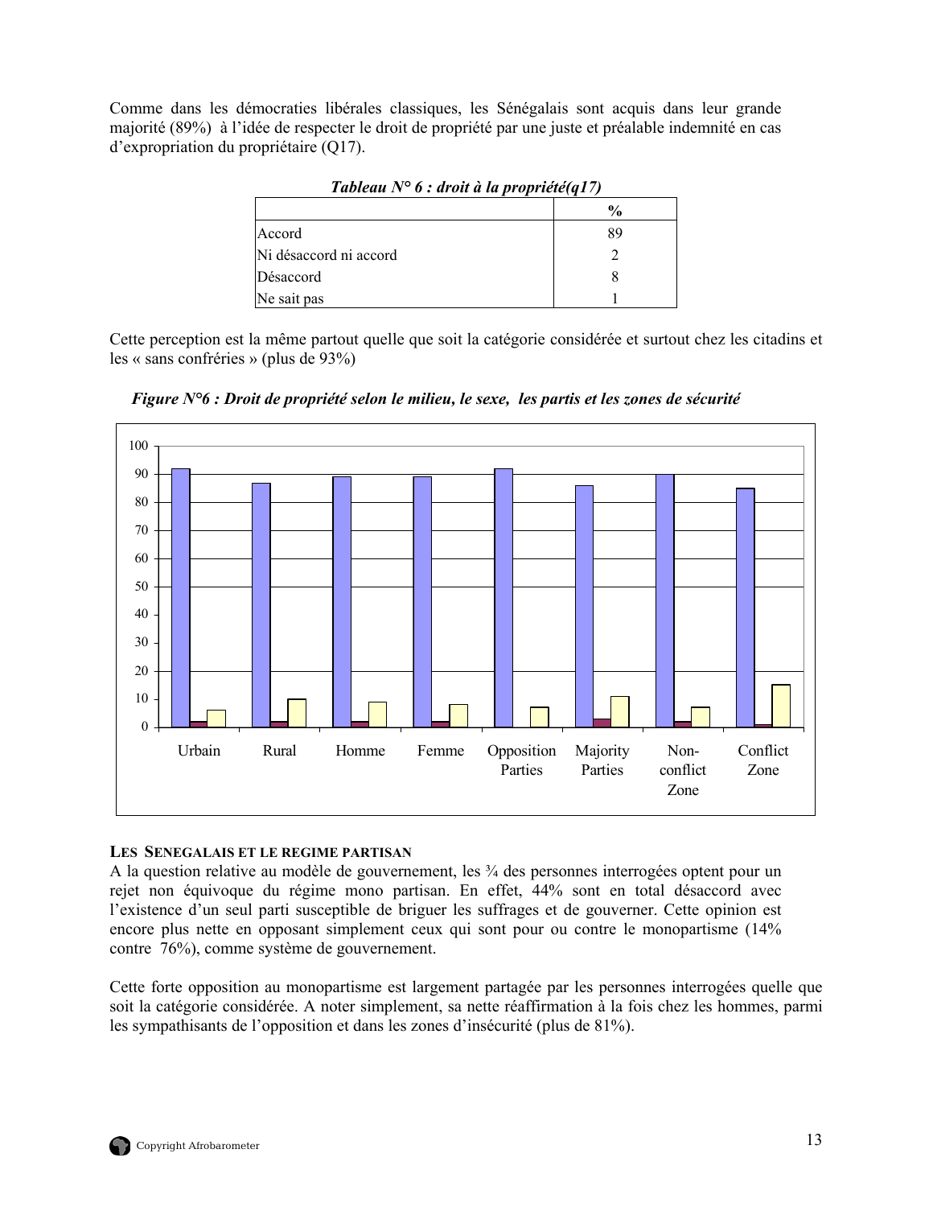Comme dans les démocraties libérales classiques, les Sénégalais sont acquis dans leur grande majorité (89%) à l'idée de respecter le droit de propriété par une juste et préalable indemnité en cas d'expropriation du propriétaire (Q17).

***Tableau N° 6 : droit à la propriété(q17)***

| | % |
|---|---|
| Accord | 89 |
| Ni désaccord ni accord | 2 |
| Désaccord | 8 |
| Ne sait pas | 1 |

Cette perception est la même partout quelle que soit la catégorie considérée et surtout chez les citadins et les « sans confréries » (plus de 93%)

***Figure N°6 : Droit de propriété selon le milieu, le sexe, les partis et les zones de sécurité***

| | Urbain | Rural | Homme | Femme | Opposition Parties | Majority Parties | Non-conflict Zone | Conflict Zone |
|---|---|---|---|---|---|---|---|---|
| Accord | 92 | 87 | 89 | 89 | 92 | 86 | 90 | 85 |
| Ni désaccord ni accord | 2 | 2 | 2 | 2 | 0 | 3 | 2 | 1 |
| Désaccord | 6 | 10 | 9 | 8 | 7 | 11 | 7 | 15 |

**LES SENEGALAIS ET LE REGIME PARTISAN**

A la question relative au modèle de gouvernement, les ¾ des personnes interrogées optent pour un rejet non équivoque du régime mono partisan. En effet, 44% sont en total désaccord avec l'existence d'un seul parti susceptible de briguer les suffrages et de gouverner. Cette opinion est encore plus nette en opposant simplement ceux qui sont pour ou contre le monopartisme (14% contre 76%), comme système de gouvernement.

Cette forte opposition au monopartisme est largement partagée par les personnes interrogées quelle que soit la catégorie considérée. A noter simplement, sa nette réaffirmation à la fois chez les hommes, parmi les sympathisants de l'opposition et dans les zones d'insécurité (plus de 81%).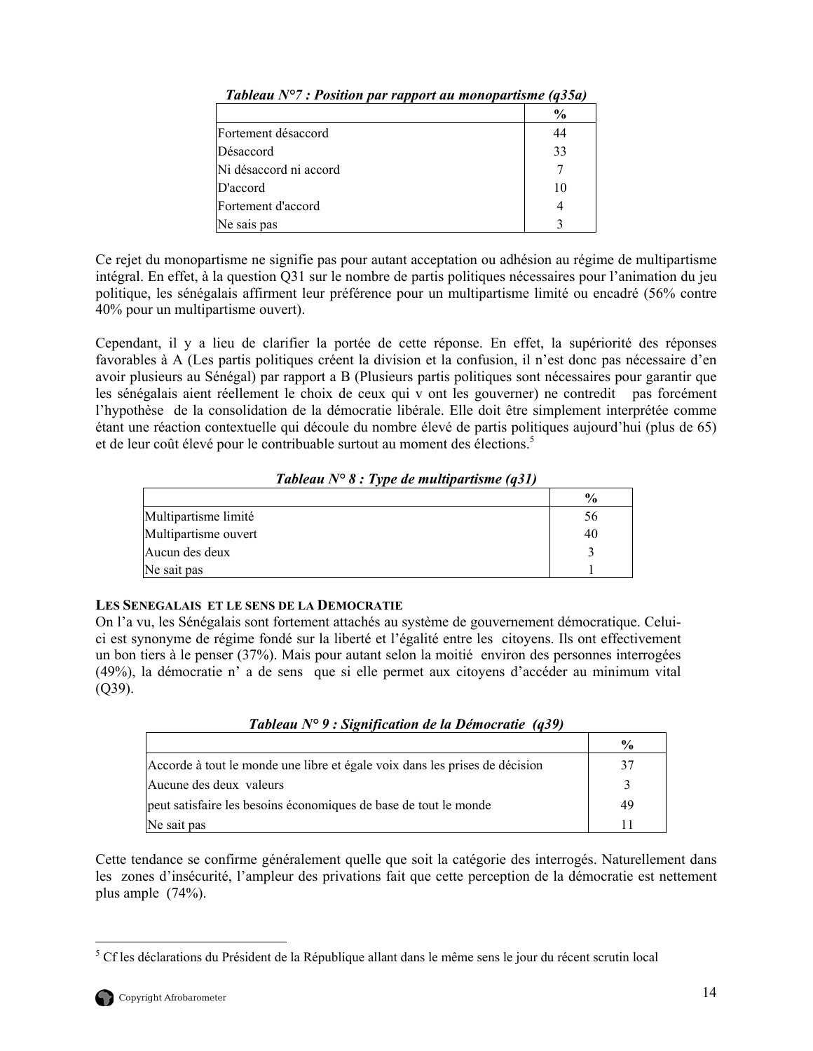***Tableau N°7 : Position par rapport au monopartisme (q35a)***

| | % |
|---|---|
| Fortement désaccord | 44 |
| Désaccord | 33 |
| Ni désaccord ni accord | 7 |
| D'accord | 10 |
| Fortement d'accord | 4 |
| Ne sais pas | 3 |

Ce rejet du monopartisme ne signifie pas pour autant acceptation ou adhésion au régime de multipartisme intégral. En effet, à la question Q31 sur le nombre de partis politiques nécessaires pour l'animation du jeu politique, les sénégalais affirment leur préférence pour un multipartisme limité ou encadré (56% contre 40% pour un multipartisme ouvert).

Cependant, il y a lieu de clarifier la portée de cette réponse. En effet, la supériorité des réponses favorables à A (Les partis politiques créent la division et la confusion, il n'est donc pas nécessaire d'en avoir plusieurs au Sénégal) par rapport a B (Plusieurs partis politiques sont nécessaires pour garantir que les sénégalais aient réellement le choix de ceux qui v ont les gouverner) ne contredit pas forcément l'hypothèse de la consolidation de la démocratie libérale. Elle doit être simplement interprétée comme étant une réaction contextuelle qui découle du nombre élevé de partis politiques aujourd'hui (plus de 65) et de leur coût élevé pour le contribuable surtout au moment des élections.[5]

***Tableau N° 8 : Type de multipartisme (q31)***

| | % |
|---|---|
| Multipartisme limité | 56 |
| Multipartisme ouvert | 40 |
| Aucun des deux | 3 |
| Ne sait pas | 1 |

**LES SENEGALAIS ET LE SENS DE LA DEMOCRATIE**

On l'a vu, les Sénégalais sont fortement attachés au système de gouvernement démocratique. Celui-ci est synonyme de régime fondé sur la liberté et l'égalité entre les citoyens. Ils ont effectivement un bon tiers à le penser (37%). Mais pour autant selon la moitié environ des personnes interrogées (49%), la démocratie n' a de sens que si elle permet aux citoyens d'accéder au minimum vital (Q39).

***Tableau N° 9 : Signification de la Démocratie (q39)***

| | % |
|---|---|
| Accorde à tout le monde une libre et égale voix dans les prises de décision | 37 |
| Aucune des deux valeurs | 3 |
| peut satisfaire les besoins économiques de base de tout le monde | 49 |
| Ne sait pas | 11 |

Cette tendance se confirme généralement quelle que soit la catégorie des interrogés. Naturellement dans les zones d'insécurité, l'ampleur des privations fait que cette perception de la démocratie est nettement plus ample (74%).

---

[5] Cf les déclarations du Président de la République allant dans le même sens le jour du récent scrutin local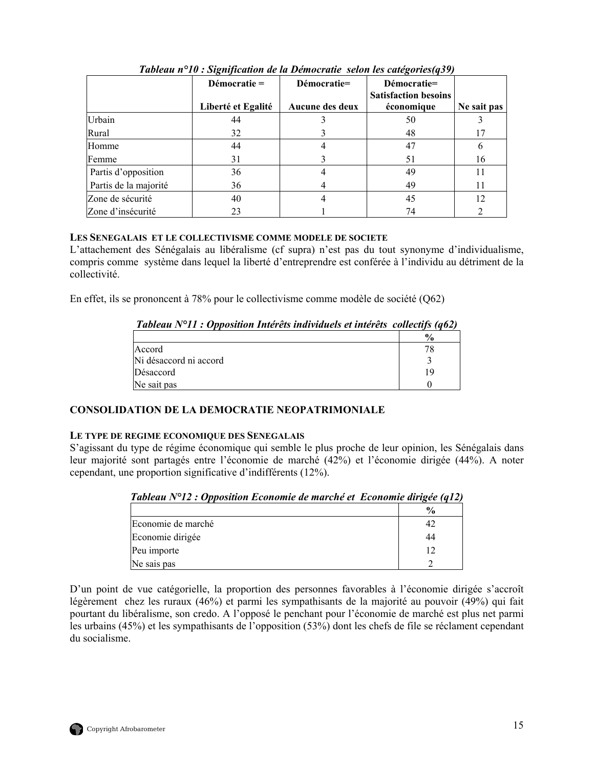*Tableau n°10 : Signification de la Démocratie selon les catégories(q39)*

| | Démocratie = Liberté et Egalité | Démocratie= Aucune des deux | Démocratie= Satisfaction besoins économique | Ne sait pas |
|---|---|---|---|---|
| Urbain | 44 | 3 | 50 | 3 |
| Rural | 32 | 3 | 48 | 17 |
| Homme | 44 | 4 | 47 | 6 |
| Femme | 31 | 3 | 51 | 16 |
| Partis d'opposition | 36 | 4 | 49 | 11 |
| Partis de la majorité | 36 | 4 | 49 | 11 |
| Zone de sécurité | 40 | 4 | 45 | 12 |
| Zone d'insécurité | 23 | 1 | 74 | 2 |

#### LES SENEGALAIS ET LE COLLECTIVISME COMME MODELE DE SOCIETE

L'attachement des Sénégalais au libéralisme (cf supra) n'est pas du tout synonyme d'individualisme, compris comme système dans lequel la liberté d'entreprendre est conférée à l'individu au détriment de la collectivité.

En effet, ils se prononcent à 78% pour le collectivisme comme modèle de société (Q62)

*Tableau N°11 : Opposition Intérêts individuels et intérêts collectifs (q62)*

| | % |
|---|---|
| Accord | 78 |
| Ni désaccord ni accord | 3 |
| Désaccord | 19 |
| Ne sait pas | 0 |

### CONSOLIDATION DE LA DEMOCRATIE NEOPATRIMONIALE

#### LE TYPE DE REGIME ECONOMIQUE DES SENEGALAIS

S'agissant du type de régime économique qui semble le plus proche de leur opinion, les Sénégalais dans leur majorité sont partagés entre l'économie de marché (42%) et l'économie dirigée (44%). A noter cependant, une proportion significative d'indifférents (12%).

*Tableau N°12 : Opposition Economie de marché et Economie dirigée (q12)*

| | % |
|---|---|
| Economie de marché | 42 |
| Economie dirigée | 44 |
| Peu importe | 12 |
| Ne sais pas | 2 |

D'un point de vue catégorielle, la proportion des personnes favorables à l'économie dirigée s'accroît légèrement chez les ruraux (46%) et parmi les sympathisants de la majorité au pouvoir (49%) qui fait pourtant du libéralisme, son credo. A l'opposé le penchant pour l'économie de marché est plus net parmi les urbains (45%) et les sympathisants de l'opposition (53%) dont les chefs de file se réclament cependant du socialisme.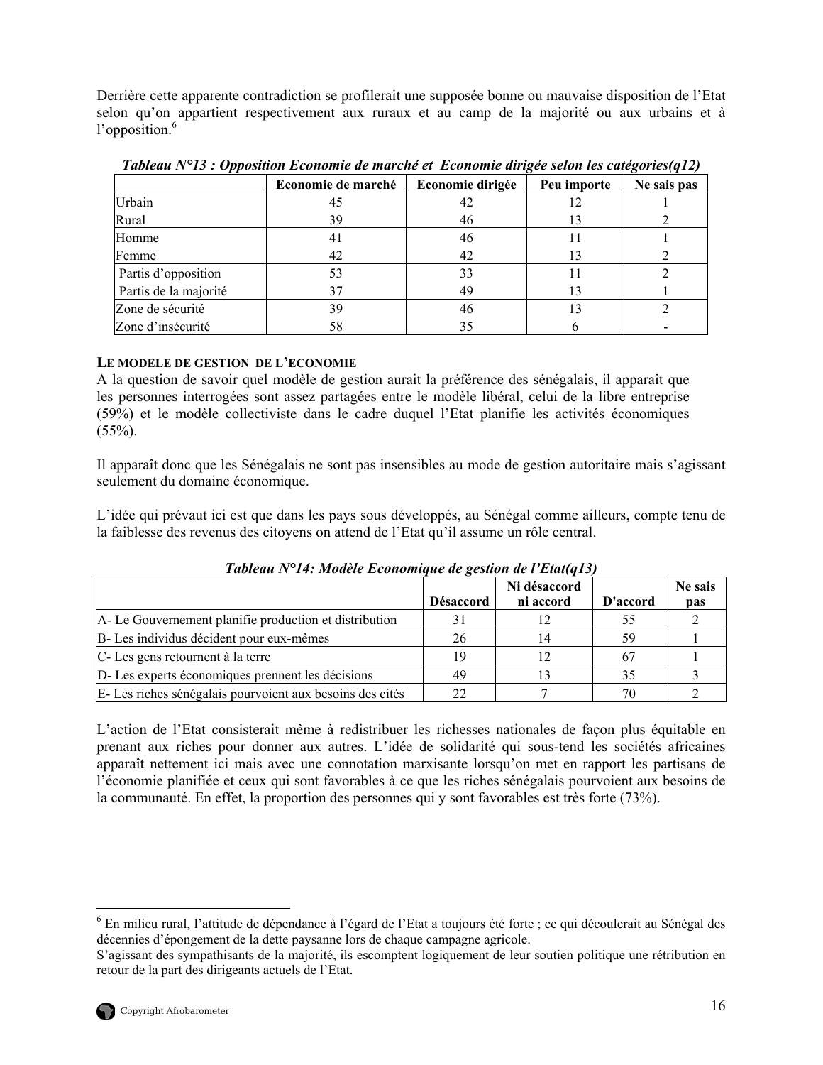Derrière cette apparente contradiction se profilerait une supposée bonne ou mauvaise disposition de l'Etat selon qu'on appartient respectivement aux ruraux et au camp de la majorité ou aux urbains et à l'opposition.[6]

***Tableau N°13 : Opposition Economie de marché et Economie dirigée selon les catégories(q12)***

| | Economie de marché | Economie dirigée | Peu importe | Ne sais pas |
|---|---|---|---|---|
| Urbain | 45 | 42 | 12 | 1 |
| Rural | 39 | 46 | 13 | 2 |
| Homme | 41 | 46 | 11 | 1 |
| Femme | 42 | 42 | 13 | 2 |
| Partis d'opposition | 53 | 33 | 11 | 2 |
| Partis de la majorité | 37 | 49 | 13 | 1 |
| Zone de sécurité | 39 | 46 | 13 | 2 |
| Zone d'insécurité | 58 | 35 | 6 | - |

**LE MODELE DE GESTION DE L'ECONOMIE**

A la question de savoir quel modèle de gestion aurait la préférence des sénégalais, il apparaît que les personnes interrogées sont assez partagées entre le modèle libéral, celui de la libre entreprise (59%) et le modèle collectiviste dans le cadre duquel l'Etat planifie les activités économiques (55%).

Il apparaît donc que les Sénégalais ne sont pas insensibles au mode de gestion autoritaire mais s'agissant seulement du domaine économique.

L'idée qui prévaut ici est que dans les pays sous développés, au Sénégal comme ailleurs, compte tenu de la faiblesse des revenus des citoyens on attend de l'Etat qu'il assume un rôle central.

***Tableau N°14: Modèle Economique de gestion de l'Etat(q13)***

| | Désaccord | Ni désaccord ni accord | D'accord | Ne sais pas |
|---|---|---|---|---|
| A- Le Gouvernement planifie production et distribution | 31 | 12 | 55 | 2 |
| B- Les individus décident pour eux-mêmes | 26 | 14 | 59 | 1 |
| C- Les gens retournent à la terre | 19 | 12 | 67 | 1 |
| D- Les experts économiques prennent les décisions | 49 | 13 | 35 | 3 |
| E- Les riches sénégalais pourvoient aux besoins des cités | 22 | 7 | 70 | 2 |

L'action de l'Etat consisterait même à redistribuer les richesses nationales de façon plus équitable en prenant aux riches pour donner aux autres. L'idée de solidarité qui sous-tend les sociétés africaines apparaît nettement ici mais avec une connotation marxisante lorsqu'on met en rapport les partisans de l'économie planifiée et ceux qui sont favorables à ce que les riches sénégalais pourvoient aux besoins de la communauté. En effet, la proportion des personnes qui y sont favorables est très forte (73%).

---

[6] En milieu rural, l'attitude de dépendance à l'égard de l'Etat a toujours été forte ; ce qui découlerait au Sénégal des décennies d'épongement de la dette paysanne lors de chaque campagne agricole.
S'agissant des sympathisants de la majorité, ils escomptent logiquement de leur soutien politique une rétribution en retour de la part des dirigeants actuels de l'Etat.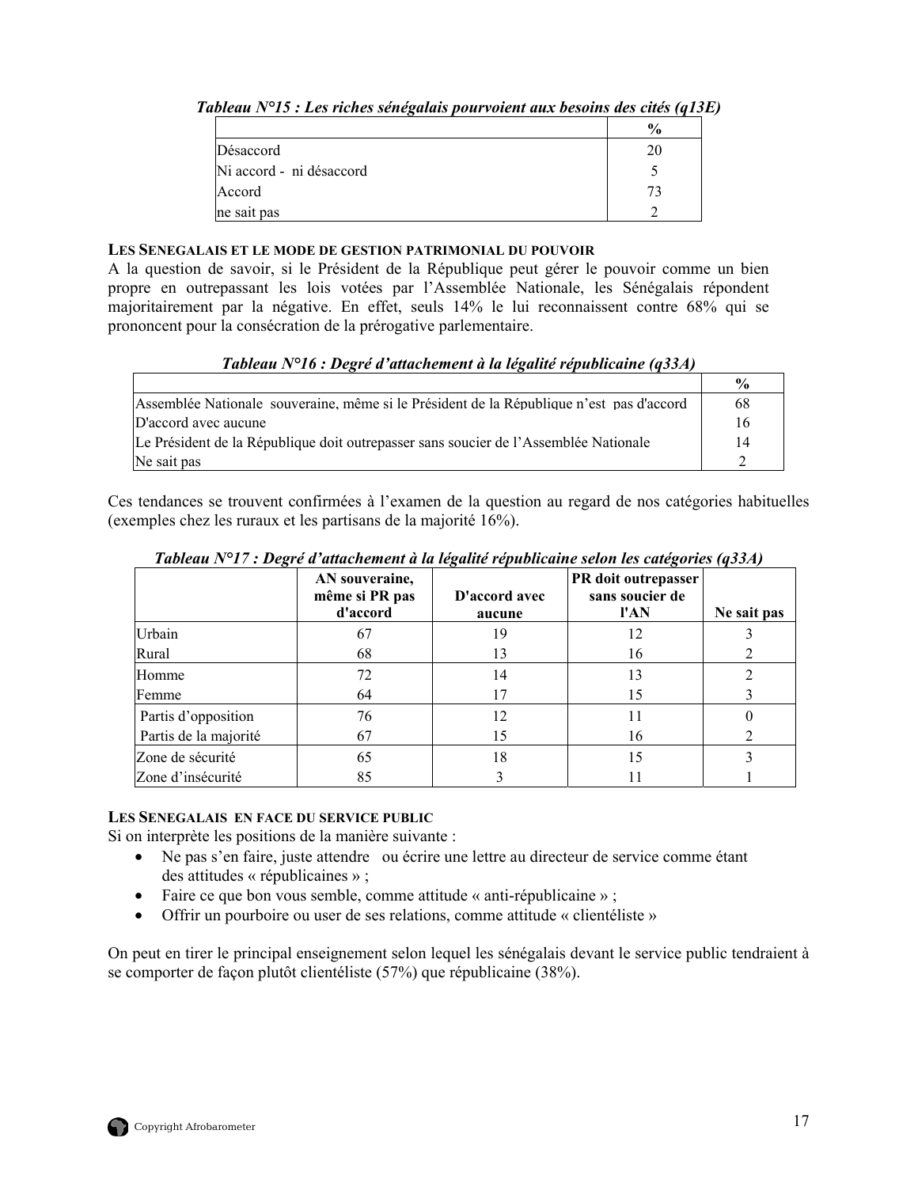*Tableau N°15 : Les riches sénégalais pourvoient aux besoins des cités (q13E)*

| | % |
|---|---|
| Désaccord | 20 |
| Ni accord - ni désaccord | 5 |
| Accord | 73 |
| ne sait pas | 2 |

**LES SENEGALAIS ET LE MODE DE GESTION PATRIMONIAL DU POUVOIR**

A la question de savoir, si le Président de la République peut gérer le pouvoir comme un bien propre en outrepassant les lois votées par l'Assemblée Nationale, les Sénégalais répondent majoritairement par la négative. En effet, seuls 14% le lui reconnaissent contre 68% qui se prononcent pour la consécration de la prérogative parlementaire.

*Tableau N°16 : Degré d'attachement à la légalité républicaine (q33A)*

| | % |
|---|---|
| Assemblée Nationale souveraine, même si le Président de la République n'est pas d'accord | 68 |
| D'accord avec aucune | 16 |
| Le Président de la République doit outrepasser sans soucier de l'Assemblée Nationale | 14 |
| Ne sait pas | 2 |

Ces tendances se trouvent confirmées à l'examen de la question au regard de nos catégories habituelles (exemples chez les ruraux et les partisans de la majorité 16%).

*Tableau N°17 : Degré d'attachement à la légalité républicaine selon les catégories (q33A)*

| | AN souveraine, même si PR pas d'accord | D'accord avec aucune | PR doit outrepasser sans soucier de l'AN | Ne sait pas |
|---|---|---|---|---|
| Urbain | 67 | 19 | 12 | 3 |
| Rural | 68 | 13 | 16 | 2 |
| Homme | 72 | 14 | 13 | 2 |
| Femme | 64 | 17 | 15 | 3 |
| Partis d'opposition | 76 | 12 | 11 | 0 |
| Partis de la majorité | 67 | 15 | 16 | 2 |
| Zone de sécurité | 65 | 18 | 15 | 3 |
| Zone d'insécurité | 85 | 3 | 11 | 1 |

**LES SENEGALAIS EN FACE DU SERVICE PUBLIC**

Si on interprète les positions de la manière suivante :

- Ne pas s'en faire, juste attendre ou écrire une lettre au directeur de service comme étant des attitudes « républicaines » ;
- Faire ce que bon vous semble, comme attitude « anti-républicaine » ;
- Offrir un pourboire ou user de ses relations, comme attitude « clientéliste »

On peut en tirer le principal enseignement selon lequel les sénégalais devant le service public tendraient à se comporter de façon plutôt clientéliste (57%) que républicaine (38%).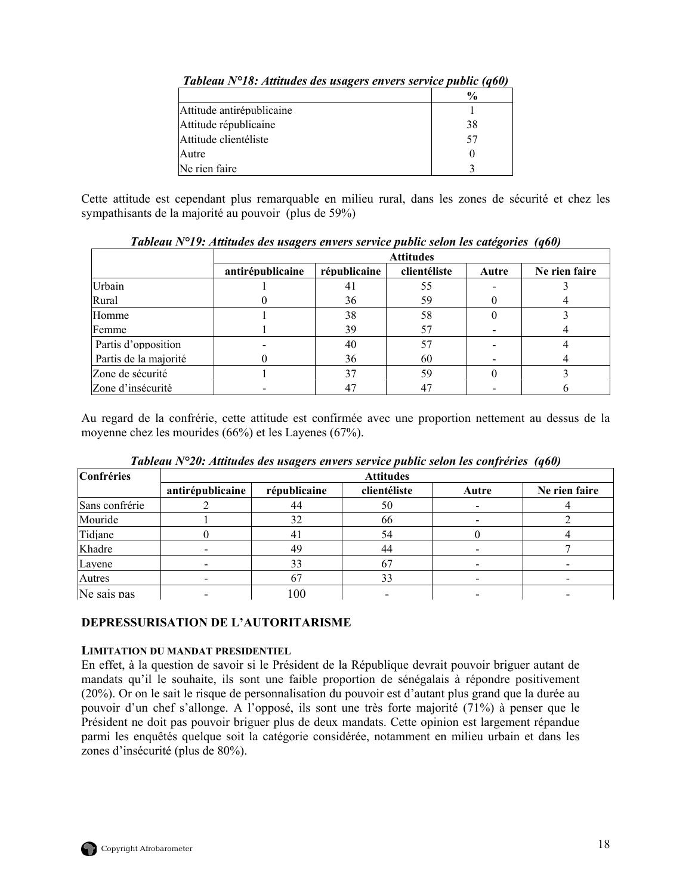**_Tableau N°18: Attitudes des usagers envers service public (q60)_**

| | % |
|---|---|
| Attitude antirépublicaine | 1 |
| Attitude républicaine | 38 |
| Attitude clientéliste | 57 |
| Autre | 0 |
| Ne rien faire | 3 |

Cette attitude est cependant plus remarquable en milieu rural, dans les zones de sécurité et chez les sympathisants de la majorité au pouvoir (plus de 59%)

**_Tableau N°19: Attitudes des usagers envers service public selon les catégories (q60)_**

| | Attitudes | | | | |
|---|---|---|---|---|---|
| | antirépublicaine | républicaine | clientéliste | Autre | Ne rien faire |
| Urbain | 1 | 41 | 55 | - | 3 |
| Rural | 0 | 36 | 59 | 0 | 4 |
| Homme | 1 | 38 | 58 | 0 | 3 |
| Femme | 1 | 39 | 57 | - | 4 |
| Partis d'opposition | - | 40 | 57 | - | 4 |
| Partis de la majorité | 0 | 36 | 60 | - | 4 |
| Zone de sécurité | 1 | 37 | 59 | 0 | 3 |
| Zone d'insécurité | - | 47 | 47 | - | 6 |

Au regard de la confrérie, cette attitude est confirmée avec une proportion nettement au dessus de la moyenne chez les mourides (66%) et les Layenes (67%).

**_Tableau N°20: Attitudes des usagers envers service public selon les confréries (q60)_**

| Confréries | Attitudes | | | | |
|---|---|---|---|---|---|
| | antirépublicaine | républicaine | clientéliste | Autre | Ne rien faire |
| Sans confrérie | 2 | 44 | 50 | - | 4 |
| Mouride | 1 | 32 | 66 | - | 2 |
| Tidjane | 0 | 41 | 54 | 0 | 4 |
| Khadre | - | 49 | 44 | - | 7 |
| Layene | - | 33 | 67 | - | - |
| Autres | - | 67 | 33 | - | - |
| Ne sais pas | - | 100 | - | - | - |

## DEPRESSURISATION DE L'AUTORITARISME

### LIMITATION DU MANDAT PRESIDENTIEL

En effet, à la question de savoir si le Président de la République devrait pouvoir briguer autant de mandats qu'il le souhaite, ils sont une faible proportion de sénégalais à répondre positivement (20%). Or on le sait le risque de personnalisation du pouvoir est d'autant plus grand que la durée au pouvoir d'un chef s'allonge. A l'opposé, ils sont une très forte majorité (71%) à penser que le Président ne doit pas pouvoir briguer plus de deux mandats. Cette opinion est largement répandue parmi les enquêtés quelque soit la catégorie considérée, notamment en milieu urbain et dans les zones d'insécurité (plus de 80%).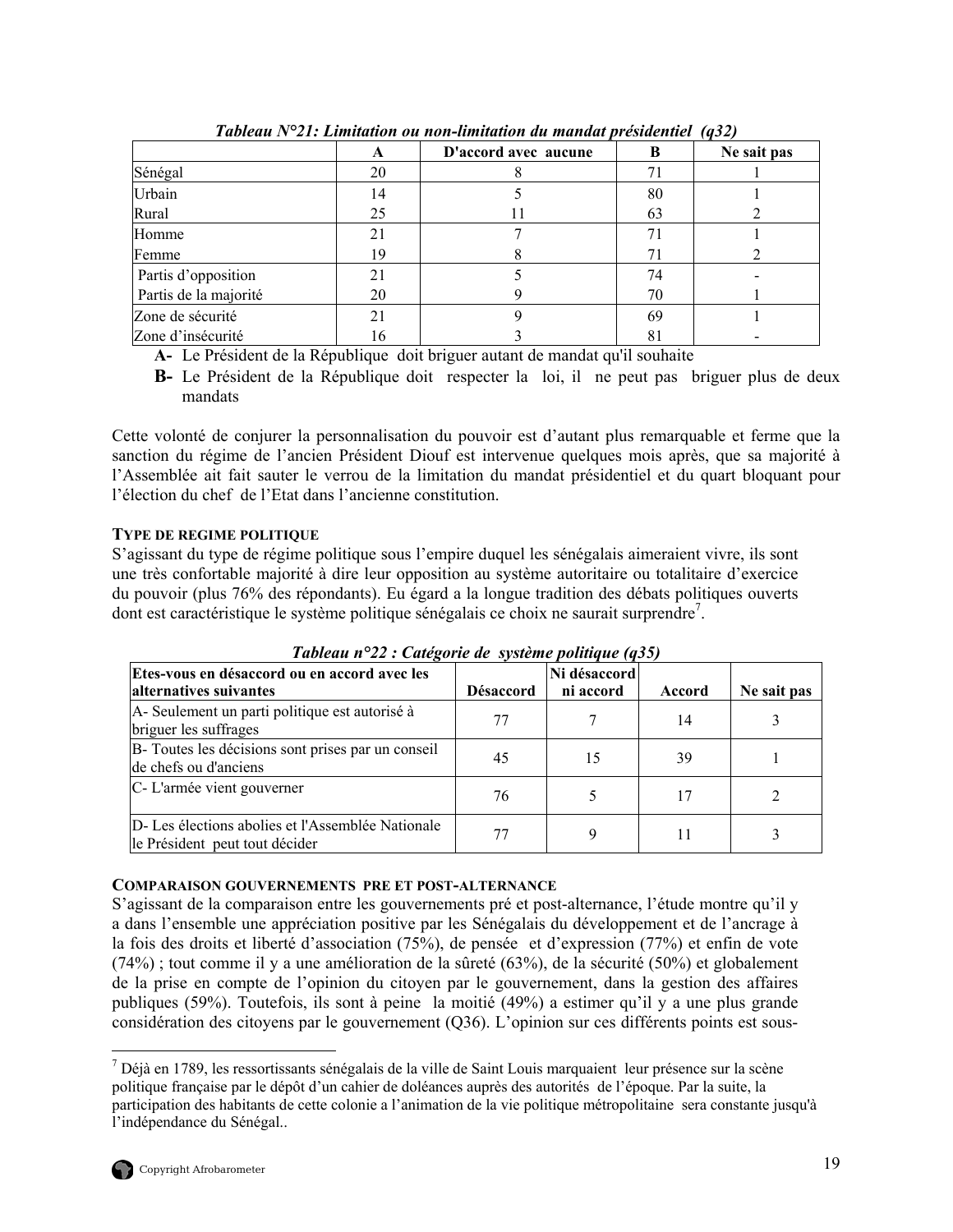***Tableau N°21: Limitation ou non-limitation du mandat présidentiel (q32)***

| | A | D'accord avec aucune | B | Ne sait pas |
|---|---|---|---|---|
| Sénégal | 20 | 8 | 71 | 1 |
| Urbain | 14 | 5 | 80 | 1 |
| Rural | 25 | 11 | 63 | 2 |
| Homme | 21 | 7 | 71 | 1 |
| Femme | 19 | 8 | 71 | 2 |
| Partis d'opposition | 21 | 5 | 74 | - |
| Partis de la majorité | 20 | 9 | 70 | 1 |
| Zone de sécurité | 21 | 9 | 69 | 1 |
| Zone d'insécurité | 16 | 3 | 81 | - |

- **A-** Le Président de la République doit briguer autant de mandat qu'il souhaite
- **B-** Le Président de la République doit respecter la loi, il ne peut pas briguer plus de deux mandats

Cette volonté de conjurer la personnalisation du pouvoir est d'autant plus remarquable et ferme que la sanction du régime de l'ancien Président Diouf est intervenue quelques mois après, que sa majorité à l'Assemblée ait fait sauter le verrou de la limitation du mandat présidentiel et du quart bloquant pour l'élection du chef de l'Etat dans l'ancienne constitution.

**TYPE DE REGIME POLITIQUE**

S'agissant du type de régime politique sous l'empire duquel les sénégalais aimeraient vivre, ils sont une très confortable majorité à dire leur opposition au système autoritaire ou totalitaire d'exercice du pouvoir (plus 76% des répondants). Eu égard a la longue tradition des débats politiques ouverts dont est caractéristique le système politique sénégalais ce choix ne saurait surprendre[7].

***Tableau n°22 : Catégorie de système politique (q35)***

| Etes-vous en désaccord ou en accord avec les alternatives suivantes | Désaccord | Ni désaccord ni accord | Accord | Ne sait pas |
|---|---|---|---|---|
| A- Seulement un parti politique est autorisé à briguer les suffrages | 77 | 7 | 14 | 3 |
| B- Toutes les décisions sont prises par un conseil de chefs ou d'anciens | 45 | 15 | 39 | 1 |
| C- L'armée vient gouverner | 76 | 5 | 17 | 2 |
| D- Les élections abolies et l'Assemblée Nationale le Président peut tout décider | 77 | 9 | 11 | 3 |

**COMPARAISON GOUVERNEMENTS PRE ET POST-ALTERNANCE**

S'agissant de la comparaison entre les gouvernements pré et post-alternance, l'étude montre qu'il y a dans l'ensemble une appréciation positive par les Sénégalais du développement et de l'ancrage à la fois des droits et liberté d'association (75%), de pensée et d'expression (77%) et enfin de vote (74%) ; tout comme il y a une amélioration de la sûreté (63%), de la sécurité (50%) et globalement de la prise en compte de l'opinion du citoyen par le gouvernement, dans la gestion des affaires publiques (59%). Toutefois, ils sont à peine la moitié (49%) a estimer qu'il y a une plus grande considération des citoyens par le gouvernement (Q36). L'opinion sur ces différents points est sous-

---

[7] Déjà en 1789, les ressortissants sénégalais de la ville de Saint Louis marquaient leur présence sur la scène politique française par le dépôt d'un cahier de doléances auprès des autorités de l'époque. Par la suite, la participation des habitants de cette colonie a l'animation de la vie politique métropolitaine sera constante jusqu'à l'indépendance du Sénégal..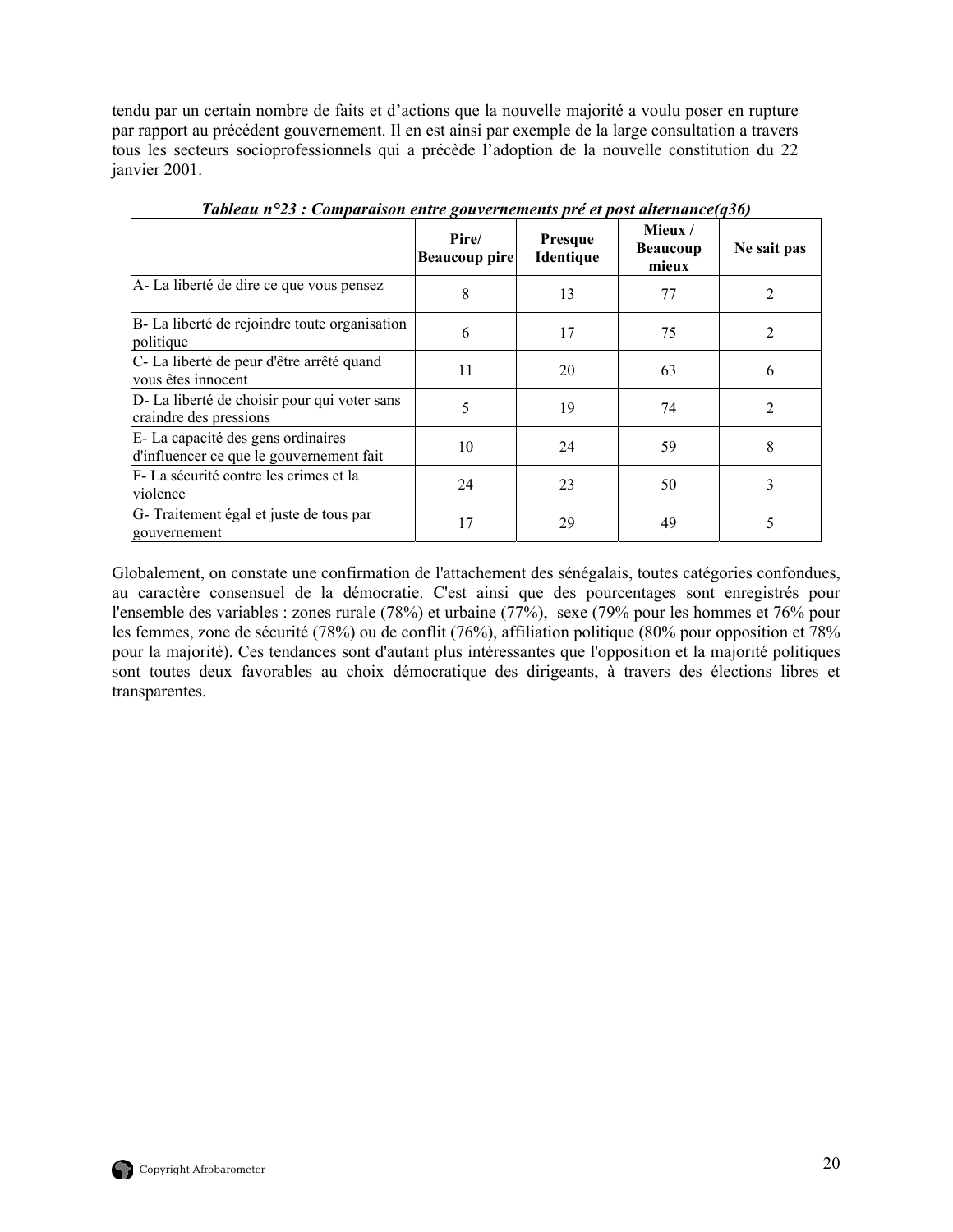tendu par un certain nombre de faits et d'actions que la nouvelle majorité a voulu poser en rupture par rapport au précédent gouvernement. Il en est ainsi par exemple de la large consultation a travers tous les secteurs socioprofessionnels qui a précède l'adoption de la nouvelle constitution du 22 janvier 2001.

***Tableau n°23 : Comparaison entre gouvernements pré et post alternance(q36)***

| | Pire/ Beaucoup pire | Presque Identique | Mieux / Beaucoup mieux | Ne sait pas |
|---|---|---|---|---|
| A- La liberté de dire ce que vous pensez | 8 | 13 | 77 | 2 |
| B- La liberté de rejoindre toute organisation politique | 6 | 17 | 75 | 2 |
| C- La liberté de peur d'être arrêté quand vous êtes innocent | 11 | 20 | 63 | 6 |
| D- La liberté de choisir pour qui voter sans craindre des pressions | 5 | 19 | 74 | 2 |
| E- La capacité des gens ordinaires d'influencer ce que le gouvernement fait | 10 | 24 | 59 | 8 |
| F- La sécurité contre les crimes et la violence | 24 | 23 | 50 | 3 |
| G- Traitement égal et juste de tous par gouvernement | 17 | 29 | 49 | 5 |

Globalement, on constate une confirmation de l'attachement des sénégalais, toutes catégories confondues, au caractère consensuel de la démocratie. C'est ainsi que des pourcentages sont enregistrés pour l'ensemble des variables : zones rurale (78%) et urbaine (77%), sexe (79% pour les hommes et 76% pour les femmes, zone de sécurité (78%) ou de conflit (76%), affiliation politique (80% pour opposition et 78% pour la majorité). Ces tendances sont d'autant plus intéressantes que l'opposition et la majorité politiques sont toutes deux favorables au choix démocratique des dirigeants, à travers des élections libres et transparentes.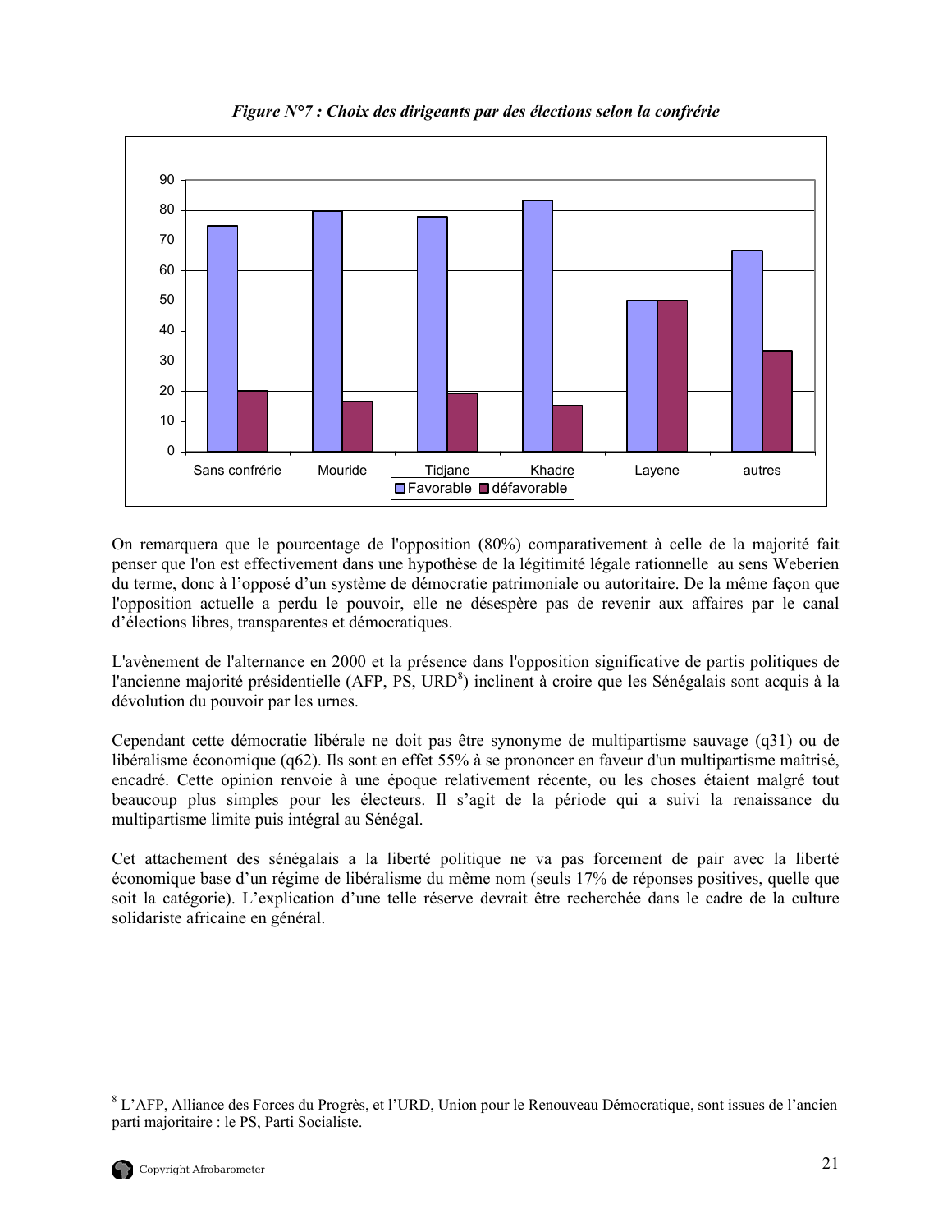*Figure N°7 : Choix des dirigeants par des élections selon la confrérie*

On remarquera que le pourcentage de l'opposition (80%) comparativement à celle de la majorité fait penser que l'on est effectivement dans une hypothèse de la légitimité légale rationnelle au sens Weberien du terme, donc à l'opposé d'un système de démocratie patrimoniale ou autoritaire. De la même façon que l'opposition actuelle a perdu le pouvoir, elle ne désespère pas de revenir aux affaires par le canal d'élections libres, transparentes et démocratiques.

L'avènement de l'alternance en 2000 et la présence dans l'opposition significative de partis politiques de l'ancienne majorité présidentielle (AFP, PS, URD[8]) inclinent à croire que les Sénégalais sont acquis à la dévolution du pouvoir par les urnes.

Cependant cette démocratie libérale ne doit pas être synonyme de multipartisme sauvage (q31) ou de libéralisme économique (q62). Ils sont en effet 55% à se prononcer en faveur d'un multipartisme maîtrisé, encadré. Cette opinion renvoie à une époque relativement récente, ou les choses étaient malgré tout beaucoup plus simples pour les électeurs. Il s'agit de la période qui a suivi la renaissance du multipartisme limite puis intégral au Sénégal.

Cet attachement des sénégalais a la liberté politique ne va pas forcement de pair avec la liberté économique base d'un régime de libéralisme du même nom (seuls 17% de réponses positives, quelle que soit la catégorie). L'explication d'une telle réserve devrait être recherchée dans le cadre de la culture solidariste africaine en général.

[8] L'AFP, Alliance des Forces du Progrès, et l'URD, Union pour le Renouveau Démocratique, sont issues de l'ancien parti majoritaire : le PS, Parti Socialiste.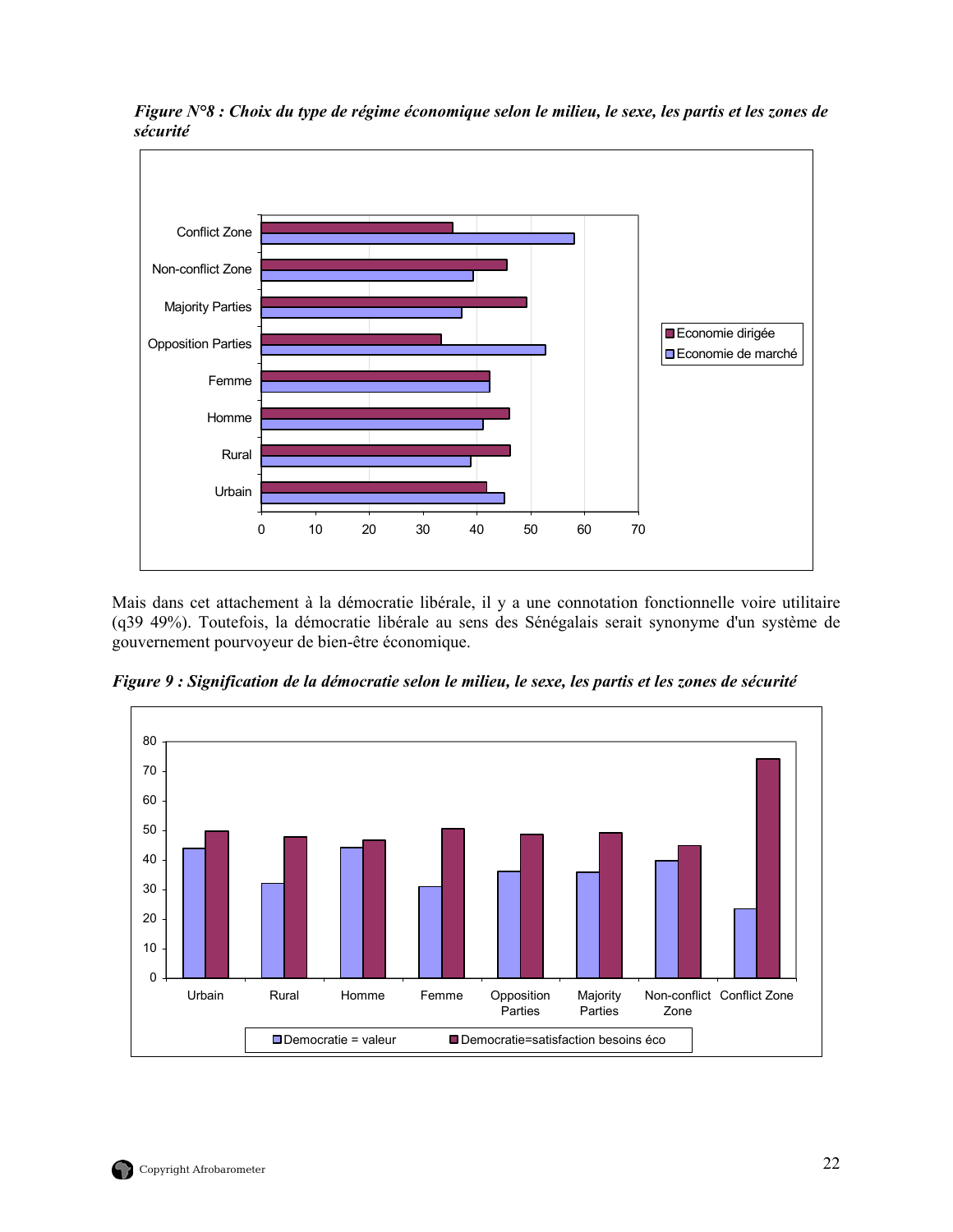*Figure N°8 : Choix du type de régime économique selon le milieu, le sexe, les partis et les zones de sécurité*

Mais dans cet attachement à la démocratie libérale, il y a une connotation fonctionnelle voire utilitaire (q39 49%). Toutefois, la démocratie libérale au sens des Sénégalais serait synonyme d'un système de gouvernement pourvoyeur de bien-être économique.

*Figure 9 : Signification de la démocratie selon le milieu, le sexe, les partis et les zones de sécurité*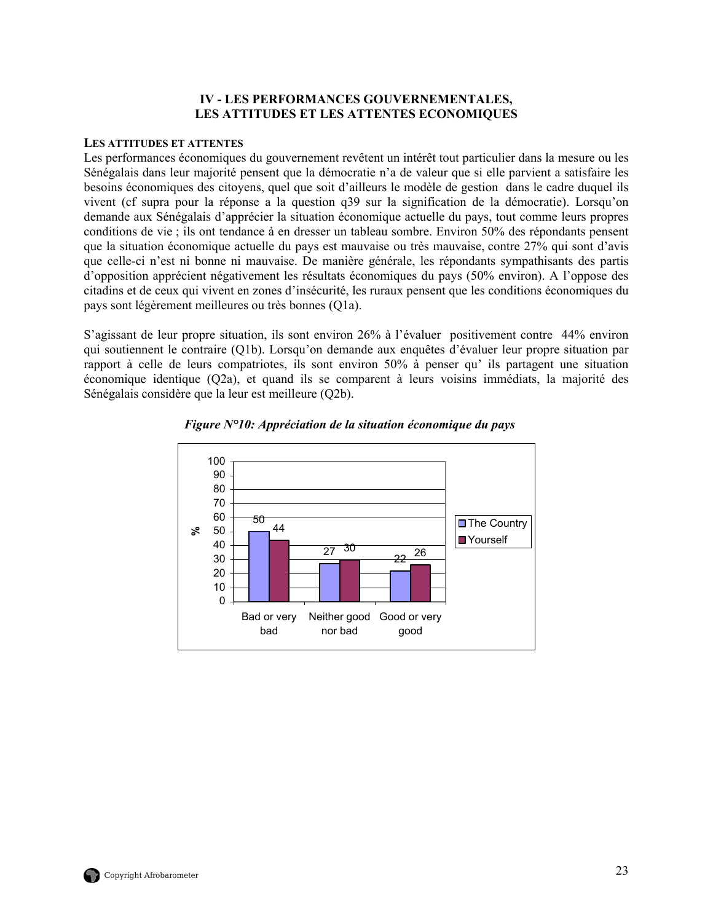# IV - LES PERFORMANCES GOUVERNEMENTALES, LES ATTITUDES ET LES ATTENTES ECONOMIQUES

### LES ATTITUDES ET ATTENTES

Les performances économiques du gouvernement revêtent un intérêt tout particulier dans la mesure ou les Sénégalais dans leur majorité pensent que la démocratie n'a de valeur que si elle parvient a satisfaire les besoins économiques des citoyens, quel que soit d'ailleurs le modèle de gestion dans le cadre duquel ils vivent (cf supra pour la réponse a la question q39 sur la signification de la démocratie). Lorsqu'on demande aux Sénégalais d'apprécier la situation économique actuelle du pays, tout comme leurs propres conditions de vie ; ils ont tendance à en dresser un tableau sombre. Environ 50% des répondants pensent que la situation économique actuelle du pays est mauvaise ou très mauvaise, contre 27% qui sont d'avis que celle-ci n'est ni bonne ni mauvaise. De manière générale, les répondants sympathisants des partis d'opposition apprécient négativement les résultats économiques du pays (50% environ). A l'oppose des citadins et de ceux qui vivent en zones d'insécurité, les ruraux pensent que les conditions économiques du pays sont légèrement meilleures ou très bonnes (Q1a).

S'agissant de leur propre situation, ils sont environ 26% à l'évaluer positivement contre 44% environ qui soutiennent le contraire (Q1b). Lorsqu'on demande aux enquêtes d'évaluer leur propre situation par rapport à celle de leurs compatriotes, ils sont environ 50% à penser qu' ils partagent une situation économique identique (Q2a), et quand ils se comparent à leurs voisins immédiats, la majorité des Sénégalais considère que la leur est meilleure (Q2b).

***Figure N°10: Appréciation de la situation économique du pays***

| % | The Country | Yourself |
|---|---|---|
| Bad or very bad | 50 | 44 |
| Neither good nor bad | 27 | 30 |
| Good or very good | 22 | 26 |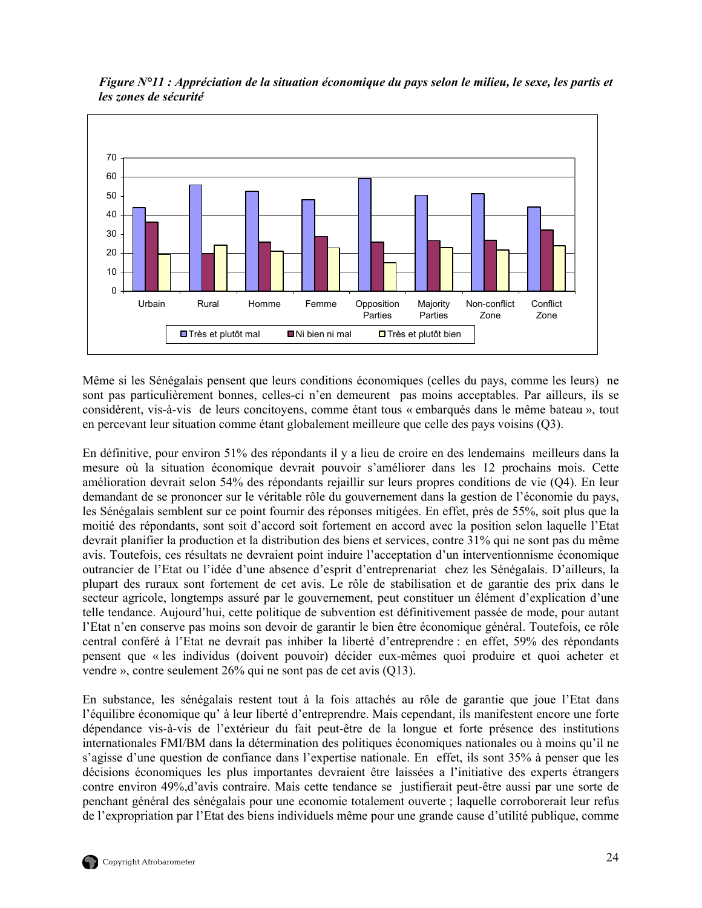*Figure N°11 : Appréciation de la situation économique du pays selon le milieu, le sexe, les partis et les zones de sécurité*

Même si les Sénégalais pensent que leurs conditions économiques (celles du pays, comme les leurs) ne sont pas particulièrement bonnes, celles-ci n'en demeurent pas moins acceptables. Par ailleurs, ils se considèrent, vis-à-vis de leurs concitoyens, comme étant tous « embarqués dans le même bateau », tout en percevant leur situation comme étant globalement meilleure que celle des pays voisins (Q3).

En définitive, pour environ 51% des répondants il y a lieu de croire en des lendemains meilleurs dans la mesure où la situation économique devrait pouvoir s'améliorer dans les 12 prochains mois. Cette amélioration devrait selon 54% des répondants rejaillir sur leurs propres conditions de vie (Q4). En leur demandant de se prononcer sur le véritable rôle du gouvernement dans la gestion de l'économie du pays, les Sénégalais semblent sur ce point fournir des réponses mitigées. En effet, près de 55%, soit plus que la moitié des répondants, sont soit d'accord soit fortement en accord avec la position selon laquelle l'Etat devrait planifier la production et la distribution des biens et services, contre 31% qui ne sont pas du même avis. Toutefois, ces résultats ne devraient point induire l'acceptation d'un interventionnisme économique outrancier de l'Etat ou l'idée d'une absence d'esprit d'entreprenariat chez les Sénégalais. D'ailleurs, la plupart des ruraux sont fortement de cet avis. Le rôle de stabilisation et de garantie des prix dans le secteur agricole, longtemps assuré par le gouvernement, peut constituer un élément d'explication d'une telle tendance. Aujourd'hui, cette politique de subvention est définitivement passée de mode, pour autant l'Etat n'en conserve pas moins son devoir de garantir le bien être économique général. Toutefois, ce rôle central conféré à l'Etat ne devrait pas inhiber la liberté d'entreprendre : en effet, 59% des répondants pensent que « les individus (doivent pouvoir) décider eux-mêmes quoi produire et quoi acheter et vendre », contre seulement 26% qui ne sont pas de cet avis (Q13).

En substance, les sénégalais restent tout à la fois attachés au rôle de garantie que joue l'Etat dans l'équilibre économique qu' à leur liberté d'entreprendre. Mais cependant, ils manifestent encore une forte dépendance vis-à-vis de l'extérieur du fait peut-être de la longue et forte présence des institutions internationales FMI/BM dans la détermination des politiques économiques nationales ou à moins qu'il ne s'agisse d'une question de confiance dans l'expertise nationale. En effet, ils sont 35% à penser que les décisions économiques les plus importantes devraient être laissées a l'initiative des experts étrangers contre environ 49%,d'avis contraire. Mais cette tendance se justifierait peut-être aussi par une sorte de penchant général des sénégalais pour une economie totalement ouverte ; laquelle corroborerait leur refus de l'expropriation par l'Etat des biens individuels même pour une grande cause d'utilité publique, comme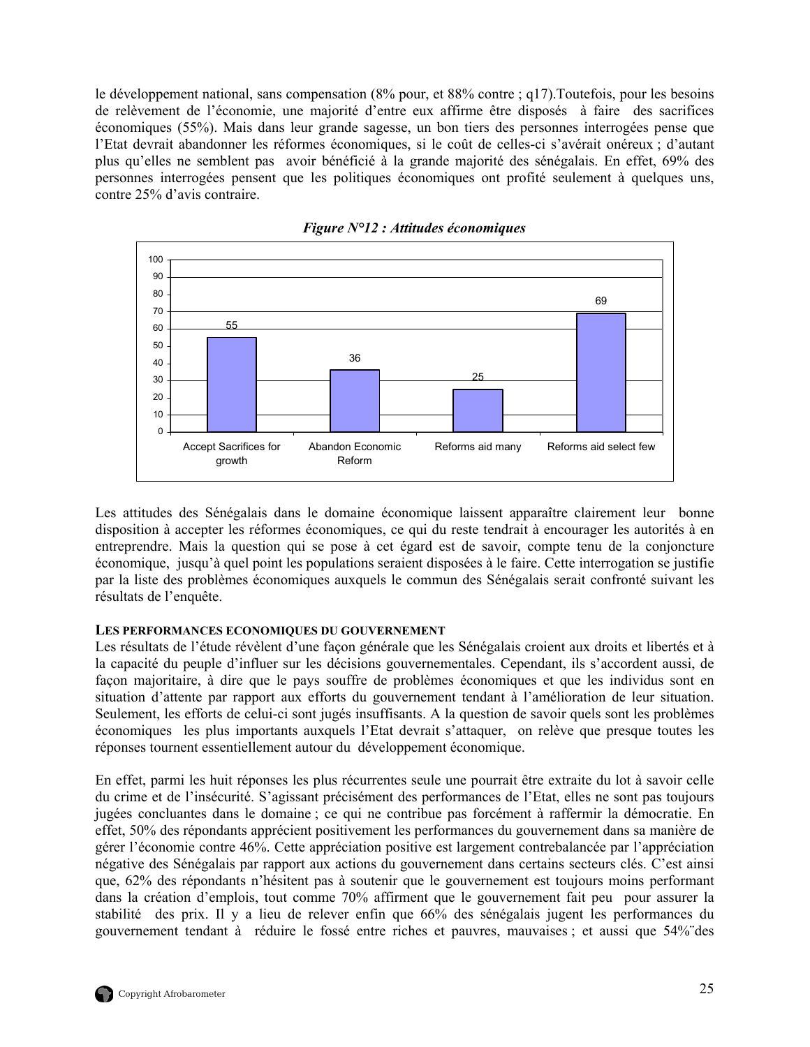le développement national, sans compensation (8% pour, et 88% contre ; q17).Toutefois, pour les besoins de relèvement de l'économie, une majorité d'entre eux affirme être disposés à faire des sacrifices économiques (55%). Mais dans leur grande sagesse, un bon tiers des personnes interrogées pense que l'Etat devrait abandonner les réformes économiques, si le coût de celles-ci s'avérait onéreux ; d'autant plus qu'elles ne semblent pas avoir bénéficié à la grande majorité des sénégalais. En effet, 69% des personnes interrogées pensent que les politiques économiques ont profité seulement à quelques uns, contre 25% d'avis contraire.

***Figure N°12 : Attitudes économiques***

| Accept Sacrifices for growth | Abandon Economic Reform | Reforms aid many | Reforms aid select few |
|---|---|---|---|
| 55 | 36 | 25 | 69 |

Les attitudes des Sénégalais dans le domaine économique laissent apparaître clairement leur bonne disposition à accepter les réformes économiques, ce qui du reste tendrait à encourager les autorités à en entreprendre. Mais la question qui se pose à cet égard est de savoir, compte tenu de la conjoncture économique, jusqu'à quel point les populations seraient disposées à le faire. Cette interrogation se justifie par la liste des problèmes économiques auxquels le commun des Sénégalais serait confronté suivant les résultats de l'enquête.

**LES PERFORMANCES ECONOMIQUES DU GOUVERNEMENT**

Les résultats de l'étude révèlent d'une façon générale que les Sénégalais croient aux droits et libertés et à la capacité du peuple d'influer sur les décisions gouvernementales. Cependant, ils s'accordent aussi, de façon majoritaire, à dire que le pays souffre de problèmes économiques et que les individus sont en situation d'attente par rapport aux efforts du gouvernement tendant à l'amélioration de leur situation. Seulement, les efforts de celui-ci sont jugés insuffisants. A la question de savoir quels sont les problèmes économiques les plus importants auxquels l'Etat devrait s'attaquer, on relève que presque toutes les réponses tournent essentiellement autour du développement économique.

En effet, parmi les huit réponses les plus récurrentes seule une pourrait être extraite du lot à savoir celle du crime et de l'insécurité. S'agissant précisément des performances de l'Etat, elles ne sont pas toujours jugées concluantes dans le domaine ; ce qui ne contribue pas forcément à raffermir la démocratie. En effet, 50% des répondants apprécient positivement les performances du gouvernement dans sa manière de gérer l'économie contre 46%. Cette appréciation positive est largement contrebalancée par l'appréciation négative des Sénégalais par rapport aux actions du gouvernement dans certains secteurs clés. C'est ainsi que, 62% des répondants n'hésitent pas à soutenir que le gouvernement est toujours moins performant dans la création d'emplois, tout comme 70% affirment que le gouvernement fait peu pour assurer la stabilité des prix. Il y a lieu de relever enfin que 66% des sénégalais jugent les performances du gouvernement tendant à réduire le fossé entre riches et pauvres, mauvaises ; et aussi que 54%¨des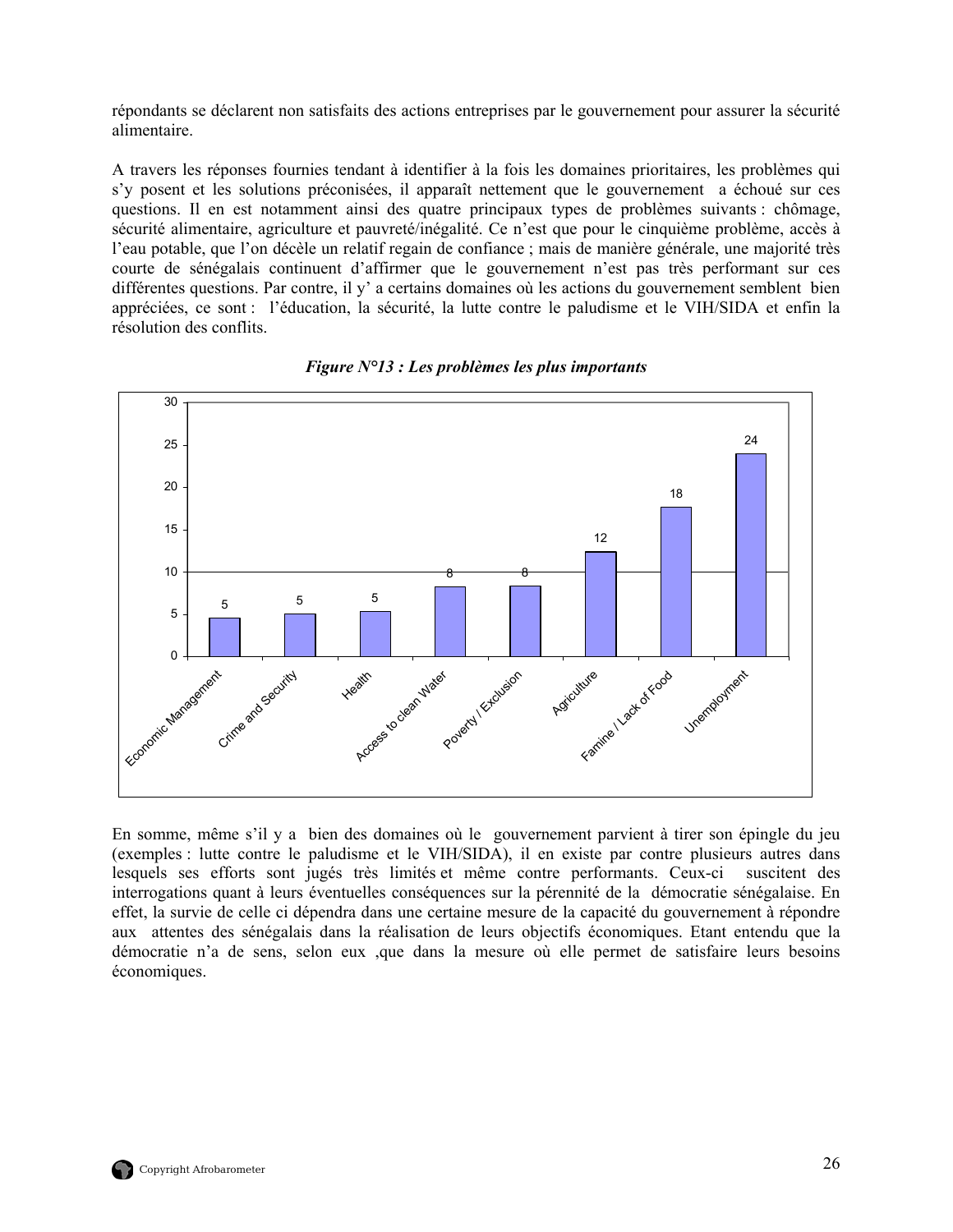répondants se déclarent non satisfaits des actions entreprises par le gouvernement pour assurer la sécurité alimentaire.

A travers les réponses fournies tendant à identifier à la fois les domaines prioritaires, les problèmes qui s'y posent et les solutions préconisées, il apparaît nettement que le gouvernement a échoué sur ces questions. Il en est notamment ainsi des quatre principaux types de problèmes suivants : chômage, sécurité alimentaire, agriculture et pauvreté/inégalité. Ce n'est que pour le cinquième problème, accès à l'eau potable, que l'on décèle un relatif regain de confiance ; mais de manière générale, une majorité très courte de sénégalais continuent d'affirmer que le gouvernement n'est pas très performant sur ces différentes questions. Par contre, il y' a certains domaines où les actions du gouvernement semblent bien appréciées, ce sont : l'éducation, la sécurité, la lutte contre le paludisme et le VIH/SIDA et enfin la résolution des conflits.

***Figure N°13 : Les problèmes les plus importants***

| Problème | Valeur |
|---|---|
| Economic Management | 5 |
| Crime and Security | 5 |
| Health | 5 |
| Access to clean Water | 8 |
| Poverty / Exclusion | 8 |
| Agriculture | 12 |
| Famine / Lack of Food | 18 |
| Unemployment | 24 |

En somme, même s'il y a bien des domaines où le gouvernement parvient à tirer son épingle du jeu (exemples : lutte contre le paludisme et le VIH/SIDA), il en existe par contre plusieurs autres dans lesquels ses efforts sont jugés très limités et même contre performants. Ceux-ci suscitent des interrogations quant à leurs éventuelles conséquences sur la pérennité de la démocratie sénégalaise. En effet, la survie de celle ci dépendra dans une certaine mesure de la capacité du gouvernement à répondre aux attentes des sénégalais dans la réalisation de leurs objectifs économiques. Etant entendu que la démocratie n'a de sens, selon eux ,que dans la mesure où elle permet de satisfaire leurs besoins économiques.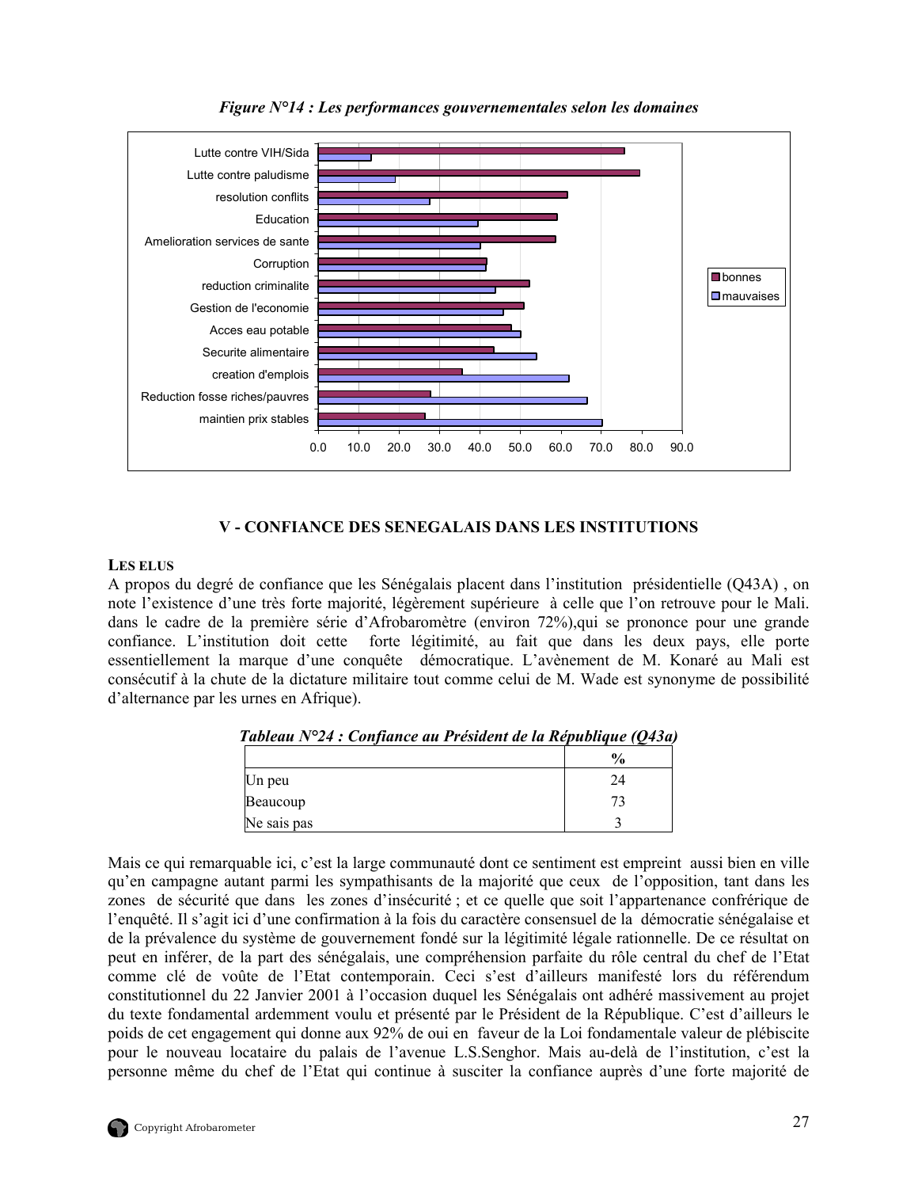*Figure N°14 : Les performances gouvernementales selon les domaines*

## V - CONFIANCE DES SENEGALAIS DANS LES INSTITUTIONS

**LES ELUS**

A propos du degré de confiance que les Sénégalais placent dans l'institution présidentielle (Q43A) , on note l'existence d'une très forte majorité, légèrement supérieure à celle que l'on retrouve pour le Mali. dans le cadre de la première série d'Afrobaromètre (environ 72%),qui se prononce pour une grande confiance. L'institution doit cette forte légitimité, au fait que dans les deux pays, elle porte essentiellement la marque d'une conquête démocratique. L'avènement de M. Konaré au Mali est consécutif à la chute de la dictature militaire tout comme celui de M. Wade est synonyme de possibilité d'alternance par les urnes en Afrique).

***Tableau N°24 : Confiance au Président de la République (Q43a)***

| | % |
|---|---|
| Un peu | 24 |
| Beaucoup | 73 |
| Ne sais pas | 3 |

Mais ce qui remarquable ici, c'est la large communauté dont ce sentiment est empreint aussi bien en ville qu'en campagne autant parmi les sympathisants de la majorité que ceux de l'opposition, tant dans les zones de sécurité que dans les zones d'insécurité ; et ce quelle que soit l'appartenance confrérique de l'enquêté. Il s'agit ici d'une confirmation à la fois du caractère consensuel de la démocratie sénégalaise et de la prévalence du système de gouvernement fondé sur la légitimité légale rationnelle. De ce résultat on peut en inférer, de la part des sénégalais, une compréhension parfaite du rôle central du chef de l'Etat comme clé de voûte de l'Etat contemporain. Ceci s'est d'ailleurs manifesté lors du référendum constitutionnel du 22 Janvier 2001 à l'occasion duquel les Sénégalais ont adhéré massivement au projet du texte fondamental ardemment voulu et présenté par le Président de la République. C'est d'ailleurs le poids de cet engagement qui donne aux 92% de oui en faveur de la Loi fondamentale valeur de plébiscite pour le nouveau locataire du palais de l'avenue L.S.Senghor. Mais au-delà de l'institution, c'est la personne même du chef de l'Etat qui continue à susciter la confiance auprès d'une forte majorité de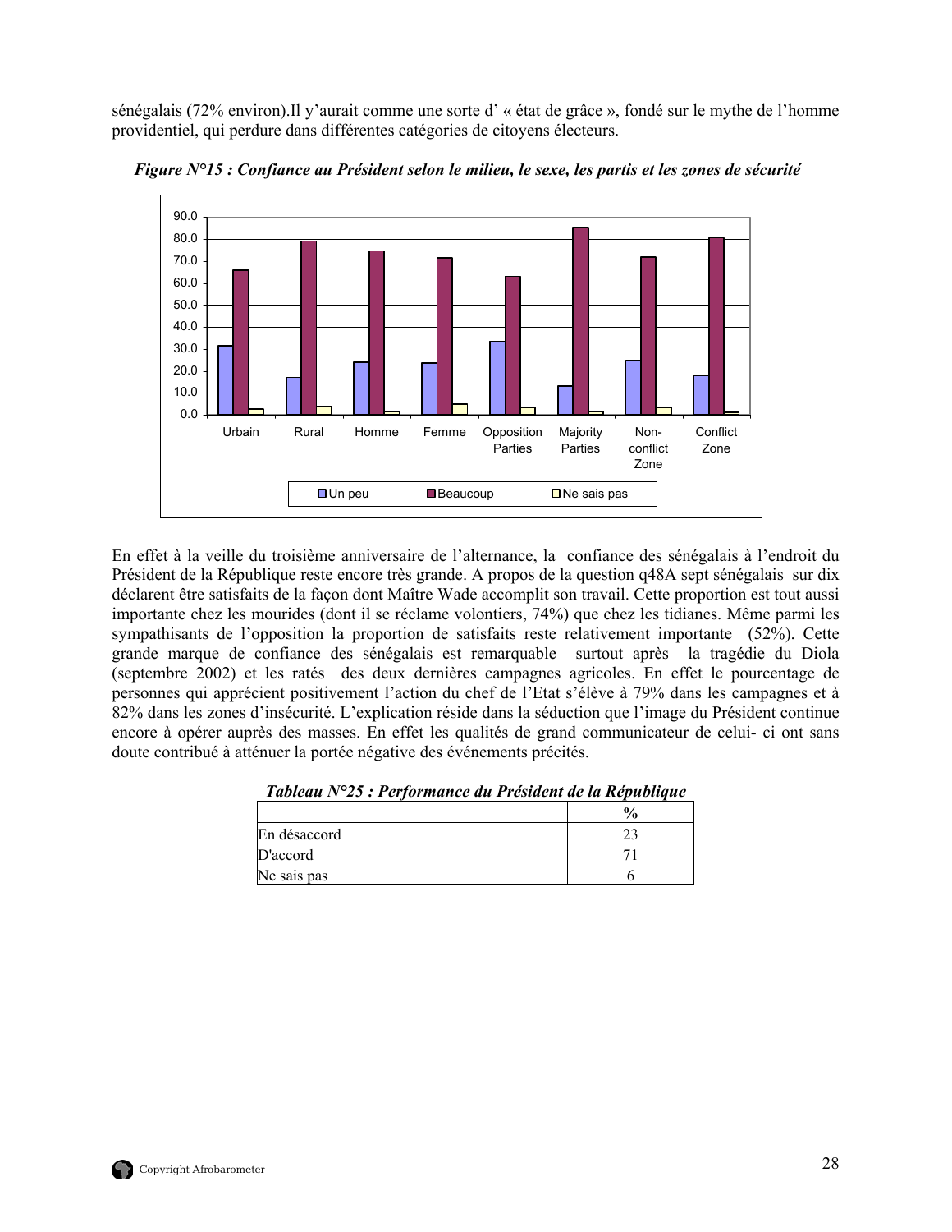sénégalais (72% environ).Il y'aurait comme une sorte d' « état de grâce », fondé sur le mythe de l'homme providentiel, qui perdure dans différentes catégories de citoyens électeurs.

*Figure N°15 : Confiance au Président selon le milieu, le sexe, les partis et les zones de sécurité*

En effet à la veille du troisième anniversaire de l'alternance, la confiance des sénégalais à l'endroit du Président de la République reste encore très grande. A propos de la question q48A sept sénégalais sur dix déclarent être satisfaits de la façon dont Maître Wade accomplit son travail. Cette proportion est tout aussi importante chez les mourides (dont il se réclame volontiers, 74%) que chez les tidianes. Même parmi les sympathisants de l'opposition la proportion de satisfaits reste relativement importante (52%). Cette grande marque de confiance des sénégalais est remarquable surtout après la tragédie du Diola (septembre 2002) et les ratés des deux dernières campagnes agricoles. En effet le pourcentage de personnes qui apprécient positivement l'action du chef de l'Etat s'élève à 79% dans les campagnes et à 82% dans les zones d'insécurité. L'explication réside dans la séduction que l'image du Président continue encore à opérer auprès des masses. En effet les qualités de grand communicateur de celui- ci ont sans doute contribué à atténuer la portée négative des événements précités.

***Tableau N°25 : Performance du Président de la République***

| | % |
|---|---|
| En désaccord | 23 |
| D'accord | 71 |
| Ne sais pas | 6 |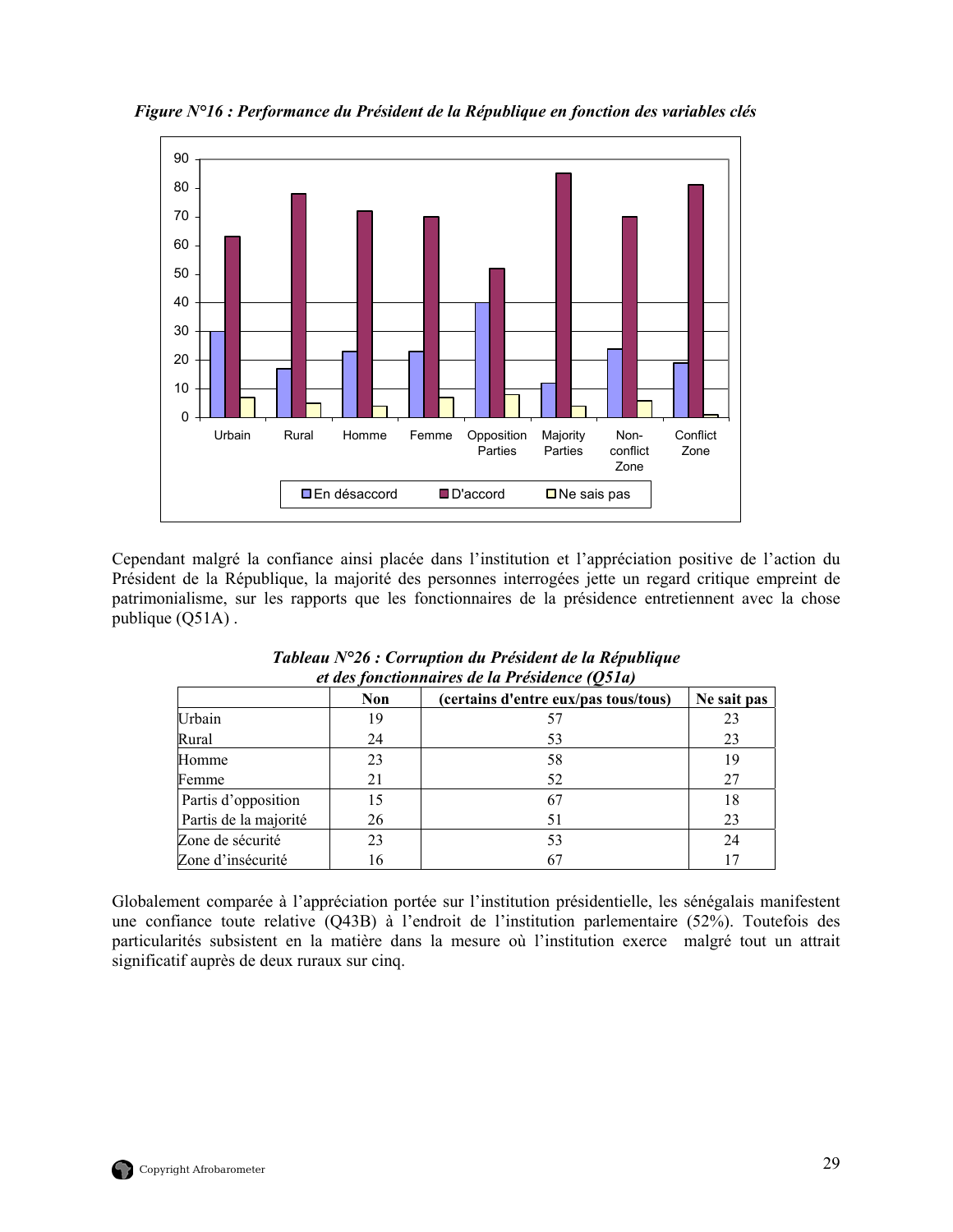*Figure N°16 : Performance du Président de la République en fonction des variables clés*

Cependant malgré la confiance ainsi placée dans l'institution et l'appréciation positive de l'action du Président de la République, la majorité des personnes interrogées jette un regard critique empreint de patrimonialisme, sur les rapports que les fonctionnaires de la présidence entretiennent avec la chose publique (Q51A) .

**Tableau N°26 : Corruption du Président de la République et des fonctionnaires de la Présidence (Q51a)**

| | Non | (certains d'entre eux/pas tous/tous) | Ne sait pas |
|---|---|---|---|
| Urbain | 19 | 57 | 23 |
| Rural | 24 | 53 | 23 |
| Homme | 23 | 58 | 19 |
| Femme | 21 | 52 | 27 |
| Partis d'opposition | 15 | 67 | 18 |
| Partis de la majorité | 26 | 51 | 23 |
| Zone de sécurité | 23 | 53 | 24 |
| Zone d'insécurité | 16 | 67 | 17 |

Globalement comparée à l'appréciation portée sur l'institution présidentielle, les sénégalais manifestent une confiance toute relative (Q43B) à l'endroit de l'institution parlementaire (52%). Toutefois des particularités subsistent en la matière dans la mesure où l'institution exerce malgré tout un attrait significatif auprès de deux ruraux sur cinq.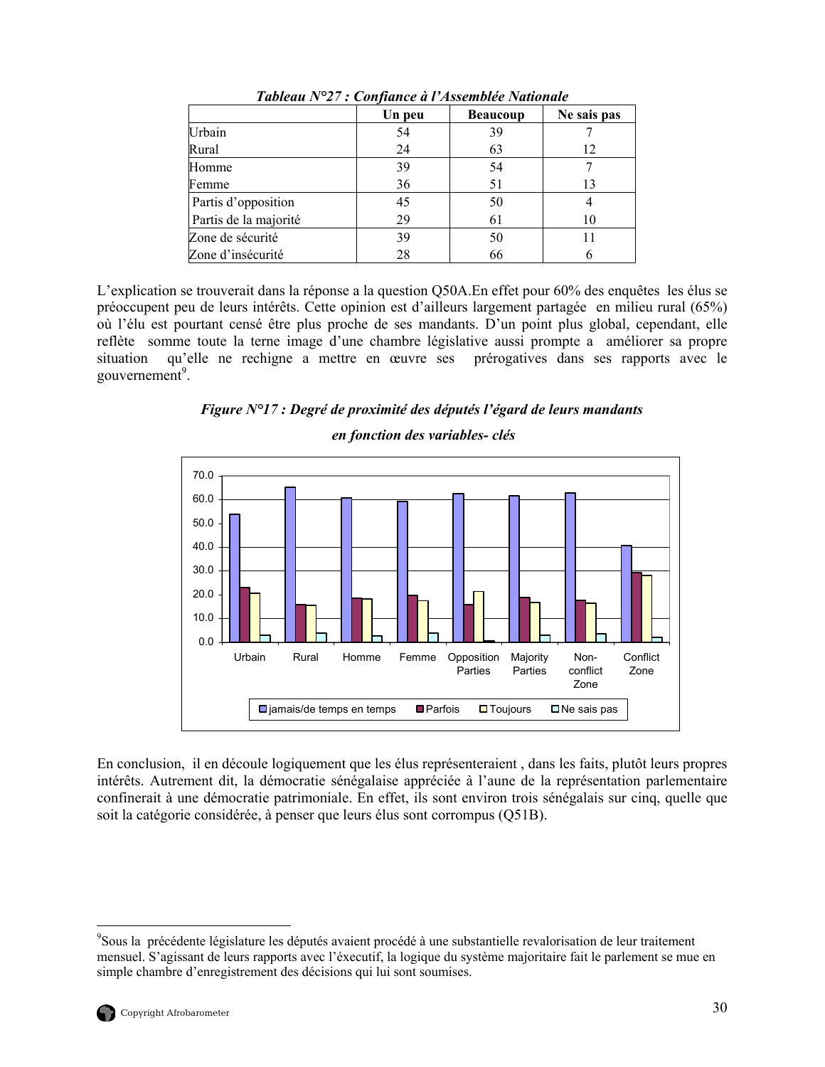***Tableau N°27 : Confiance à l'Assemblée Nationale***

| | Un peu | Beaucoup | Ne sais pas |
|---|---|---|---|
| Urbain | 54 | 39 | 7 |
| Rural | 24 | 63 | 12 |
| Homme | 39 | 54 | 7 |
| Femme | 36 | 51 | 13 |
| Partis d'opposition | 45 | 50 | 4 |
| Partis de la majorité | 29 | 61 | 10 |
| Zone de sécurité | 39 | 50 | 11 |
| Zone d'insécurité | 28 | 66 | 6 |

L'explication se trouverait dans la réponse a la question Q50A.En effet pour 60% des enquêtes les élus se préoccupent peu de leurs intérêts. Cette opinion est d'ailleurs largement partagée en milieu rural (65%) où l'élu est pourtant censé être plus proche de ses mandants. D'un point plus global, cependant, elle reflète somme toute la terne image d'une chambre législative aussi prompte a améliorer sa propre situation qu'elle ne rechigne a mettre en œuvre ses prérogatives dans ses rapports avec le gouvernement[9].

***Figure N°17 : Degré de proximité des députés l'égard de leurs mandants en fonction des variables- clés***

En conclusion, il en découle logiquement que les élus représenteraient , dans les faits, plutôt leurs propres intérêts. Autrement dit, la démocratie sénégalaise appréciée à l'aune de la représentation parlementaire confinerait à une démocratie patrimoniale. En effet, ils sont environ trois sénégalais sur cinq, quelle que soit la catégorie considérée, à penser que leurs élus sont corrompus (Q51B).

---

[9]Sous la précédente législature les députés avaient procédé à une substantielle revalorisation de leur traitement mensuel. S'agissant de leurs rapports avec l'exécutif, la logique du système majoritaire fait le parlement se mue en simple chambre d'enregistrement des décisions qui lui sont soumises.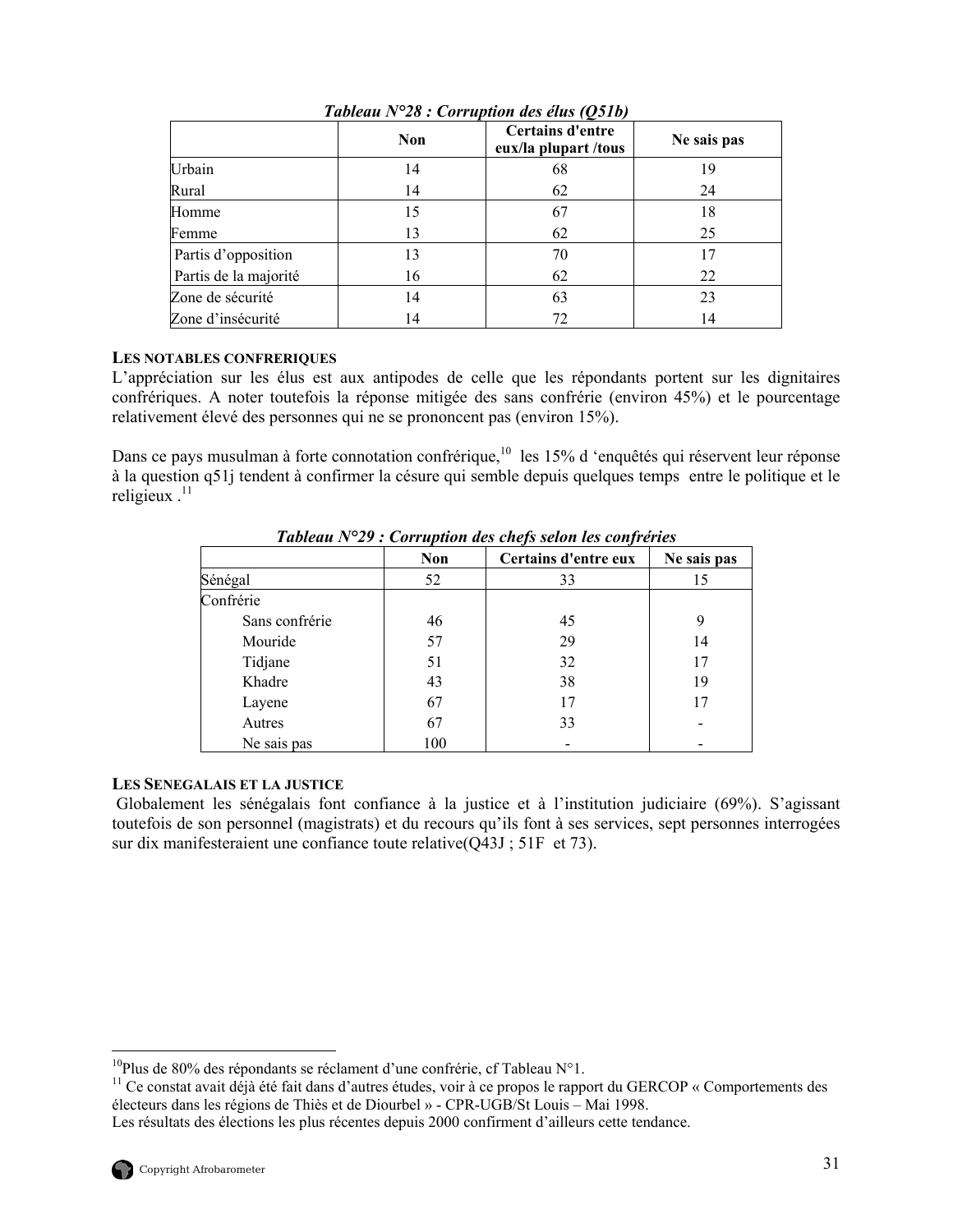***Tableau N°28 : Corruption des élus (Q51b)***

| | Non | Certains d'entre eux/la plupart /tous | Ne sais pas |
|---|---|---|---|
| Urbain | 14 | 68 | 19 |
| Rural | 14 | 62 | 24 |
| Homme | 15 | 67 | 18 |
| Femme | 13 | 62 | 25 |
| Partis d'opposition | 13 | 70 | 17 |
| Partis de la majorité | 16 | 62 | 22 |
| Zone de sécurité | 14 | 63 | 23 |
| Zone d'insécurité | 14 | 72 | 14 |

**LES NOTABLES CONFRERIQUES**

L'appréciation sur les élus est aux antipodes de celle que les répondants portent sur les dignitaires confrériques. A noter toutefois la réponse mitigée des sans confrérie (environ 45%) et le pourcentage relativement élevé des personnes qui ne se prononcent pas (environ 15%).

Dans ce pays musulman à forte connotation confrérique,[10] les 15% d 'enquêtés qui réservent leur réponse à la question q51j tendent à confirmer la césure qui semble depuis quelques temps entre le politique et le religieux .[11]

***Tableau N°29 : Corruption des chefs selon les confréries***

| | Non | Certains d'entre eux | Ne sais pas |
|---|---|---|---|
| Sénégal | 52 | 33 | 15 |
| Confrérie | | | |
| Sans confrérie | 46 | 45 | 9 |
| Mouride | 57 | 29 | 14 |
| Tidjane | 51 | 32 | 17 |
| Khadre | 43 | 38 | 19 |
| Layene | 67 | 17 | 17 |
| Autres | 67 | 33 | - |
| Ne sais pas | 100 | - | - |

**LES SENEGALAIS ET LA JUSTICE**

Globalement les sénégalais font confiance à la justice et à l'institution judiciaire (69%). S'agissant toutefois de son personnel (magistrats) et du recours qu'ils font à ses services, sept personnes interrogées sur dix manifesteraient une confiance toute relative(Q43J ; 51F et 73).

[10] Plus de 80% des répondants se réclament d'une confrérie, cf Tableau N°1.

[11] Ce constat avait déjà été fait dans d'autres études, voir à ce propos le rapport du GERCOP « Comportements des électeurs dans les régions de Thiès et de Diourbel » - CPR-UGB/St Louis – Mai 1998.

Les résultats des élections les plus récentes depuis 2000 confirment d'ailleurs cette tendance.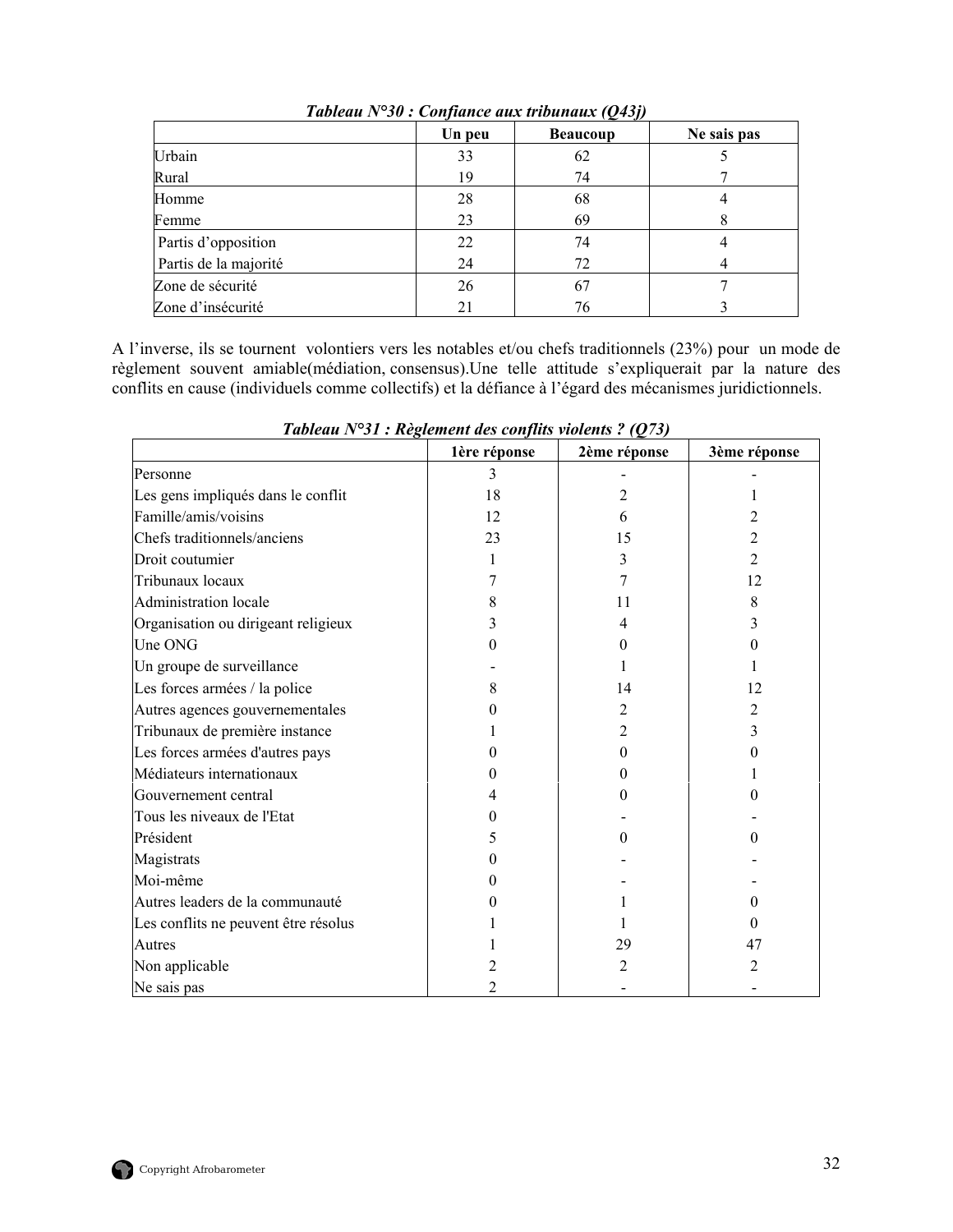***Tableau N°30 : Confiance aux tribunaux (Q43j)***

| | Un peu | Beaucoup | Ne sais pas |
|---|---|---|---|
| Urbain | 33 | 62 | 5 |
| Rural | 19 | 74 | 7 |
| Homme | 28 | 68 | 4 |
| Femme | 23 | 69 | 8 |
| Partis d'opposition | 22 | 74 | 4 |
| Partis de la majorité | 24 | 72 | 4 |
| Zone de sécurité | 26 | 67 | 7 |
| Zone d'insécurité | 21 | 76 | 3 |

A l'inverse, ils se tournent volontiers vers les notables et/ou chefs traditionnels (23%) pour un mode de règlement souvent amiable(médiation, consensus).Une telle attitude s'expliquerait par la nature des conflits en cause (individuels comme collectifs) et la défiance à l'égard des mécanismes juridictionnels.

***Tableau N°31 : Règlement des conflits violents ? (Q73)***

| | 1ère réponse | 2ème réponse | 3ème réponse |
|---|---|---|---|
| Personne | 3 | - | - |
| Les gens impliqués dans le conflit | 18 | 2 | 1 |
| Famille/amis/voisins | 12 | 6 | 2 |
| Chefs traditionnels/anciens | 23 | 15 | 2 |
| Droit coutumier | 1 | 3 | 2 |
| Tribunaux locaux | 7 | 7 | 12 |
| Administration locale | 8 | 11 | 8 |
| Organisation ou dirigeant religieux | 3 | 4 | 3 |
| Une ONG | 0 | 0 | 0 |
| Un groupe de surveillance | - | 1 | 1 |
| Les forces armées / la police | 8 | 14 | 12 |
| Autres agences gouvernementales | 0 | 2 | 2 |
| Tribunaux de première instance | 1 | 2 | 3 |
| Les forces armées d'autres pays | 0 | 0 | 0 |
| Médiateurs internationaux | 0 | 0 | 1 |
| Gouvernement central | 4 | 0 | 0 |
| Tous les niveaux de l'Etat | 0 | - | - |
| Président | 5 | 0 | 0 |
| Magistrats | 0 | - | - |
| Moi-même | 0 | - | - |
| Autres leaders de la communauté | 0 | 1 | 0 |
| Les conflits ne peuvent être résolus | 1 | 1 | 0 |
| Autres | 1 | 29 | 47 |
| Non applicable | 2 | 2 | 2 |
| Ne sais pas | 2 | - | - |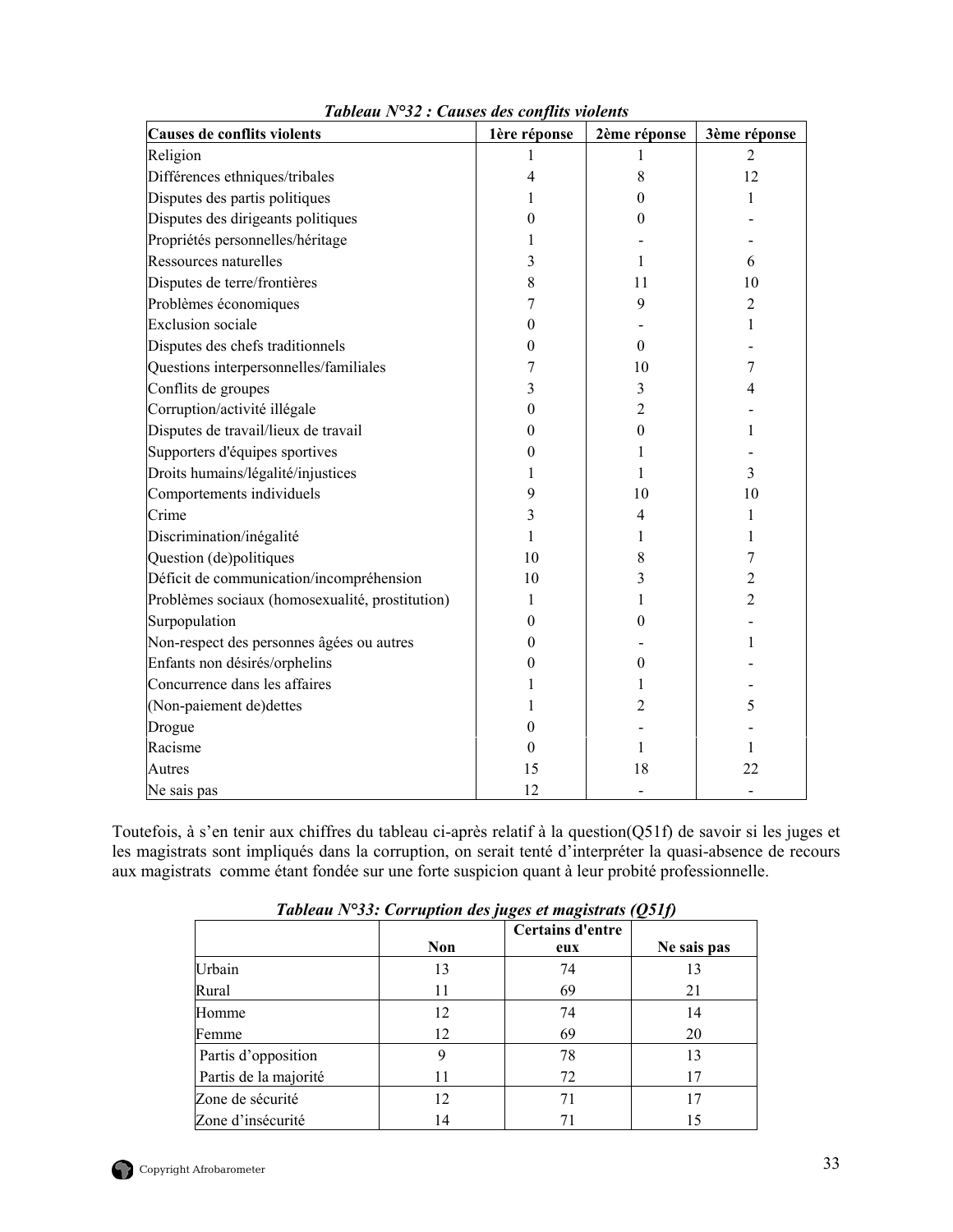*Tableau N°32 : Causes des conflits violents*

| Causes de conflits violents | 1ère réponse | 2ème réponse | 3ème réponse |
|---|---|---|---|
| Religion | 1 | 1 | 2 |
| Différences ethniques/tribales | 4 | 8 | 12 |
| Disputes des partis politiques | 1 | 0 | 1 |
| Disputes des dirigeants politiques | 0 | 0 | - |
| Propriétés personnelles/héritage | 1 | - | - |
| Ressources naturelles | 3 | 1 | 6 |
| Disputes de terre/frontières | 8 | 11 | 10 |
| Problèmes économiques | 7 | 9 | 2 |
| Exclusion sociale | 0 | - | 1 |
| Disputes des chefs traditionnels | 0 | 0 | - |
| Questions interpersonnelles/familiales | 7 | 10 | 7 |
| Conflits de groupes | 3 | 3 | 4 |
| Corruption/activité illégale | 0 | 2 | - |
| Disputes de travail/lieux de travail | 0 | 0 | 1 |
| Supporters d'équipes sportives | 0 | 1 | - |
| Droits humains/légalité/injustices | 1 | 1 | 3 |
| Comportements individuels | 9 | 10 | 10 |
| Crime | 3 | 4 | 1 |
| Discrimination/inégalité | 1 | 1 | 1 |
| Question (de)politiques | 10 | 8 | 7 |
| Déficit de communication/incompréhension | 10 | 3 | 2 |
| Problèmes sociaux (homosexualité, prostitution) | 1 | 1 | 2 |
| Surpopulation | 0 | 0 | - |
| Non-respect des personnes âgées ou autres | 0 | - | 1 |
| Enfants non désirés/orphelins | 0 | 0 | - |
| Concurrence dans les affaires | 1 | 1 | - |
| (Non-paiement de)dettes | 1 | 2 | 5 |
| Drogue | 0 | - | - |
| Racisme | 0 | 1 | 1 |
| Autres | 15 | 18 | 22 |
| Ne sais pas | 12 | - | - |

Toutefois, à s'en tenir aux chiffres du tableau ci-après relatif à la question(Q51f) de savoir si les juges et les magistrats sont impliqués dans la corruption, on serait tenté d'interpréter la quasi-absence de recours aux magistrats comme étant fondée sur une forte suspicion quant à leur probité professionnelle.

*Tableau N°33: Corruption des juges et magistrats (Q51f)*

| | Non | Certains d'entre eux | Ne sais pas |
|---|---|---|---|
| Urbain | 13 | 74 | 13 |
| Rural | 11 | 69 | 21 |
| Homme | 12 | 74 | 14 |
| Femme | 12 | 69 | 20 |
| Partis d'opposition | 9 | 78 | 13 |
| Partis de la majorité | 11 | 72 | 17 |
| Zone de sécurité | 12 | 71 | 17 |
| Zone d'insécurité | 14 | 71 | 15 |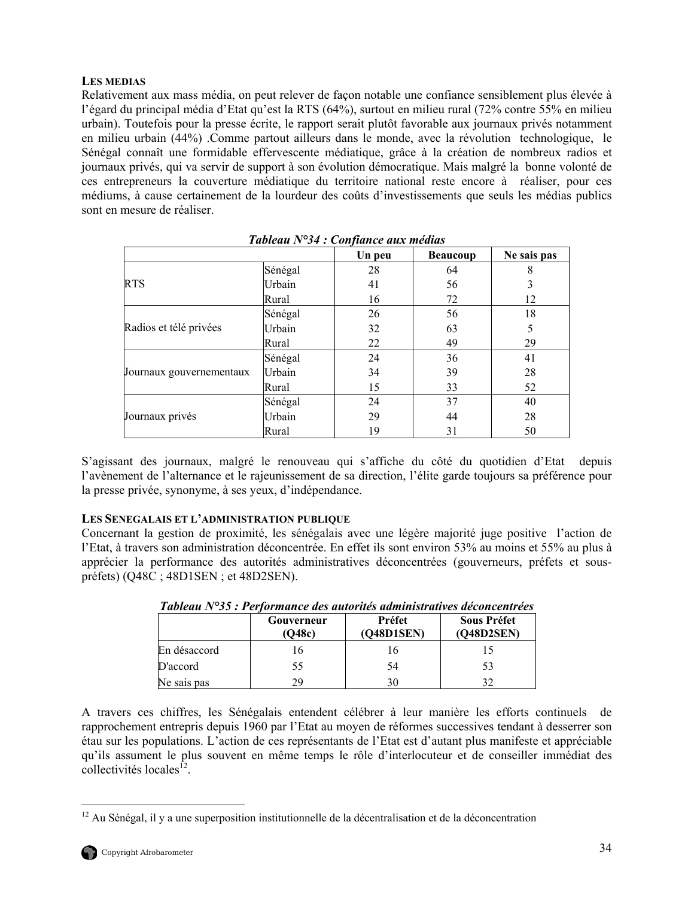**LES MEDIAS**

Relativement aux mass média, on peut relever de façon notable une confiance sensiblement plus élevée à l'égard du principal média d'Etat qu'est la RTS (64%), surtout en milieu rural (72% contre 55% en milieu urbain). Toutefois pour la presse écrite, le rapport serait plutôt favorable aux journaux privés notamment en milieu urbain (44%) .Comme partout ailleurs dans le monde, avec la révolution technologique, le Sénégal connaît une formidable effervescente médiatique, grâce à la création de nombreux radios et journaux privés, qui va servir de support à son évolution démocratique. Mais malgré la bonne volonté de ces entrepreneurs la couverture médiatique du territoire national reste encore à réaliser, pour ces médiums, à cause certainement de la lourdeur des coûts d'investissements que seuls les médias publics sont en mesure de réaliser.

***Tableau N°34 : Confiance aux médias***

| | | Un peu | Beaucoup | Ne sais pas |
|---|---|---|---|---|
| RTS | Sénégal | 28 | 64 | 8 |
| | Urbain | 41 | 56 | 3 |
| | Rural | 16 | 72 | 12 |
| Radios et télé privées | Sénégal | 26 | 56 | 18 |
| | Urbain | 32 | 63 | 5 |
| | Rural | 22 | 49 | 29 |
| Journaux gouvernementaux | Sénégal | 24 | 36 | 41 |
| | Urbain | 34 | 39 | 28 |
| | Rural | 15 | 33 | 52 |
| Journaux privés | Sénégal | 24 | 37 | 40 |
| | Urbain | 29 | 44 | 28 |
| | Rural | 19 | 31 | 50 |

S'agissant des journaux, malgré le renouveau qui s'affiche du côté du quotidien d'Etat depuis l'avènement de l'alternance et le rajeunissement de sa direction, l'élite garde toujours sa préférence pour la presse privée, synonyme, à ses yeux, d'indépendance.

**LES SENEGALAIS ET L'ADMINISTRATION PUBLIQUE**

Concernant la gestion de proximité, les sénégalais avec une légère majorité juge positive l'action de l'Etat, à travers son administration déconcentrée. En effet ils sont environ 53% au moins et 55% au plus à apprécier la performance des autorités administratives déconcentrées (gouverneurs, préfets et sous-préfets) (Q48C ; 48D1SEN ; et 48D2SEN).

***Tableau N°35 : Performance des autorités administratives déconcentrées***

| | Gouverneur (Q48c) | Préfet (Q48D1SEN) | Sous Préfet (Q48D2SEN) |
|---|---|---|---|
| En désaccord | 16 | 16 | 15 |
| D'accord | 55 | 54 | 53 |
| Ne sais pas | 29 | 30 | 32 |

A travers ces chiffres, les Sénégalais entendent célébrer à leur manière les efforts continuels de rapprochement entrepris depuis 1960 par l'Etat au moyen de réformes successives tendant à desserrer son étau sur les populations. L'action de ces représentants de l'Etat est d'autant plus manifeste et appréciable qu'ils assument le plus souvent en même temps le rôle d'interlocuteur et de conseiller immédiat des collectivités locales[12].

[12] Au Sénégal, il y a une superposition institutionnelle de la décentralisation et de la déconcentration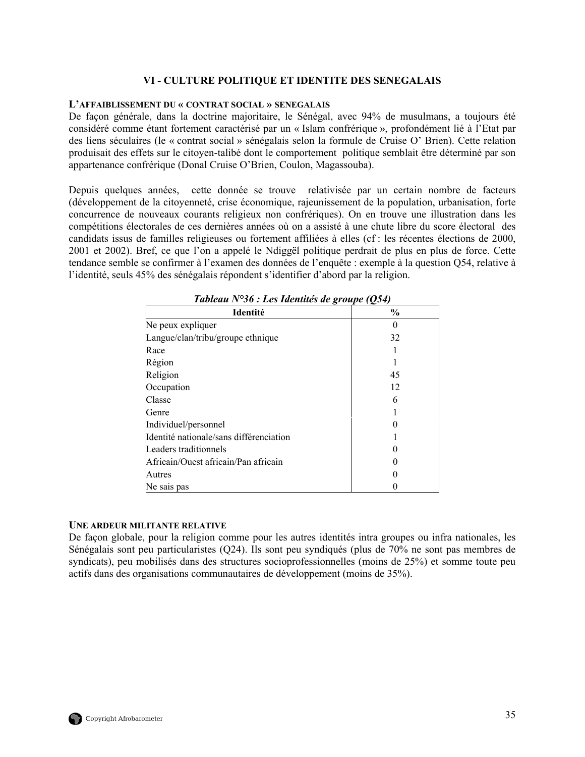## VI - CULTURE POLITIQUE ET IDENTITE DES SENEGALAIS

### L'AFFAIBLISSEMENT DU « CONTRAT SOCIAL » SENEGALAIS

De façon générale, dans la doctrine majoritaire, le Sénégal, avec 94% de musulmans, a toujours été considéré comme étant fortement caractérisé par un « Islam confrérique », profondément lié à l'Etat par des liens séculaires (le « contrat social » sénégalais selon la formule de Cruise O' Brien). Cette relation produisait des effets sur le citoyen-talibé dont le comportement politique semblait être déterminé par son appartenance confrérique (Donal Cruise O'Brien, Coulon, Magassouba).

Depuis quelques années, cette donnée se trouve relativisée par un certain nombre de facteurs (développement de la citoyenneté, crise économique, rajeunissement de la population, urbanisation, forte concurrence de nouveaux courants religieux non confrériques). On en trouve une illustration dans les compétitions électorales de ces dernières années où on a assisté à une chute libre du score électoral des candidats issus de familles religieuses ou fortement affiliées à elles (cf : les récentes élections de 2000, 2001 et 2002). Bref, ce que l'on a appelé le Ndiggël politique perdrait de plus en plus de force. Cette tendance semble se confirmer à l'examen des données de l'enquête : exemple à la question Q54, relative à l'identité, seuls 45% des sénégalais répondent s'identifier d'abord par la religion.

***Tableau N°36 : Les Identités de groupe (Q54)***

| Identité | % |
|---|---|
| Ne peux expliquer | 0 |
| Langue/clan/tribu/groupe ethnique | 32 |
| Race | 1 |
| Région | 1 |
| Religion | 45 |
| Occupation | 12 |
| Classe | 6 |
| Genre | 1 |
| Individuel/personnel | 0 |
| Identité nationale/sans différenciation | 1 |
| Leaders traditionnels | 0 |
| Africain/Ouest africain/Pan africain | 0 |
| Autres | 0 |
| Ne sais pas | 0 |

### UNE ARDEUR MILITANTE RELATIVE

De façon globale, pour la religion comme pour les autres identités intra groupes ou infra nationales, les Sénégalais sont peu particularistes (Q24). Ils sont peu syndiqués (plus de 70% ne sont pas membres de syndicats), peu mobilisés dans des structures socioprofessionnelles (moins de 25%) et somme toute peu actifs dans des organisations communautaires de développement (moins de 35%).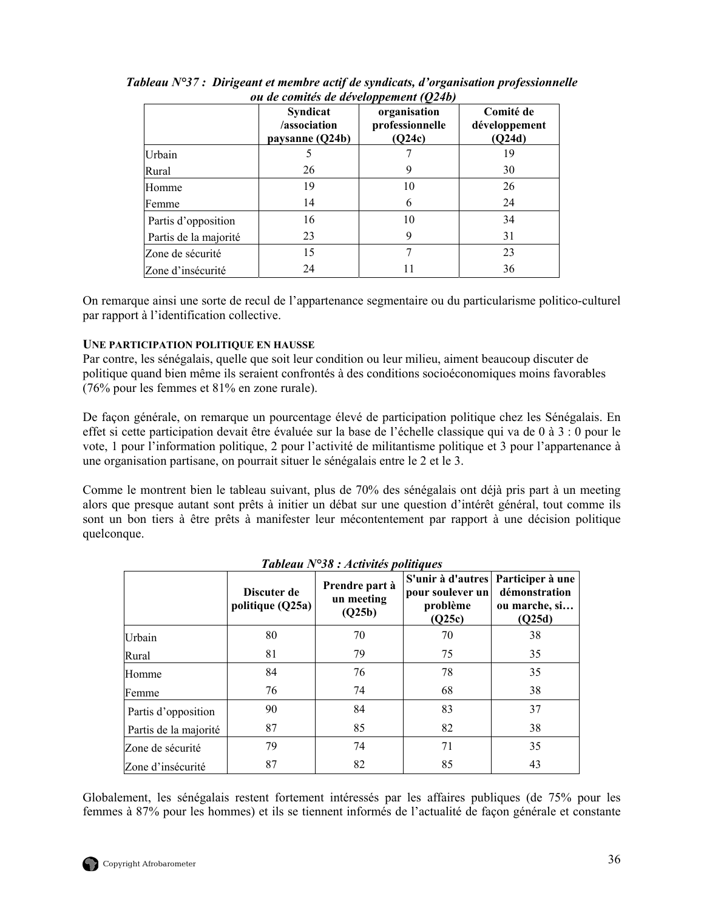***Tableau N°37 : Dirigeant et membre actif de syndicats, d'organisation professionnelle ou de comités de développement (Q24b)***

| | Syndicat /association paysanne (Q24b) | organisation professionnelle (Q24c) | Comité de développement (Q24d) |
|---|---|---|---|
| Urbain | 5 | 7 | 19 |
| Rural | 26 | 9 | 30 |
| Homme | 19 | 10 | 26 |
| Femme | 14 | 6 | 24 |
| Partis d'opposition | 16 | 10 | 34 |
| Partis de la majorité | 23 | 9 | 31 |
| Zone de sécurité | 15 | 7 | 23 |
| Zone d'insécurité | 24 | 11 | 36 |

On remarque ainsi une sorte de recul de l'appartenance segmentaire ou du particularisme politico-culturel par rapport à l'identification collective.

**UNE PARTICIPATION POLITIQUE EN HAUSSE**

Par contre, les sénégalais, quelle que soit leur condition ou leur milieu, aiment beaucoup discuter de politique quand bien même ils seraient confrontés à des conditions socioéconomiques moins favorables (76% pour les femmes et 81% en zone rurale).

De façon générale, on remarque un pourcentage élevé de participation politique chez les Sénégalais. En effet si cette participation devait être évaluée sur la base de l'échelle classique qui va de 0 à 3 : 0 pour le vote, 1 pour l'information politique, 2 pour l'activité de militantisme politique et 3 pour l'appartenance à une organisation partisane, on pourrait situer le sénégalais entre le 2 et le 3.

Comme le montrent bien le tableau suivant, plus de 70% des sénégalais ont déjà pris part à un meeting alors que presque autant sont prêts à initier un débat sur une question d'intérêt général, tout comme ils sont un bon tiers à être prêts à manifester leur mécontentement par rapport à une décision politique quelconque.

***Tableau N°38 : Activités politiques***

| | Discuter de politique (Q25a) | Prendre part à un meeting (Q25b) | S'unir à d'autres pour soulever un problème (Q25c) | Participer à une démonstration ou marche, si… (Q25d) |
|---|---|---|---|---|
| Urbain | 80 | 70 | 70 | 38 |
| Rural | 81 | 79 | 75 | 35 |
| Homme | 84 | 76 | 78 | 35 |
| Femme | 76 | 74 | 68 | 38 |
| Partis d'opposition | 90 | 84 | 83 | 37 |
| Partis de la majorité | 87 | 85 | 82 | 38 |
| Zone de sécurité | 79 | 74 | 71 | 35 |
| Zone d'insécurité | 87 | 82 | 85 | 43 |

Globalement, les sénégalais restent fortement intéressés par les affaires publiques (de 75% pour les femmes à 87% pour les hommes) et ils se tiennent informés de l'actualité de façon générale et constante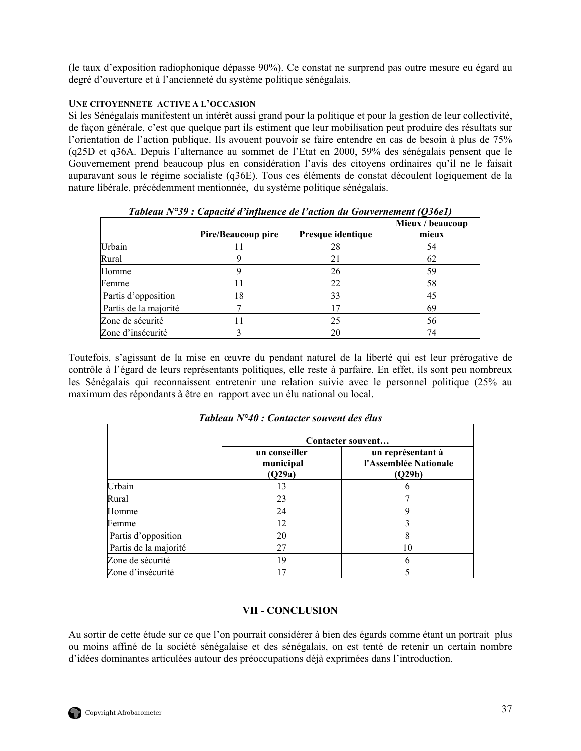(le taux d'exposition radiophonique dépasse 90%). Ce constat ne surprend pas outre mesure eu égard au degré d'ouverture et à l'ancienneté du système politique sénégalais.

### UNE CITOYENNETE ACTIVE A L'OCCASION

Si les Sénégalais manifestent un intérêt aussi grand pour la politique et pour la gestion de leur collectivité, de façon générale, c'est que quelque part ils estiment que leur mobilisation peut produire des résultats sur l'orientation de l'action publique. Ils avouent pouvoir se faire entendre en cas de besoin à plus de 75% (q25D et q36A. Depuis l'alternance au sommet de l'Etat en 2000, 59% des sénégalais pensent que le Gouvernement prend beaucoup plus en considération l'avis des citoyens ordinaires qu'il ne le faisait auparavant sous le régime socialiste (q36E). Tous ces éléments de constat découlent logiquement de la nature libérale, précédemment mentionnée, du système politique sénégalais.

***Tableau N°39 : Capacité d'influence de l'action du Gouvernement (Q36e1)***

| | Pire/Beaucoup pire | Presque identique | Mieux / beaucoup mieux |
|---|---|---|---|
| Urbain | 11 | 28 | 54 |
| Rural | 9 | 21 | 62 |
| Homme | 9 | 26 | 59 |
| Femme | 11 | 22 | 58 |
| Partis d'opposition | 18 | 33 | 45 |
| Partis de la majorité | 7 | 17 | 69 |
| Zone de sécurité | 11 | 25 | 56 |
| Zone d'insécurité | 3 | 20 | 74 |

Toutefois, s'agissant de la mise en œuvre du pendant naturel de la liberté qui est leur prérogative de contrôle à l'égard de leurs représentants politiques, elle reste à parfaire. En effet, ils sont peu nombreux les Sénégalais qui reconnaissent entretenir une relation suivie avec le personnel politique (25% au maximum des répondants à être en rapport avec un élu national ou local.

***Tableau N°40 : Contacter souvent des élus***

| | Contacter souvent… | |
|---|---|---|
| | un conseiller municipal (Q29a) | un représentant à l'Assemblée Nationale (Q29b) |
| Urbain | 13 | 6 |
| Rural | 23 | 7 |
| Homme | 24 | 9 |
| Femme | 12 | 3 |
| Partis d'opposition | 20 | 8 |
| Partis de la majorité | 27 | 10 |
| Zone de sécurité | 19 | 6 |
| Zone d'insécurité | 17 | 5 |

## VII - CONCLUSION

Au sortir de cette étude sur ce que l'on pourrait considérer à bien des égards comme étant un portrait plus ou moins affiné de la société sénégalaise et des sénégalais, on est tenté de retenir un certain nombre d'idées dominantes articulées autour des préoccupations déjà exprimées dans l'introduction.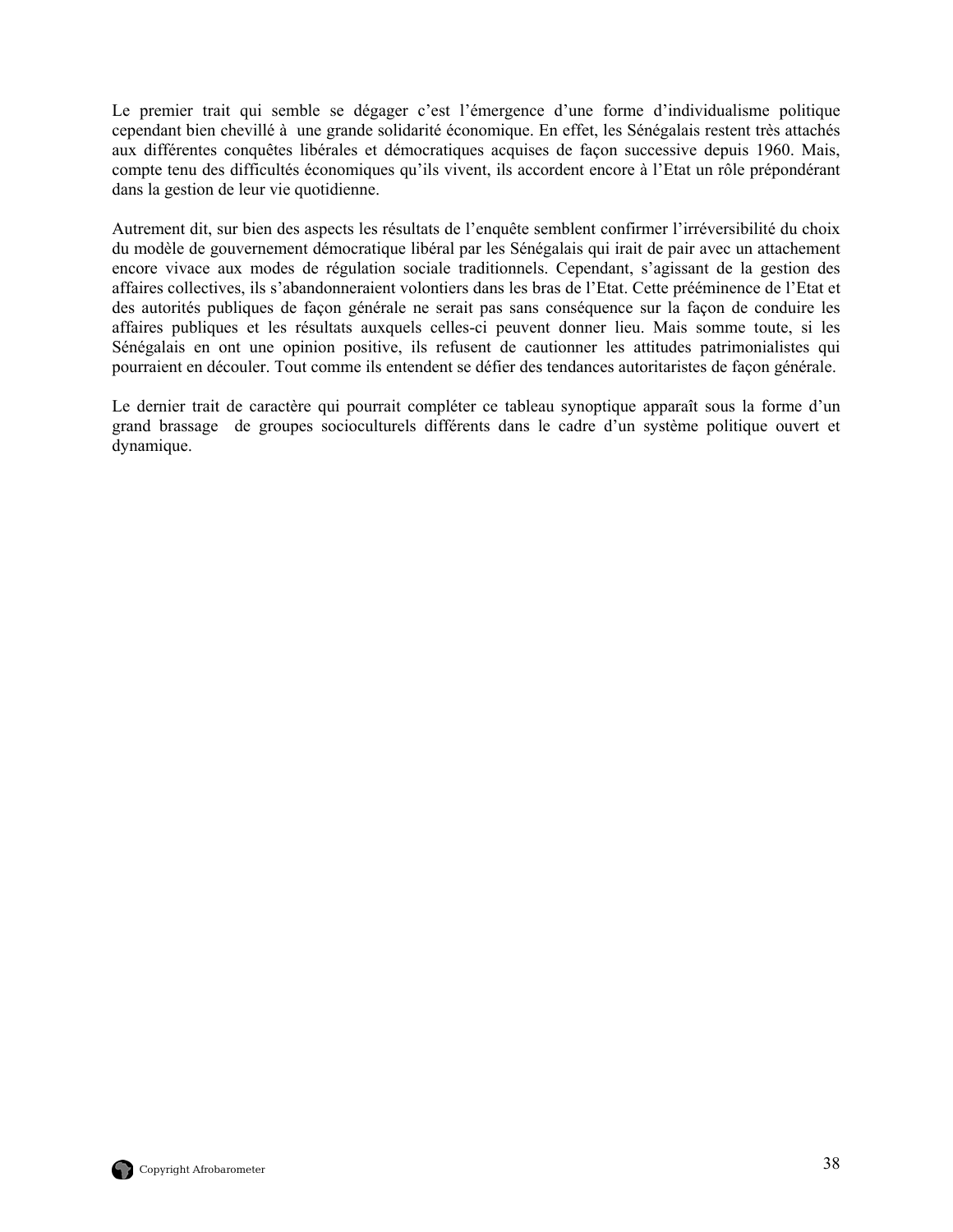Le premier trait qui semble se dégager c'est l'émergence d'une forme d'individualisme politique cependant bien chevillé à une grande solidarité économique. En effet, les Sénégalais restent très attachés aux différentes conquêtes libérales et démocratiques acquises de façon successive depuis 1960. Mais, compte tenu des difficultés économiques qu'ils vivent, ils accordent encore à l'Etat un rôle prépondérant dans la gestion de leur vie quotidienne.

Autrement dit, sur bien des aspects les résultats de l'enquête semblent confirmer l'irréversibilité du choix du modèle de gouvernement démocratique libéral par les Sénégalais qui irait de pair avec un attachement encore vivace aux modes de régulation sociale traditionnels. Cependant, s'agissant de la gestion des affaires collectives, ils s'abandonneraient volontiers dans les bras de l'Etat. Cette prééminence de l'Etat et des autorités publiques de façon générale ne serait pas sans conséquence sur la façon de conduire les affaires publiques et les résultats auxquels celles-ci peuvent donner lieu. Mais somme toute, si les Sénégalais en ont une opinion positive, ils refusent de cautionner les attitudes patrimonialistes qui pourraient en découler. Tout comme ils entendent se défier des tendances autoritaristes de façon générale.

Le dernier trait de caractère qui pourrait compléter ce tableau synoptique apparaît sous la forme d'un grand brassage de groupes socioculturels différents dans le cadre d'un système politique ouvert et dynamique.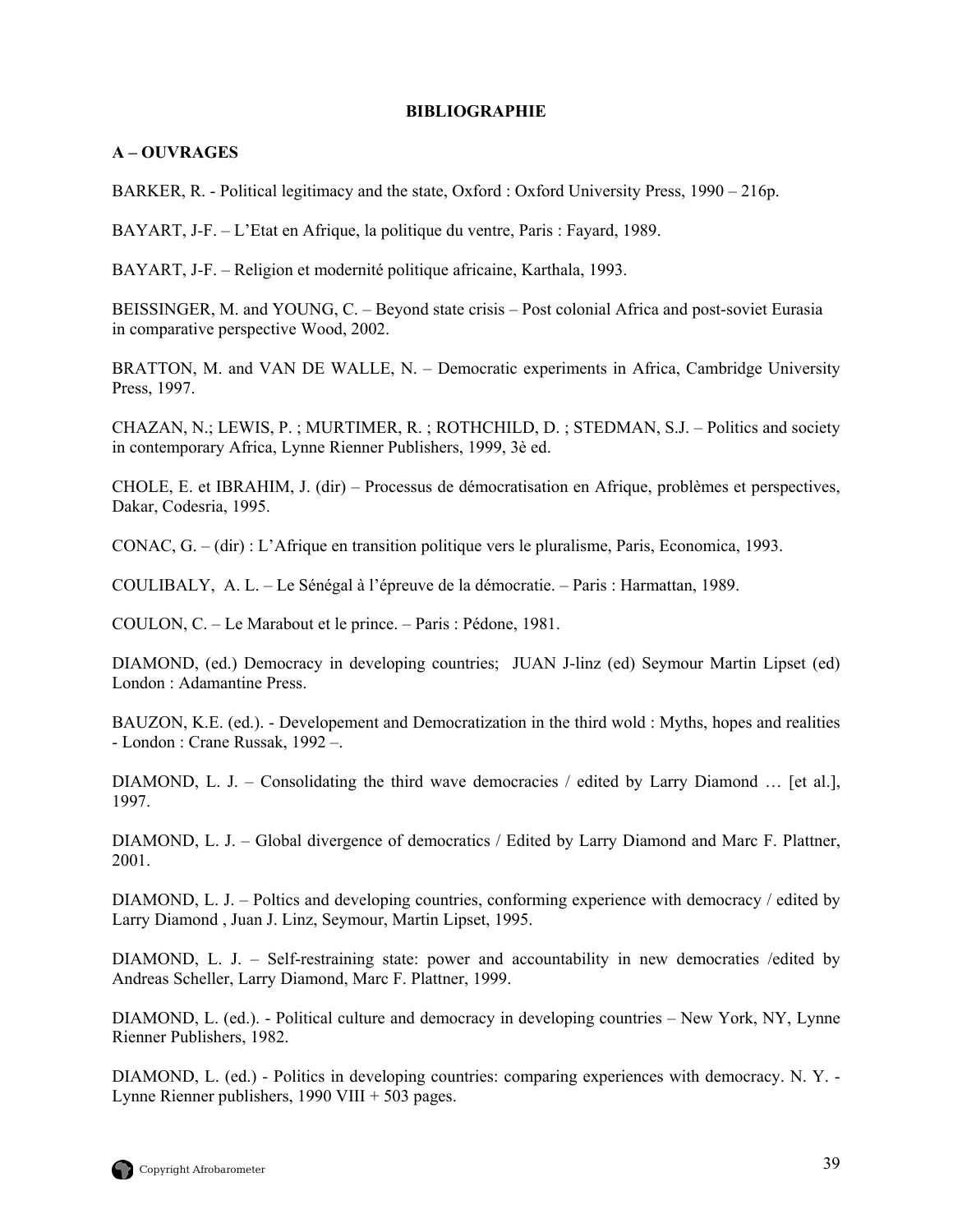**BIBLIOGRAPHIE**

**A – OUVRAGES**

BARKER, R. - Political legitimacy and the state, Oxford : Oxford University Press, 1990 – 216p.

BAYART, J-F. – L'Etat en Afrique, la politique du ventre, Paris : Fayard, 1989.

BAYART, J-F. – Religion et modernité politique africaine, Karthala, 1993.

BEISSINGER, M. and YOUNG, C. – Beyond state crisis – Post colonial Africa and post-soviet Eurasia in comparative perspective Wood, 2002.

BRATTON, M. and VAN DE WALLE, N. – Democratic experiments in Africa, Cambridge University Press, 1997.

CHAZAN, N.; LEWIS, P. ; MURTIMER, R. ; ROTHCHILD, D. ; STEDMAN, S.J. – Politics and society in contemporary Africa, Lynne Rienner Publishers, 1999, 3è ed.

CHOLE, E. et IBRAHIM, J. (dir) – Processus de démocratisation en Afrique, problèmes et perspectives, Dakar, Codesria, 1995.

CONAC, G. – (dir) : L'Afrique en transition politique vers le pluralisme, Paris, Economica, 1993.

COULIBALY, A. L. – Le Sénégal à l'épreuve de la démocratie. – Paris : Harmattan, 1989.

COULON, C. – Le Marabout et le prince. – Paris : Pédone, 1981.

DIAMOND, (ed.) Democracy in developing countries; JUAN J-linz (ed) Seymour Martin Lipset (ed) London : Adamantine Press.

BAUZON, K.E. (ed.). - Developement and Democratization in the third wold : Myths, hopes and realities - London : Crane Russak, 1992 –.

DIAMOND, L. J. – Consolidating the third wave democracies / edited by Larry Diamond … [et al.], 1997.

DIAMOND, L. J. – Global divergence of democratics / Edited by Larry Diamond and Marc F. Plattner, 2001.

DIAMOND, L. J. – Poltics and developing countries, conforming experience with democracy / edited by Larry Diamond , Juan J. Linz, Seymour, Martin Lipset, 1995.

DIAMOND, L. J. – Self-restraining state: power and accountability in new democraties /edited by Andreas Scheller, Larry Diamond, Marc F. Plattner, 1999.

DIAMOND, L. (ed.). - Political culture and democracy in developing countries – New York, NY, Lynne Rienner Publishers, 1982.

DIAMOND, L. (ed.) - Politics in developing countries: comparing experiences with democracy. N. Y. - Lynne Rienner publishers, 1990 VIII + 503 pages.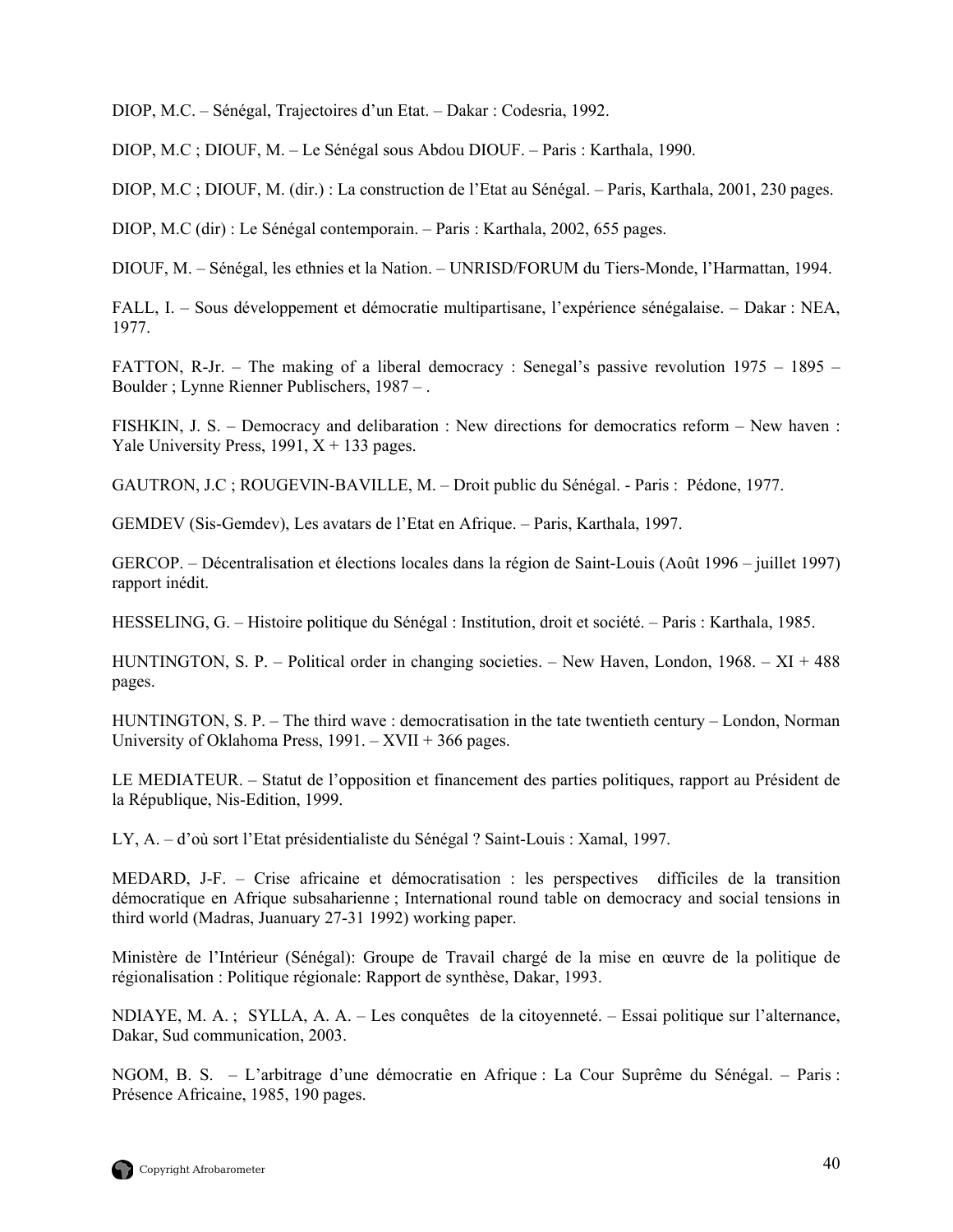DIOP, M.C. – Sénégal, Trajectoires d'un Etat. – Dakar : Codesria, 1992.

DIOP, M.C ; DIOUF, M. – Le Sénégal sous Abdou DIOUF. – Paris : Karthala, 1990.

DIOP, M.C ; DIOUF, M. (dir.) : La construction de l'Etat au Sénégal. – Paris, Karthala, 2001, 230 pages.

DIOP, M.C (dir) : Le Sénégal contemporain. – Paris : Karthala, 2002, 655 pages.

DIOUF, M. – Sénégal, les ethnies et la Nation. – UNRISD/FORUM du Tiers-Monde, l'Harmattan, 1994.

FALL, I. – Sous développement et démocratie multipartisane, l'expérience sénégalaise. – Dakar : NEA, 1977.

FATTON, R-Jr. – The making of a liberal democracy : Senegal's passive revolution 1975 – 1895 – Boulder ; Lynne Rienner Publischers, 1987 – .

FISHKIN, J. S. – Democracy and delibaration : New directions for democratics reform – New haven : Yale University Press, 1991, X + 133 pages.

GAUTRON, J.C ; ROUGEVIN-BAVILLE, M. – Droit public du Sénégal. - Paris : Pédone, 1977.

GEMDEV (Sis-Gemdev), Les avatars de l'Etat en Afrique. – Paris, Karthala, 1997.

GERCOP. – Décentralisation et élections locales dans la région de Saint-Louis (Août 1996 – juillet 1997) rapport inédit.

HESSELING, G. – Histoire politique du Sénégal : Institution, droit et société. – Paris : Karthala, 1985.

HUNTINGTON, S. P. – Political order in changing societies. – New Haven, London, 1968. – XI + 488 pages.

HUNTINGTON, S. P. – The third wave : democratisation in the tate twentieth century – London, Norman University of Oklahoma Press, 1991. – XVII + 366 pages.

LE MEDIATEUR. – Statut de l'opposition et financement des parties politiques, rapport au Président de la République, Nis-Edition, 1999.

LY, A. – d'où sort l'Etat présidentialiste du Sénégal ? Saint-Louis : Xamal, 1997.

MEDARD, J-F. – Crise africaine et démocratisation : les perspectives difficiles de la transition démocratique en Afrique subsaharienne ; International round table on democracy and social tensions in third world (Madras, Juanuary 27-31 1992) working paper.

Ministère de l'Intérieur (Sénégal): Groupe de Travail chargé de la mise en œuvre de la politique de régionalisation : Politique régionale: Rapport de synthèse, Dakar, 1993.

NDIAYE, M. A. ; SYLLA, A. A. – Les conquêtes de la citoyenneté. – Essai politique sur l'alternance, Dakar, Sud communication, 2003.

NGOM, B. S. – L'arbitrage d'une démocratie en Afrique : La Cour Suprême du Sénégal. – Paris : Présence Africaine, 1985, 190 pages.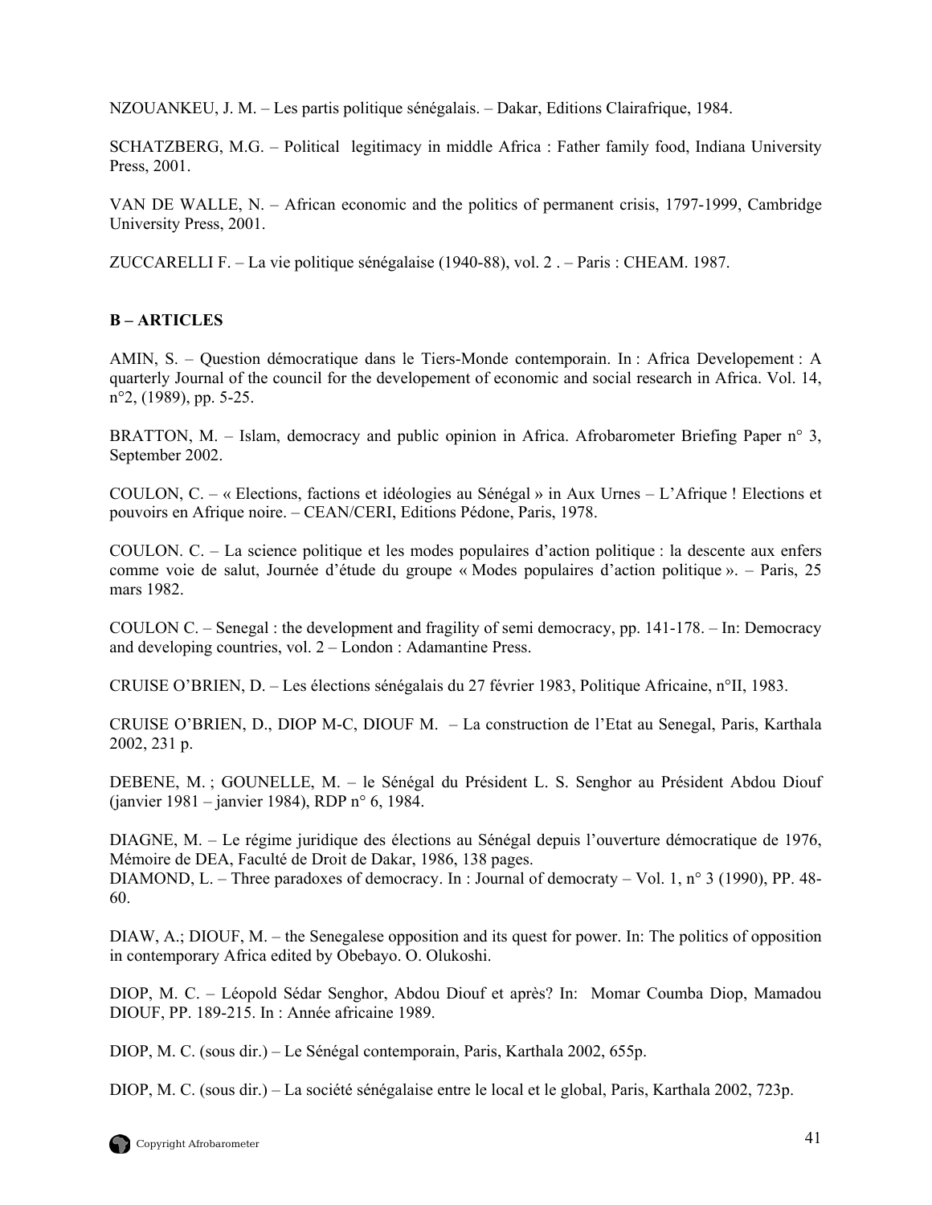NZOUANKEU, J. M. – Les partis politique sénégalais. – Dakar, Editions Clairafrique, 1984.

SCHATZBERG, M.G. – Political legitimacy in middle Africa : Father family food, Indiana University Press, 2001.

VAN DE WALLE, N. – African economic and the politics of permanent crisis, 1797-1999, Cambridge University Press, 2001.

ZUCCARELLI F. – La vie politique sénégalaise (1940-88), vol. 2 . – Paris : CHEAM. 1987.

**B – ARTICLES**

AMIN, S. – Question démocratique dans le Tiers-Monde contemporain. In : Africa Developement : A quarterly Journal of the council for the developement of economic and social research in Africa. Vol. 14, n°2, (1989), pp. 5-25.

BRATTON, M. – Islam, democracy and public opinion in Africa. Afrobarometer Briefing Paper n° 3, September 2002.

COULON, C. – « Elections, factions et idéologies au Sénégal » in Aux Urnes – L'Afrique ! Elections et pouvoirs en Afrique noire. – CEAN/CERI, Editions Pédone, Paris, 1978.

COULON. C. – La science politique et les modes populaires d'action politique : la descente aux enfers comme voie de salut, Journée d'étude du groupe « Modes populaires d'action politique ». – Paris, 25 mars 1982.

COULON C. – Senegal : the development and fragility of semi democracy, pp. 141-178. – In: Democracy and developing countries, vol. 2 – London : Adamantine Press.

CRUISE O'BRIEN, D. – Les élections sénégalais du 27 février 1983, Politique Africaine, n°II, 1983.

CRUISE O'BRIEN, D., DIOP M-C, DIOUF M. – La construction de l'Etat au Senegal, Paris, Karthala 2002, 231 p.

DEBENE, M. ; GOUNELLE, M. – le Sénégal du Président L. S. Senghor au Président Abdou Diouf (janvier 1981 – janvier 1984), RDP n° 6, 1984.

DIAGNE, M. – Le régime juridique des élections au Sénégal depuis l'ouverture démocratique de 1976, Mémoire de DEA, Faculté de Droit de Dakar, 1986, 138 pages.

DIAMOND, L. – Three paradoxes of democracy. In : Journal of democraty – Vol. 1, n° 3 (1990), PP. 48-60.

DIAW, A.; DIOUF, M. – the Senegalese opposition and its quest for power. In: The politics of opposition in contemporary Africa edited by Obebayo. O. Olukoshi.

DIOP, M. C. – Léopold Sédar Senghor, Abdou Diouf et après? In: Momar Coumba Diop, Mamadou DIOUF, PP. 189-215. In : Année africaine 1989.

DIOP, M. C. (sous dir.) – Le Sénégal contemporain, Paris, Karthala 2002, 655p.

DIOP, M. C. (sous dir.) – La société sénégalaise entre le local et le global, Paris, Karthala 2002, 723p.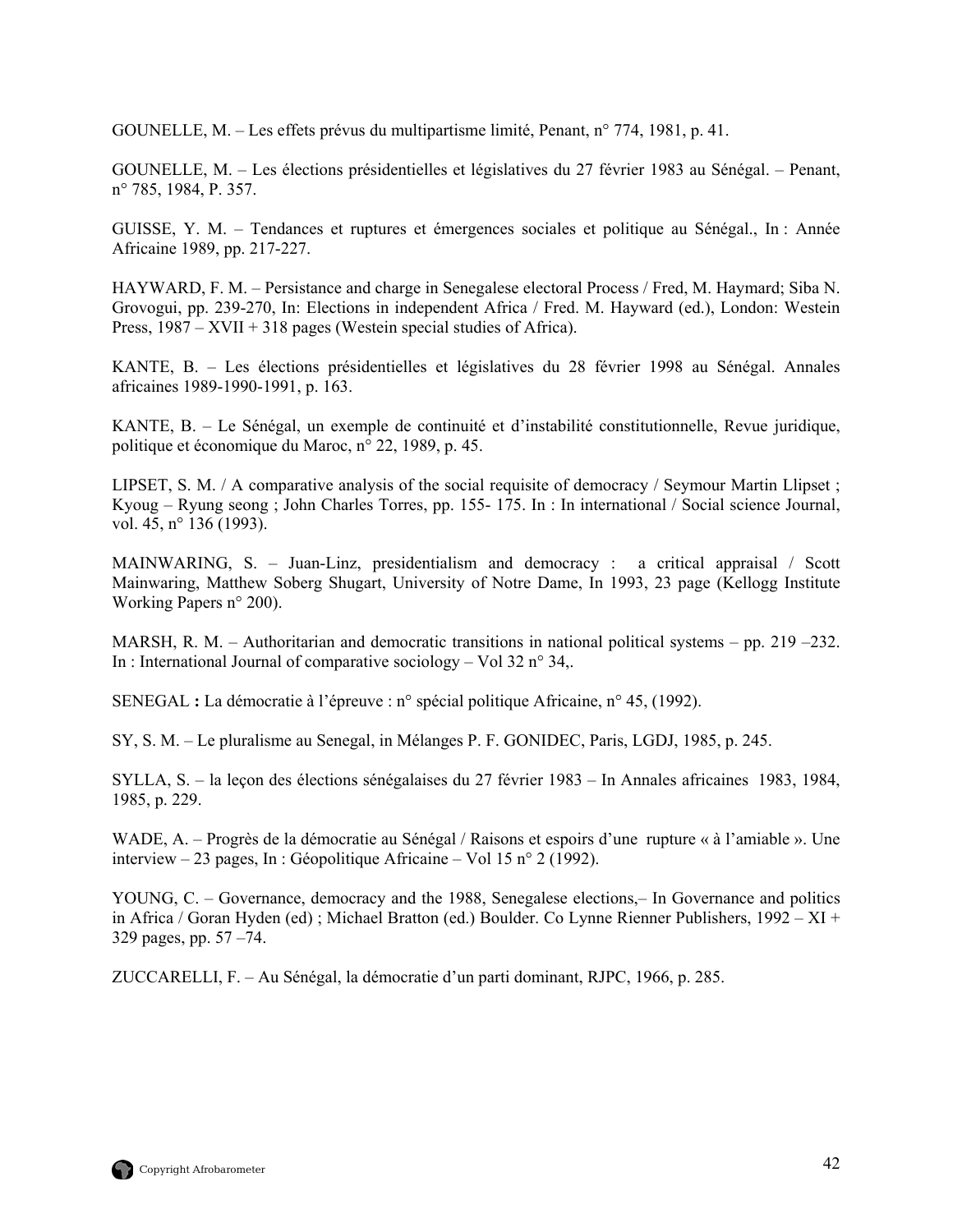GOUNELLE, M. – Les effets prévus du multipartisme limité, Penant, n° 774, 1981, p. 41.

GOUNELLE, M. – Les élections présidentielles et législatives du 27 février 1983 au Sénégal. – Penant, n° 785, 1984, P. 357.

GUISSE, Y. M. – Tendances et ruptures et émergences sociales et politique au Sénégal., In : Année Africaine 1989, pp. 217-227.

HAYWARD, F. M. – Persistance and charge in Senegalese electoral Process / Fred, M. Haymard; Siba N. Grovogui, pp. 239-270, In: Elections in independent Africa / Fred. M. Hayward (ed.), London: Westein Press, 1987 – XVII + 318 pages (Westein special studies of Africa).

KANTE, B. – Les élections présidentielles et législatives du 28 février 1998 au Sénégal. Annales africaines 1989-1990-1991, p. 163.

KANTE, B. – Le Sénégal, un exemple de continuité et d'instabilité constitutionnelle, Revue juridique, politique et économique du Maroc, n° 22, 1989, p. 45.

LIPSET, S. M. / A comparative analysis of the social requisite of democracy / Seymour Martin Llipset ; Kyoug – Ryung seong ; John Charles Torres, pp. 155- 175. In : In international / Social science Journal, vol. 45, n° 136 (1993).

MAINWARING, S. – Juan-Linz, presidentialism and democracy : a critical appraisal / Scott Mainwaring, Matthew Soberg Shugart, University of Notre Dame, In 1993, 23 page (Kellogg Institute Working Papers n° 200).

MARSH, R. M. – Authoritarian and democratic transitions in national political systems – pp. 219 –232. In : International Journal of comparative sociology – Vol 32 n° 34,.

SENEGAL **:** La démocratie à l'épreuve : n° spécial politique Africaine, n° 45, (1992).

SY, S. M. – Le pluralisme au Senegal, in Mélanges P. F. GONIDEC, Paris, LGDJ, 1985, p. 245.

SYLLA, S. – la leçon des élections sénégalaises du 27 février 1983 – In Annales africaines 1983, 1984, 1985, p. 229.

WADE, A. – Progrès de la démocratie au Sénégal / Raisons et espoirs d'une rupture « à l'amiable ». Une interview – 23 pages, In : Géopolitique Africaine – Vol 15 n° 2 (1992).

YOUNG, C. – Governance, democracy and the 1988, Senegalese elections,– In Governance and politics in Africa / Goran Hyden (ed) ; Michael Bratton (ed.) Boulder. Co Lynne Rienner Publishers, 1992 – XI + 329 pages, pp. 57 –74.

ZUCCARELLI, F. – Au Sénégal, la démocratie d'un parti dominant, RJPC, 1966, p. 285.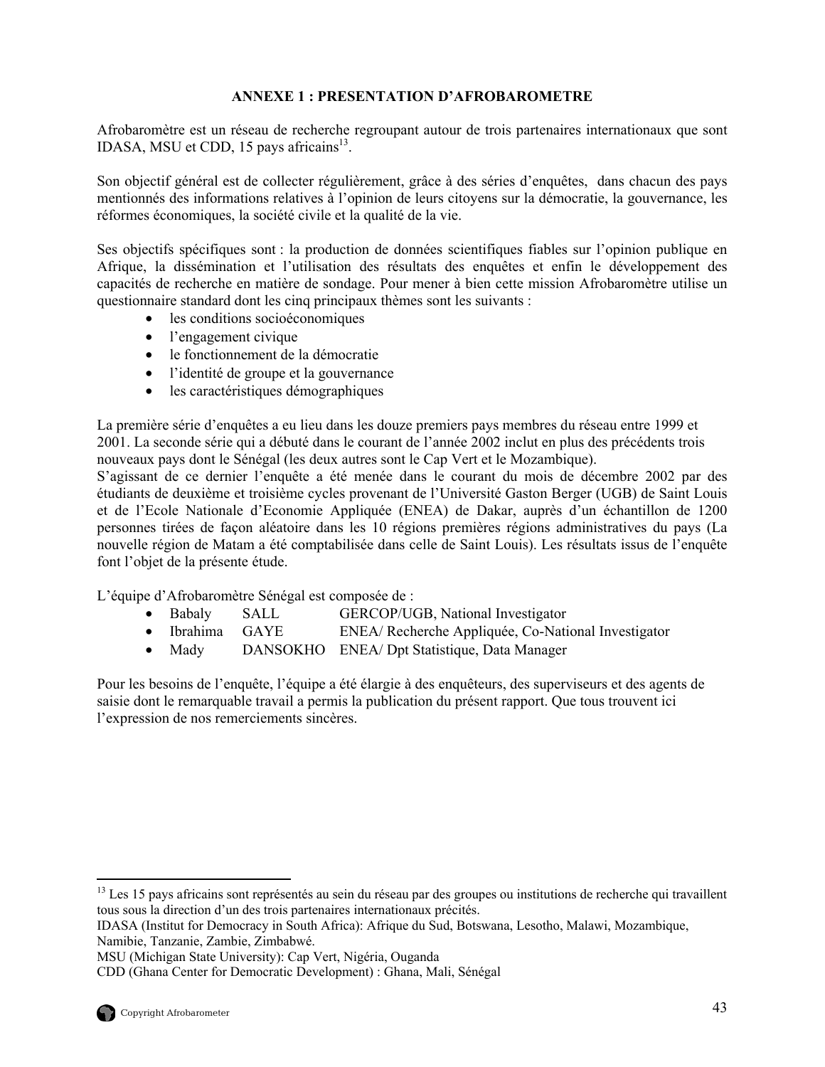## ANNEXE 1 : PRESENTATION D'AFROBAROMETRE

Afrobaromètre est un réseau de recherche regroupant autour de trois partenaires internationaux que sont IDASA, MSU et CDD, 15 pays africains[13].

Son objectif général est de collecter régulièrement, grâce à des séries d'enquêtes, dans chacun des pays mentionnés des informations relatives à l'opinion de leurs citoyens sur la démocratie, la gouvernance, les réformes économiques, la société civile et la qualité de la vie.

Ses objectifs spécifiques sont : la production de données scientifiques fiables sur l'opinion publique en Afrique, la dissémination et l'utilisation des résultats des enquêtes et enfin le développement des capacités de recherche en matière de sondage. Pour mener à bien cette mission Afrobaromètre utilise un questionnaire standard dont les cinq principaux thèmes sont les suivants :

- les conditions socioéconomiques
- l'engagement civique
- le fonctionnement de la démocratie
- l'identité de groupe et la gouvernance
- les caractéristiques démographiques

La première série d'enquêtes a eu lieu dans les douze premiers pays membres du réseau entre 1999 et 2001. La seconde série qui a débuté dans le courant de l'année 2002 inclut en plus des précédents trois nouveaux pays dont le Sénégal (les deux autres sont le Cap Vert et le Mozambique).
S'agissant de ce dernier l'enquête a été menée dans le courant du mois de décembre 2002 par des étudiants de deuxième et troisième cycles provenant de l'Université Gaston Berger (UGB) de Saint Louis et de l'Ecole Nationale d'Economie Appliquée (ENEA) de Dakar, auprès d'un échantillon de 1200 personnes tirées de façon aléatoire dans les 10 régions premières régions administratives du pays (La nouvelle région de Matam a été comptabilisée dans celle de Saint Louis). Les résultats issus de l'enquête font l'objet de la présente étude.

L'équipe d'Afrobaromètre Sénégal est composée de :

- Babaly SALL GERCOP/UGB, National Investigator
- Ibrahima GAYE ENEA/ Recherche Appliquée, Co-National Investigator
- Mady DANSOKHO ENEA/ Dpt Statistique, Data Manager

Pour les besoins de l'enquête, l'équipe a été élargie à des enquêteurs, des superviseurs et des agents de saisie dont le remarquable travail a permis la publication du présent rapport. Que tous trouvent ici l'expression de nos remerciements sincères.

---

[13] Les 15 pays africains sont représentés au sein du réseau par des groupes ou institutions de recherche qui travaillent tous sous la direction d'un des trois partenaires internationaux précités.
IDASA (Institut for Democracy in South Africa): Afrique du Sud, Botswana, Lesotho, Malawi, Mozambique, Namibie, Tanzanie, Zambie, Zimbabwé.
MSU (Michigan State University): Cap Vert, Nigéria, Ouganda
CDD (Ghana Center for Democratic Development) : Ghana, Mali, Sénégal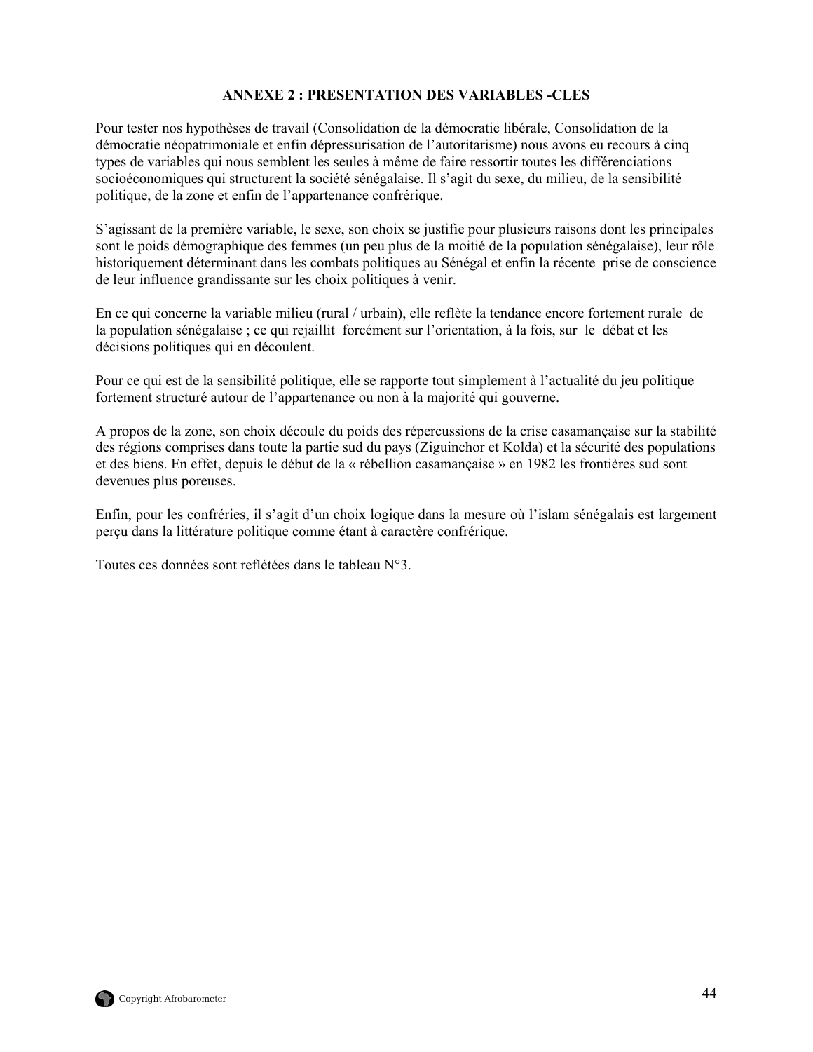## ANNEXE 2 : PRESENTATION DES VARIABLES -CLES

Pour tester nos hypothèses de travail (Consolidation de la démocratie libérale, Consolidation de la démocratie néopatrimoniale et enfin dépressurisation de l'autoritarisme) nous avons eu recours à cinq types de variables qui nous semblent les seules à même de faire ressortir toutes les différenciations socioéconomiques qui structurent la société sénégalaise. Il s'agit du sexe, du milieu, de la sensibilité politique, de la zone et enfin de l'appartenance confrérique.

S'agissant de la première variable, le sexe, son choix se justifie pour plusieurs raisons dont les principales sont le poids démographique des femmes (un peu plus de la moitié de la population sénégalaise), leur rôle historiquement déterminant dans les combats politiques au Sénégal et enfin la récente prise de conscience de leur influence grandissante sur les choix politiques à venir.

En ce qui concerne la variable milieu (rural / urbain), elle reflète la tendance encore fortement rurale de la population sénégalaise ; ce qui rejaillit forcément sur l'orientation, à la fois, sur le débat et les décisions politiques qui en découlent.

Pour ce qui est de la sensibilité politique, elle se rapporte tout simplement à l'actualité du jeu politique fortement structuré autour de l'appartenance ou non à la majorité qui gouverne.

A propos de la zone, son choix découle du poids des répercussions de la crise casamançaise sur la stabilité des régions comprises dans toute la partie sud du pays (Ziguinchor et Kolda) et la sécurité des populations et des biens. En effet, depuis le début de la « rébellion casamançaise » en 1982 les frontières sud sont devenues plus poreuses.

Enfin, pour les confréries, il s'agit d'un choix logique dans la mesure où l'islam sénégalais est largement perçu dans la littérature politique comme étant à caractère confrérique.

Toutes ces données sont reflétées dans le tableau N°3.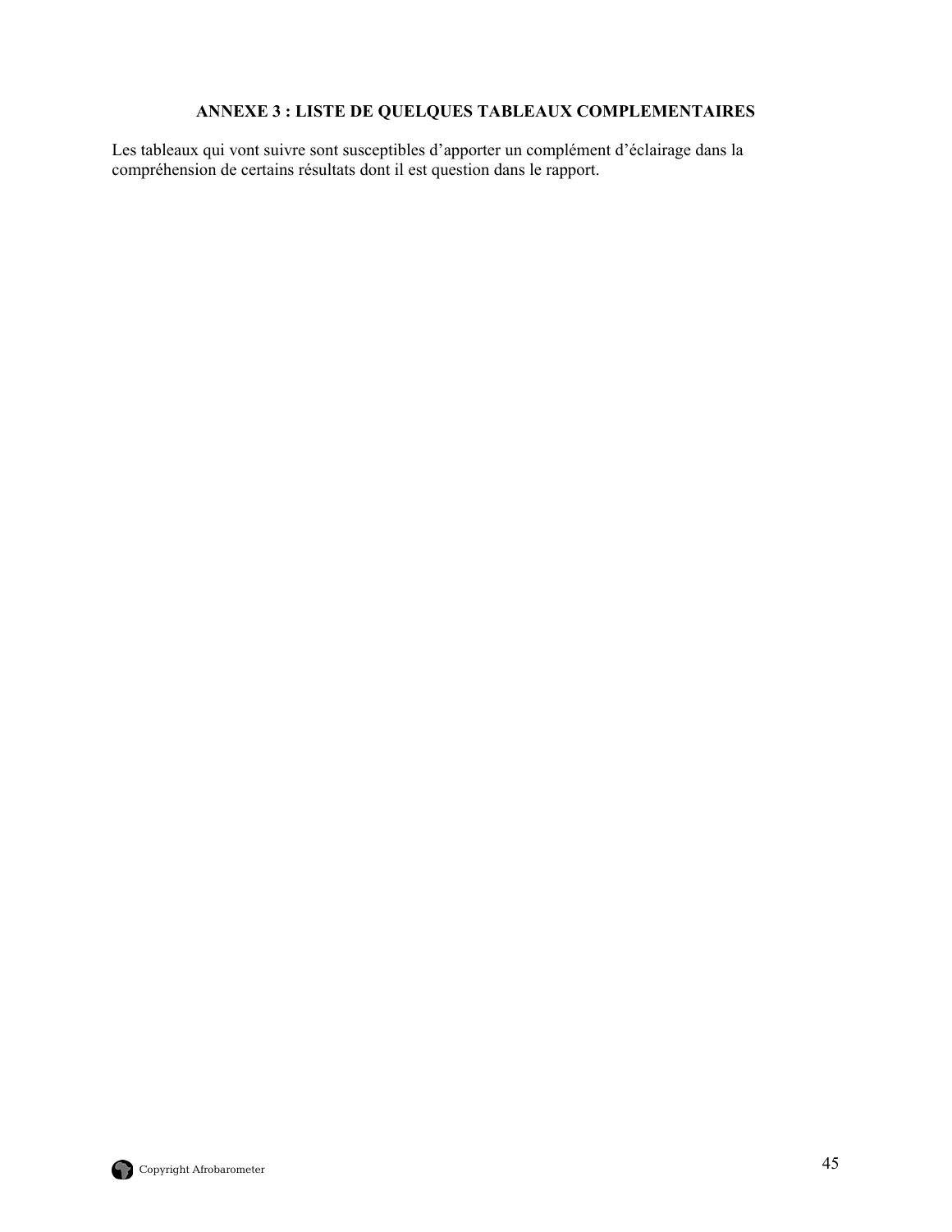## ANNEXE 3 : LISTE DE QUELQUES TABLEAUX COMPLEMENTAIRES

Les tableaux qui vont suivre sont susceptibles d'apporter un complément d'éclairage dans la compréhension de certains résultats dont il est question dans le rapport.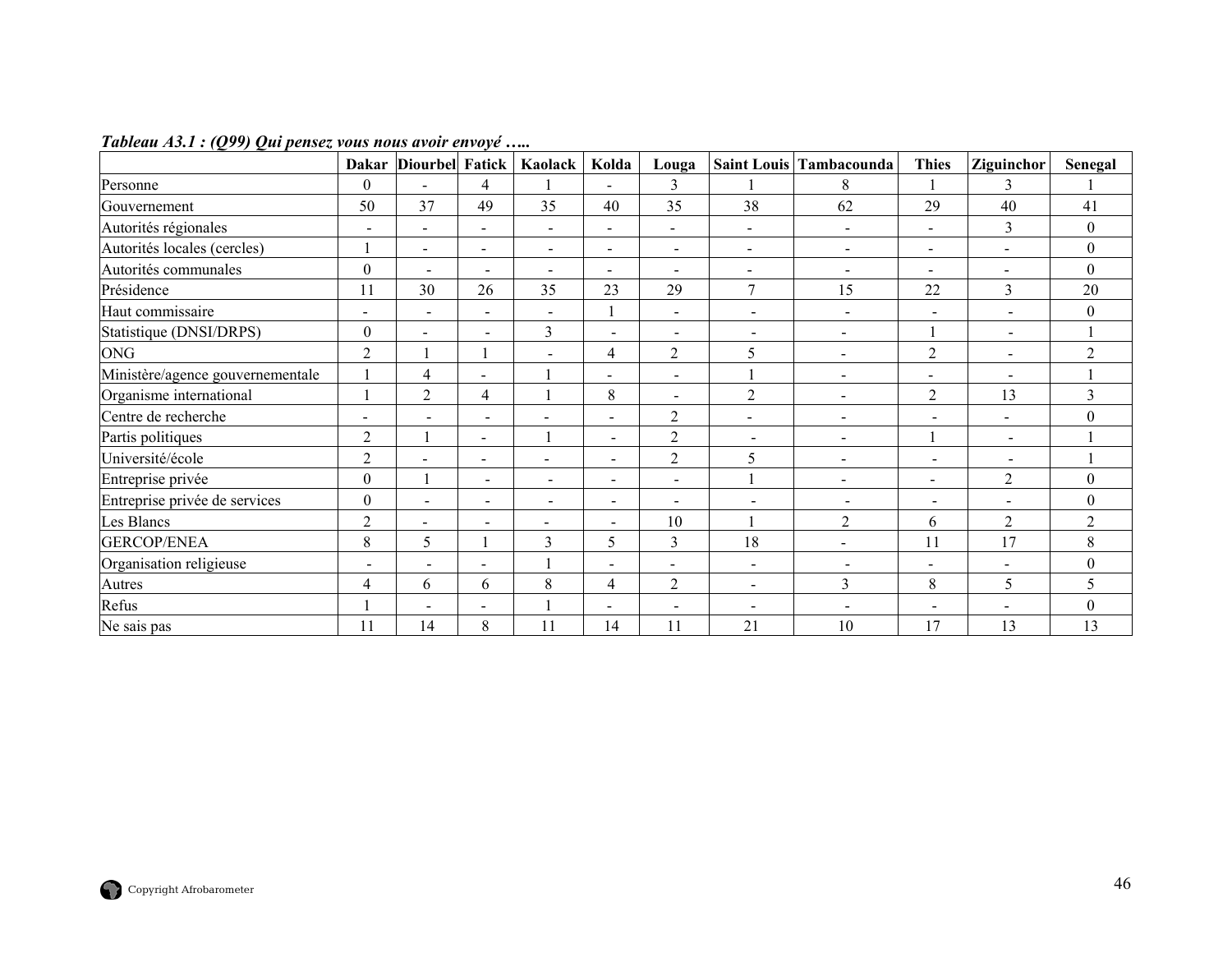***Tableau A3.1 : (Q99) Qui pensez vous nous avoir envoyé …..***

| | Dakar | Diourbel | Fatick | Kaolack | Kolda | Louga | Saint Louis | Tambacounda | Thies | Ziguinchor | Senegal |
|---|---|---|---|---|---|---|---|---|---|---|---|
| Personne | 0 | - | 4 | 1 | - | 3 | 1 | 8 | 1 | 3 | 1 |
| Gouvernement | 50 | 37 | 49 | 35 | 40 | 35 | 38 | 62 | 29 | 40 | 41 |
| Autorités régionales | - | - | - | - | - | - | - | - | - | 3 | 0 |
| Autorités locales (cercles) | 1 | - | - | - | - | - | - | - | - | - | 0 |
| Autorités communales | 0 | - | - | - | - | - | - | - | - | - | 0 |
| Présidence | 11 | 30 | 26 | 35 | 23 | 29 | 7 | 15 | 22 | 3 | 20 |
| Haut commissaire | - | - | - | - | 1 | - | - | - | - | - | 0 |
| Statistique (DNSI/DRPS) | 0 | - | - | 3 | - | - | - | - | 1 | - | 1 |
| ONG | 2 | 1 | 1 | - | 4 | 2 | 5 | - | 2 | - | 2 |
| Ministère/agence gouvernementale | 1 | 4 | - | 1 | - | - | 1 | - | - | - | 1 |
| Organisme international | 1 | 2 | 4 | 1 | 8 | - | 2 | - | 2 | 13 | 3 |
| Centre de recherche | - | - | - | - | - | 2 | - | - | - | - | 0 |
| Partis politiques | 2 | 1 | - | 1 | - | 2 | - | - | 1 | - | 1 |
| Université/école | 2 | - | - | - | - | 2 | 5 | - | - | - | 1 |
| Entreprise privée | 0 | 1 | - | - | - | - | 1 | - | - | 2 | 0 |
| Entreprise privée de services | 0 | - | - | - | - | - | - | - | - | - | 0 |
| Les Blancs | 2 | - | - | - | - | 10 | 1 | 2 | 6 | 2 | 2 |
| GERCOP/ENEA | 8 | 5 | 1 | 3 | 5 | 3 | 18 | - | 11 | 17 | 8 |
| Organisation religieuse | - | - | - | 1 | - | - | - | - | - | - | 0 |
| Autres | 4 | 6 | 6 | 8 | 4 | 2 | - | 3 | 8 | 5 | 5 |
| Refus | 1 | - | - | 1 | - | - | - | - | - | - | 0 |
| Ne sais pas | 11 | 14 | 8 | 11 | 14 | 11 | 21 | 10 | 17 | 13 | 13 |

Copyright Afrobarometer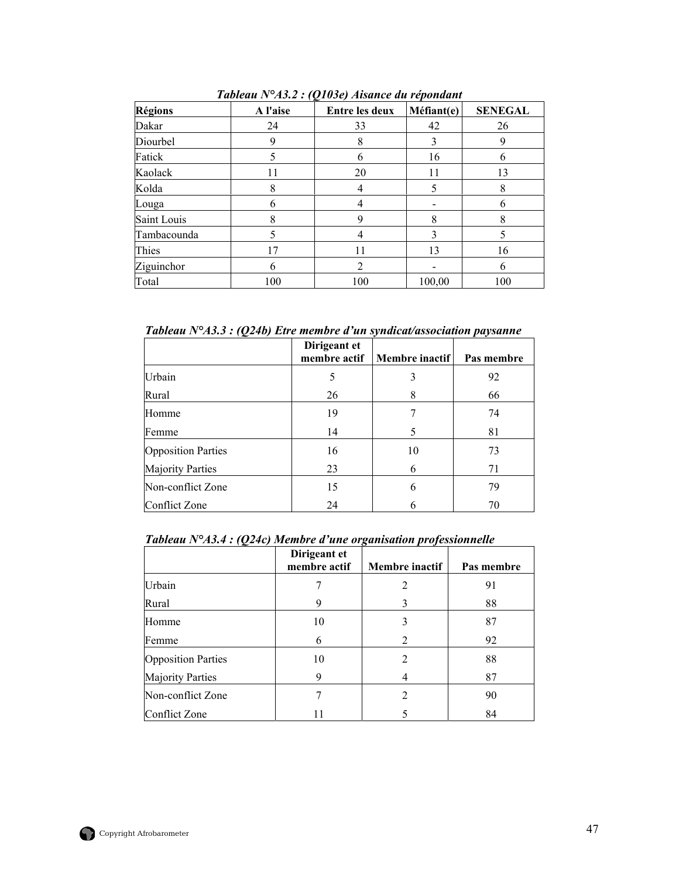*Tableau N°A3.2 : (Q103e) Aisance du répondant*

| Régions | A l'aise | Entre les deux | Méfiant(e) | SENEGAL |
|---|---|---|---|---|
| Dakar | 24 | 33 | 42 | 26 |
| Diourbel | 9 | 8 | 3 | 9 |
| Fatick | 5 | 6 | 16 | 6 |
| Kaolack | 11 | 20 | 11 | 13 |
| Kolda | 8 | 4 | 5 | 8 |
| Louga | 6 | 4 | - | 6 |
| Saint Louis | 8 | 9 | 8 | 8 |
| Tambacounda | 5 | 4 | 3 | 5 |
| Thies | 17 | 11 | 13 | 16 |
| Ziguinchor | 6 | 2 | - | 6 |
| Total | 100 | 100 | 100,00 | 100 |

*Tableau N°A3.3 : (Q24b) Etre membre d'un syndicat/association paysanne*

| | Dirigeant et membre actif | Membre inactif | Pas membre |
|---|---|---|---|
| Urbain | 5 | 3 | 92 |
| Rural | 26 | 8 | 66 |
| Homme | 19 | 7 | 74 |
| Femme | 14 | 5 | 81 |
| Opposition Parties | 16 | 10 | 73 |
| Majority Parties | 23 | 6 | 71 |
| Non-conflict Zone | 15 | 6 | 79 |
| Conflict Zone | 24 | 6 | 70 |

*Tableau N°A3.4 : (Q24c) Membre d'une organisation professionnelle*

| | Dirigeant et membre actif | Membre inactif | Pas membre |
|---|---|---|---|
| Urbain | 7 | 2 | 91 |
| Rural | 9 | 3 | 88 |
| Homme | 10 | 3 | 87 |
| Femme | 6 | 2 | 92 |
| Opposition Parties | 10 | 2 | 88 |
| Majority Parties | 9 | 4 | 87 |
| Non-conflict Zone | 7 | 2 | 90 |
| Conflict Zone | 11 | 5 | 84 |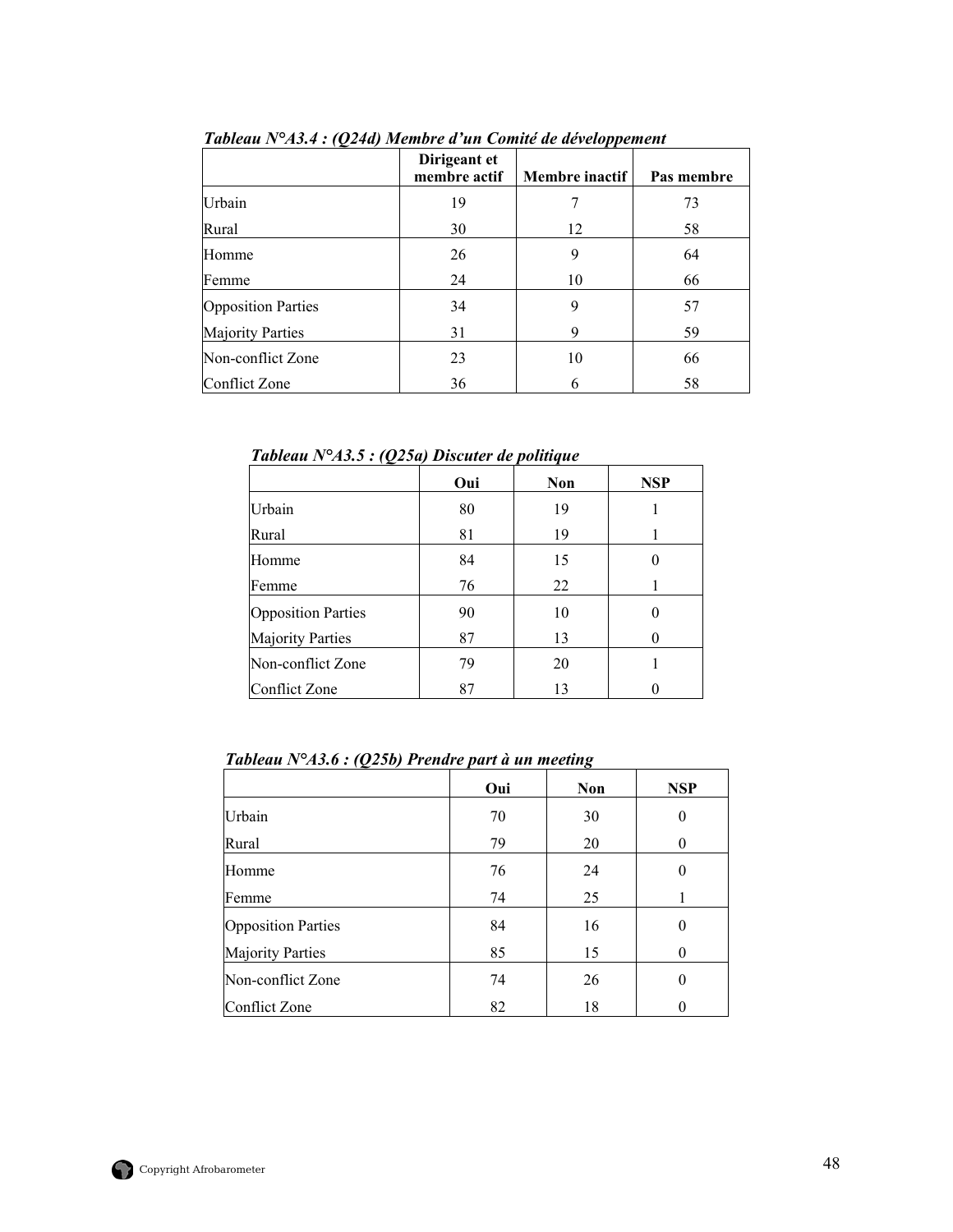***Tableau N°A3.4 : (Q24d) Membre d'un Comité de développement***

| | Dirigeant et membre actif | Membre inactif | Pas membre |
|---|---|---|---|
| Urbain | 19 | 7 | 73 |
| Rural | 30 | 12 | 58 |
| Homme | 26 | 9 | 64 |
| Femme | 24 | 10 | 66 |
| Opposition Parties | 34 | 9 | 57 |
| Majority Parties | 31 | 9 | 59 |
| Non-conflict Zone | 23 | 10 | 66 |
| Conflict Zone | 36 | 6 | 58 |

***Tableau N°A3.5 : (Q25a) Discuter de politique***

| | Oui | Non | NSP |
|---|---|---|---|
| Urbain | 80 | 19 | 1 |
| Rural | 81 | 19 | 1 |
| Homme | 84 | 15 | 0 |
| Femme | 76 | 22 | 1 |
| Opposition Parties | 90 | 10 | 0 |
| Majority Parties | 87 | 13 | 0 |
| Non-conflict Zone | 79 | 20 | 1 |
| Conflict Zone | 87 | 13 | 0 |

***Tableau N°A3.6 : (Q25b) Prendre part à un meeting***

| | Oui | Non | NSP |
|---|---|---|---|
| Urbain | 70 | 30 | 0 |
| Rural | 79 | 20 | 0 |
| Homme | 76 | 24 | 0 |
| Femme | 74 | 25 | 1 |
| Opposition Parties | 84 | 16 | 0 |
| Majority Parties | 85 | 15 | 0 |
| Non-conflict Zone | 74 | 26 | 0 |
| Conflict Zone | 82 | 18 | 0 |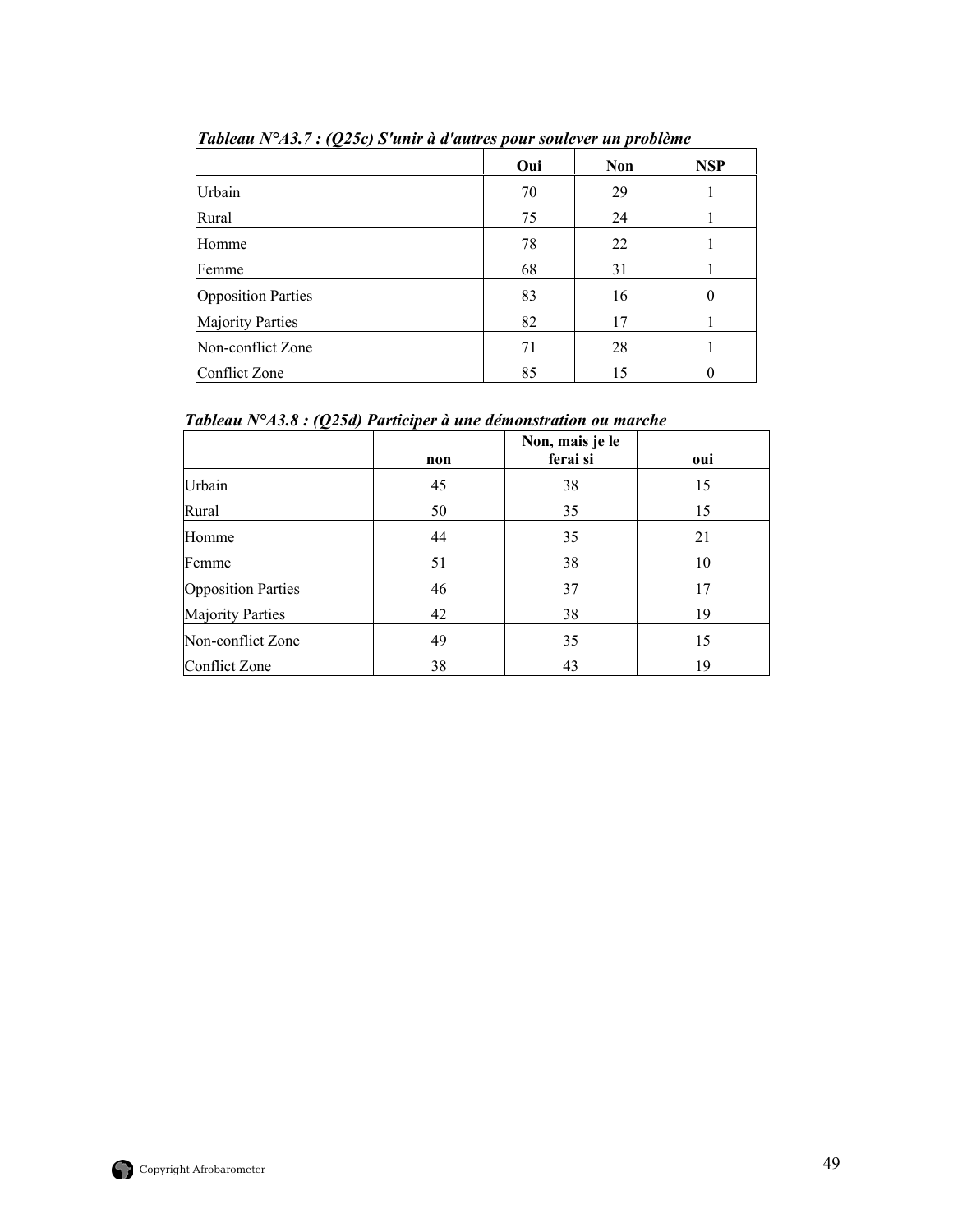***Tableau N°A3.7 : (Q25c) S'unir à d'autres pour soulever un problème***

| | Oui | Non | NSP |
|---|---|---|---|
| Urbain | 70 | 29 | 1 |
| Rural | 75 | 24 | 1 |
| Homme | 78 | 22 | 1 |
| Femme | 68 | 31 | 1 |
| Opposition Parties | 83 | 16 | 0 |
| Majority Parties | 82 | 17 | 1 |
| Non-conflict Zone | 71 | 28 | 1 |
| Conflict Zone | 85 | 15 | 0 |

***Tableau N°A3.8 : (Q25d) Participer à une démonstration ou marche***

| | non | Non, mais je le ferai si | oui |
|---|---|---|---|
| Urbain | 45 | 38 | 15 |
| Rural | 50 | 35 | 15 |
| Homme | 44 | 35 | 21 |
| Femme | 51 | 38 | 10 |
| Opposition Parties | 46 | 37 | 17 |
| Majority Parties | 42 | 38 | 19 |
| Non-conflict Zone | 49 | 35 | 15 |
| Conflict Zone | 38 | 43 | 19 |